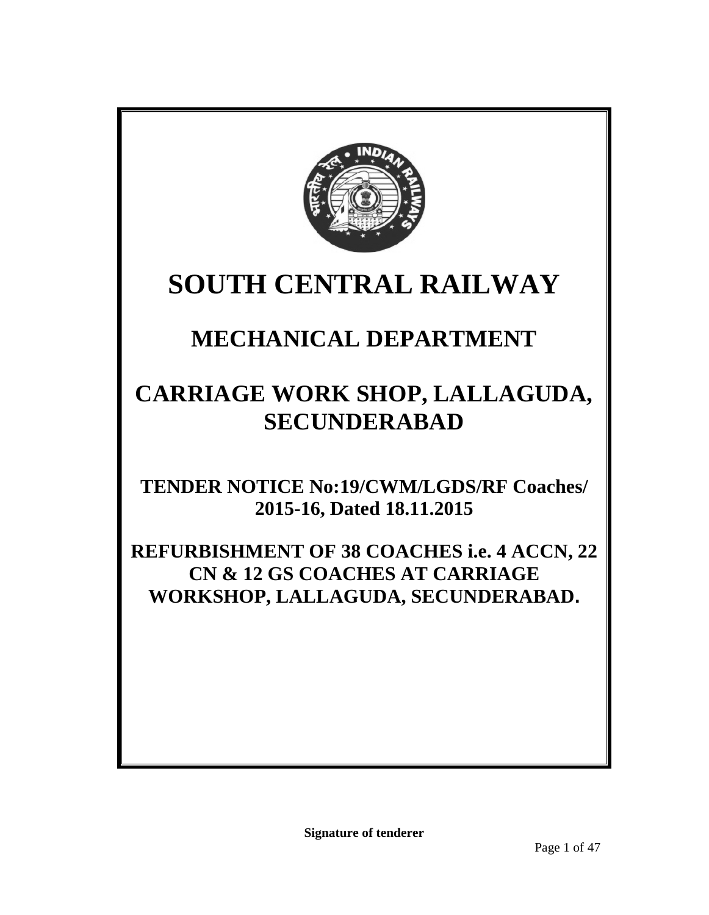# SOUTH CENTRAL RAILWAY

## MECHANICAL DEPARTMENT

## CARRIAGE WORK SHOP, LALLAGUDA, SECUNDERABAD

### TENDER NOTICE No:19/CWM/LGDS/RF Coaches/ 2015-16, Dated 18.11.2015

### REFURBISHMENT OF 38 COACHES i.e. 4 ACCN, 22 CN & 12 GS COACHES AT CARRIAGE WORKSHOP, LALLAGUDA, SECUNDERABAD.

**Signature of tenderer**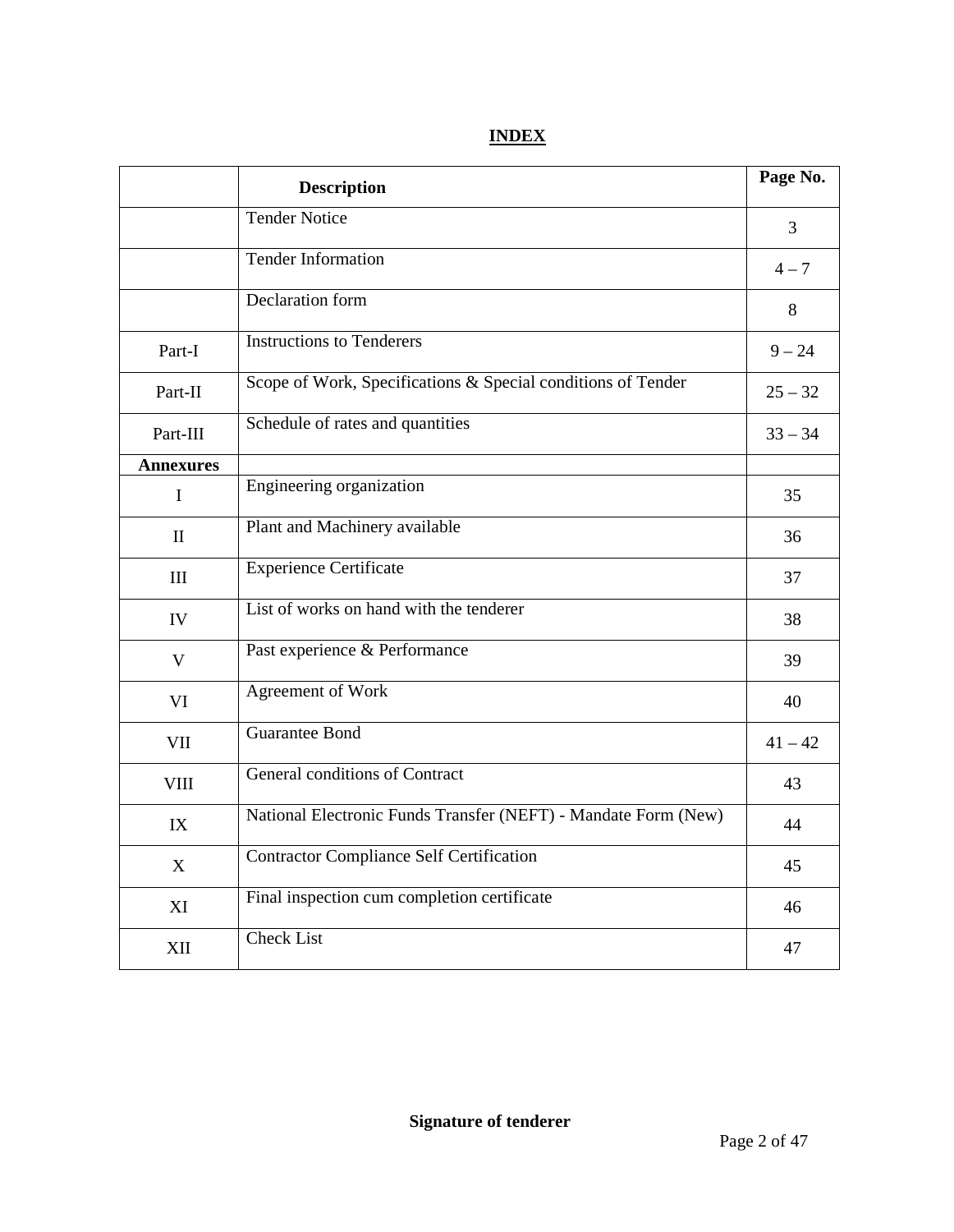# INDEX

| | Description | Page No. |
|---|---|---|
| | Tender Notice | 3 |
| | Tender Information | 4 – 7 |
| | Declaration form | 8 |
| Part-I | Instructions to Tenderers | 9 – 24 |
| Part-II | Scope of Work, Specifications & Special conditions of Tender | 25 – 32 |
| Part-III | Schedule of rates and quantities | 33 – 34 |
| **Annexures** | | |
| I | Engineering organization | 35 |
| II | Plant and Machinery available | 36 |
| III | Experience Certificate | 37 |
| IV | List of works on hand with the tenderer | 38 |
| V | Past experience & Performance | 39 |
| VI | Agreement of Work | 40 |
| VII | Guarantee Bond | 41 – 42 |
| VIII | General conditions of Contract | 43 |
| IX | National Electronic Funds Transfer (NEFT) - Mandate Form (New) | 44 |
| X | Contractor Compliance Self Certification | 45 |
| XI | Final inspection cum completion certificate | 46 |
| XII | Check List | 47 |

**Signature of tenderer**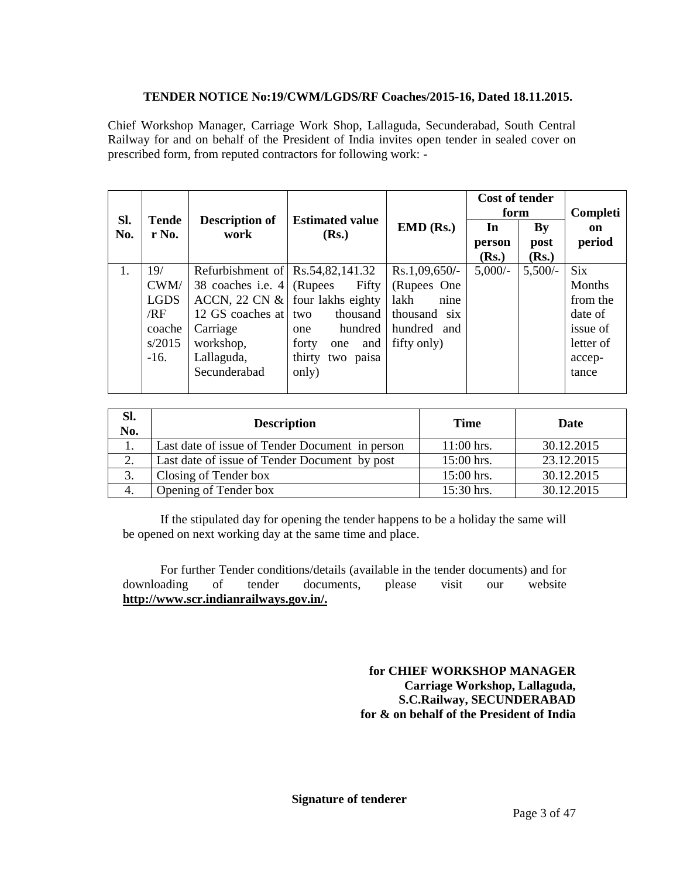**TENDER NOTICE No:19/CWM/LGDS/RF Coaches/2015-16, Dated 18.11.2015.**

Chief Workshop Manager, Carriage Work Shop, Lallaguda, Secunderabad, South Central Railway for and on behalf of the President of India invites open tender in sealed cover on prescribed form, from reputed contractors for following work: -

| Sl. No. | Tender No. | Description of work | Estimated value (Rs.) | EMD (Rs.) | Cost of tender form | | Completion period |
|---|---|---|---|---|---|---|---|
| | | | | | In person (Rs.) | By post (Rs.) | |
| 1. | 19/ CWM/ LGDS /RF coaches/2015 -16. | Refurbishment of 38 coaches i.e. 4 ACCN, 22 CN & 12 GS coaches at Carriage workshop, Lallaguda, Secunderabad | Rs.54,82,141.32 (Rupees Fifty four lakhs eighty two thousand one hundred forty one and thirty two paisa only) | Rs.1,09,650/- (Rupees One lakh nine thousand six hundred and fifty only) | 5,000/- | 5,500/- | Six Months from the date of issue of letter of accep-tance |

| Sl. No. | Description | Time | Date |
|---|---|---|---|
| 1. | Last date of issue of Tender Document in person | 11:00 hrs. | 30.12.2015 |
| 2. | Last date of issue of Tender Document by post | 15:00 hrs. | 23.12.2015 |
| 3. | Closing of Tender box | 15:00 hrs. | 30.12.2015 |
| 4. | Opening of Tender box | 15:30 hrs. | 30.12.2015 |

If the stipulated day for opening the tender happens to be a holiday the same will be opened on next working day at the same time and place.

For further Tender conditions/details (available in the tender documents) and for downloading of tender documents, please visit our website **http://www.scr.indianrailways.gov.in/.**

**for CHIEF WORKSHOP MANAGER**
**Carriage Workshop, Lallaguda,**
**S.C.Railway, SECUNDERABAD**
**for & on behalf of the President of India**

**Signature of tenderer**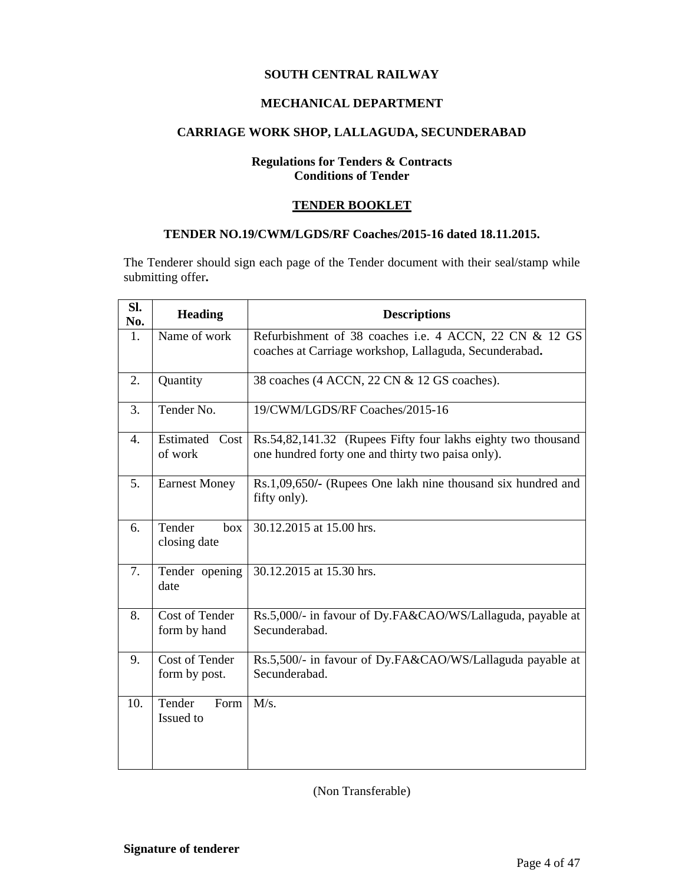**SOUTH CENTRAL RAILWAY**

**MECHANICAL DEPARTMENT**

**CARRIAGE WORK SHOP, LALLAGUDA, SECUNDERABAD**

**Regulations for Tenders & Contracts**
**Conditions of Tender**

**TENDER BOOKLET**

**TENDER NO.19/CWM/LGDS/RF Coaches/2015-16 dated 18.11.2015.**

The Tenderer should sign each page of the Tender document with their seal/stamp while submitting offer**.**

| Sl. No. | Heading | Descriptions |
|---|---|---|
| 1. | Name of work | Refurbishment of 38 coaches i.e. 4 ACCN, 22 CN & 12 GS coaches at Carriage workshop, Lallaguda, Secunderabad**.** |
| 2. | Quantity | 38 coaches (4 ACCN, 22 CN & 12 GS coaches). |
| 3. | Tender No. | 19/CWM/LGDS/RF Coaches/2015-16 |
| 4. | Estimated Cost of work | Rs.54,82,141.32 (Rupees Fifty four lakhs eighty two thousand one hundred forty one and thirty two paisa only). |
| 5. | Earnest Money | Rs.1,09,650/**-** (Rupees One lakh nine thousand six hundred and fifty only). |
| 6. | Tender box closing date | 30.12.2015 at 15.00 hrs. |
| 7. | Tender opening date | 30.12.2015 at 15.30 hrs. |
| 8. | Cost of Tender form by hand | Rs.5,000/- in favour of Dy.FA&CAO/WS/Lallaguda, payable at Secunderabad. |
| 9. | Cost of Tender form by post. | Rs.5,500/- in favour of Dy.FA&CAO/WS/Lallaguda payable at Secunderabad. |
| 10. | Tender Form Issued to | M/s. |

(Non Transferable)

**Signature of tenderer**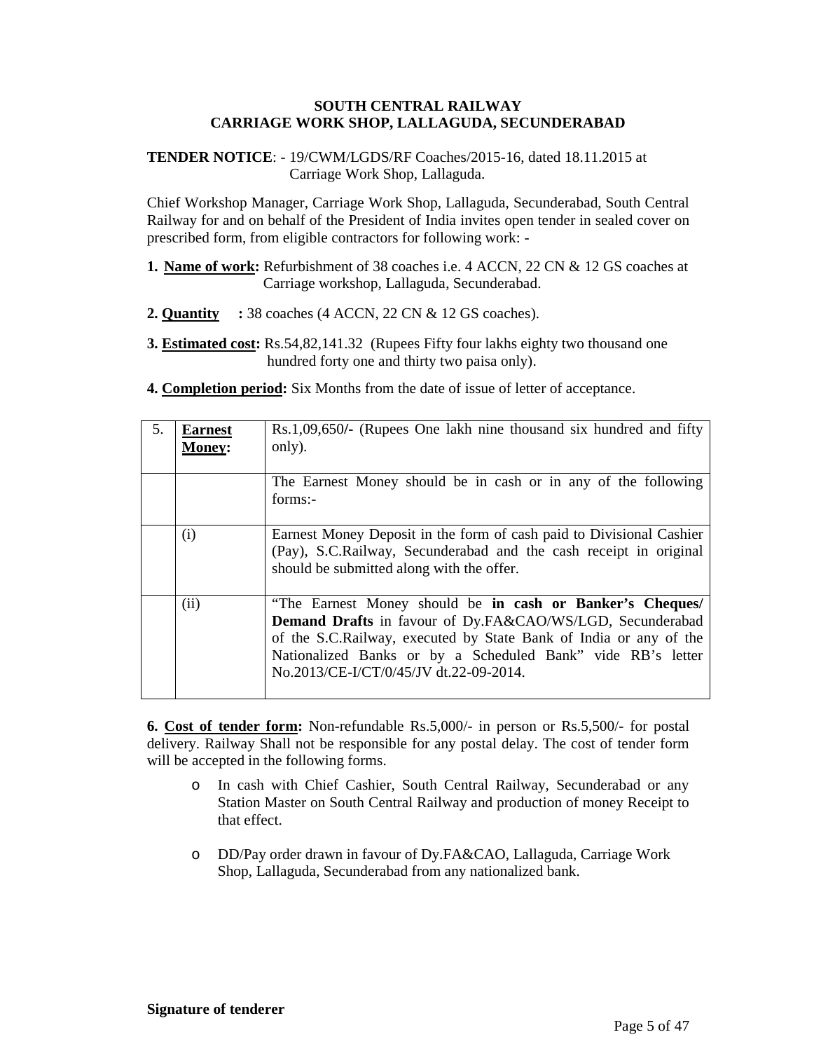**SOUTH CENTRAL RAILWAY**
**CARRIAGE WORK SHOP, LALLAGUDA, SECUNDERABAD**

**TENDER NOTICE**: - 19/CWM/LGDS/RF Coaches/2015-16, dated 18.11.2015 at Carriage Work Shop, Lallaguda.

Chief Workshop Manager, Carriage Work Shop, Lallaguda, Secunderabad, South Central Railway for and on behalf of the President of India invites open tender in sealed cover on prescribed form, from eligible contractors for following work: -

**1. Name of work:** Refurbishment of 38 coaches i.e. 4 ACCN, 22 CN & 12 GS coaches at Carriage workshop, Lallaguda, Secunderabad.

**2. Quantity :** 38 coaches (4 ACCN, 22 CN & 12 GS coaches).

**3. Estimated cost:** Rs.54,82,141.32 (Rupees Fifty four lakhs eighty two thousand one hundred forty one and thirty two paisa only).

**4. Completion period:** Six Months from the date of issue of letter of acceptance.

| 5. | **Earnest Money:** | Rs.1,09,650/- (Rupees One lakh nine thousand six hundred and fifty only). |
|---|---|---|
| | | The Earnest Money should be in cash or in any of the following forms:- |
| | (i) | Earnest Money Deposit in the form of cash paid to Divisional Cashier (Pay), S.C.Railway, Secunderabad and the cash receipt in original should be submitted along with the offer. |
| | (ii) | "The Earnest Money should be **in cash or Banker's Cheques/ Demand Drafts** in favour of Dy.FA&CAO/WS/LGD, Secunderabad of the S.C.Railway, executed by State Bank of India or any of the Nationalized Banks or by a Scheduled Bank" vide RB's letter No.2013/CE-I/CT/0/45/JV dt.22-09-2014. |

**6. Cost of tender form:** Non-refundable Rs.5,000/- in person or Rs.5,500/- for postal delivery. Railway Shall not be responsible for any postal delay. The cost of tender form will be accepted in the following forms.

- In cash with Chief Cashier, South Central Railway, Secunderabad or any Station Master on South Central Railway and production of money Receipt to that effect.
- DD/Pay order drawn in favour of Dy.FA&CAO, Lallaguda, Carriage Work Shop, Lallaguda, Secunderabad from any nationalized bank.

**Signature of tenderer**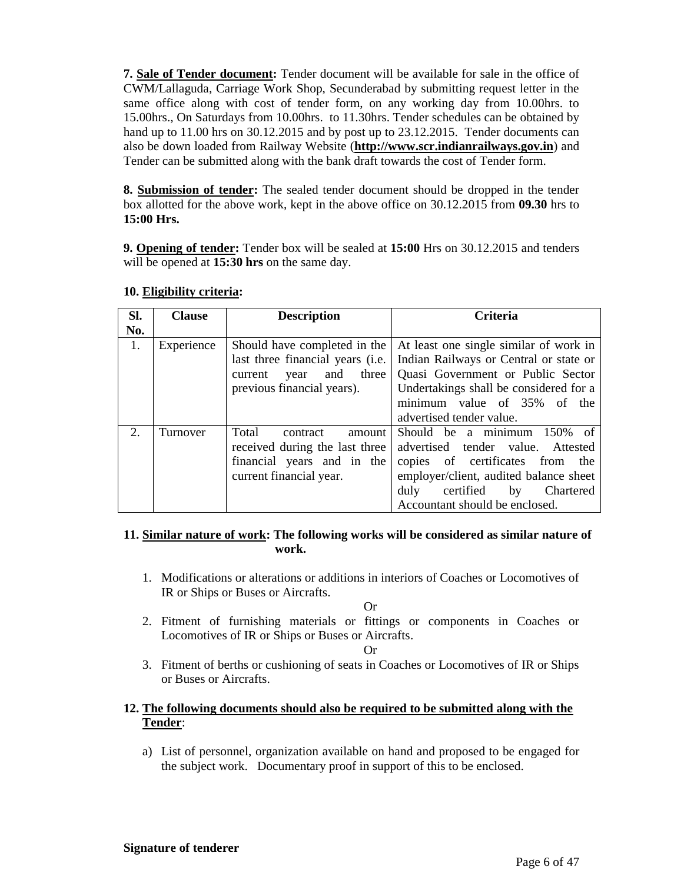**7. <u>Sale of Tender document</u>:** Tender document will be available for sale in the office of CWM/Lallaguda, Carriage Work Shop, Secunderabad by submitting request letter in the same office along with cost of tender form, on any working day from 10.00hrs. to 15.00hrs., On Saturdays from 10.00hrs. to 11.30hrs. Tender schedules can be obtained by hand up to 11.00 hrs on 30.12.2015 and by post up to 23.12.2015. Tender documents can also be down loaded from Railway Website (**http://www.scr.indianrailways.gov.in**) and Tender can be submitted along with the bank draft towards the cost of Tender form.

**8. <u>Submission of tender</u>:** The sealed tender document should be dropped in the tender box allotted for the above work, kept in the above office on 30.12.2015 from **09.30** hrs to **15:00 Hrs.**

**9. <u>Opening of tender</u>:** Tender box will be sealed at **15:00** Hrs on 30.12.2015 and tenders will be opened at **15:30 hrs** on the same day.

**10. <u>Eligibility criteria</u>:**

| Sl. No. | Clause | Description | Criteria |
|---|---|---|---|
| 1. | Experience | Should have completed in the last three financial years (i.e. current year and three previous financial years). | At least one single similar of work in Indian Railways or Central or state or Quasi Government or Public Sector Undertakings shall be considered for a minimum value of 35% of the advertised tender value. |
| 2. | Turnover | Total contract amount received during the last three financial years and in the current financial year. | Should be a minimum 150% of advertised tender value. Attested copies of certificates from the employer/client, audited balance sheet duly certified by Chartered Accountant should be enclosed. |

**11. <u>Similar nature of work</u>: The following works will be considered as similar nature of work.**

1. Modifications or alterations or additions in interiors of Coaches or Locomotives of IR or Ships or Buses or Aircrafts.

   Or

2. Fitment of furnishing materials or fittings or components in Coaches or Locomotives of IR or Ships or Buses or Aircrafts.

   Or

3. Fitment of berths or cushioning of seats in Coaches or Locomotives of IR or Ships or Buses or Aircrafts.

**12. <u>The following documents should also be required to be submitted along with the Tender</u>:**

a) List of personnel, organization available on hand and proposed to be engaged for the subject work. Documentary proof in support of this to be enclosed.

**Signature of tenderer**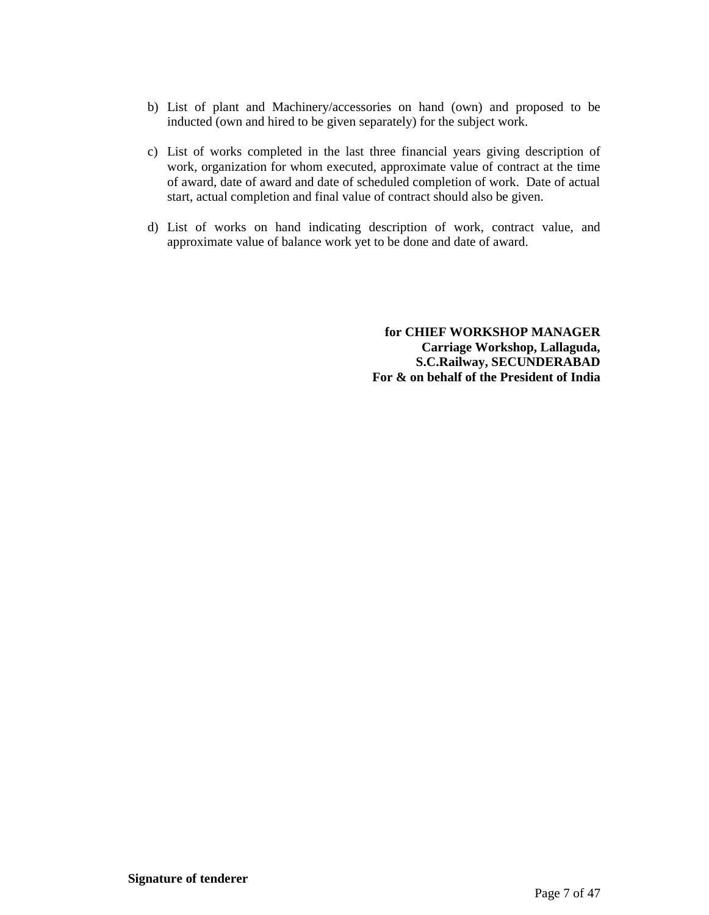b) List of plant and Machinery/accessories on hand (own) and proposed to be inducted (own and hired to be given separately) for the subject work.

c) List of works completed in the last three financial years giving description of work, organization for whom executed, approximate value of contract at the time of award, date of award and date of scheduled completion of work. Date of actual start, actual completion and final value of contract should also be given.

d) List of works on hand indicating description of work, contract value, and approximate value of balance work yet to be done and date of award.

**for CHIEF WORKSHOP MANAGER**
**Carriage Workshop, Lallaguda,**
**S.C.Railway, SECUNDERABAD**
**For & on behalf of the President of India**

**Signature of tenderer**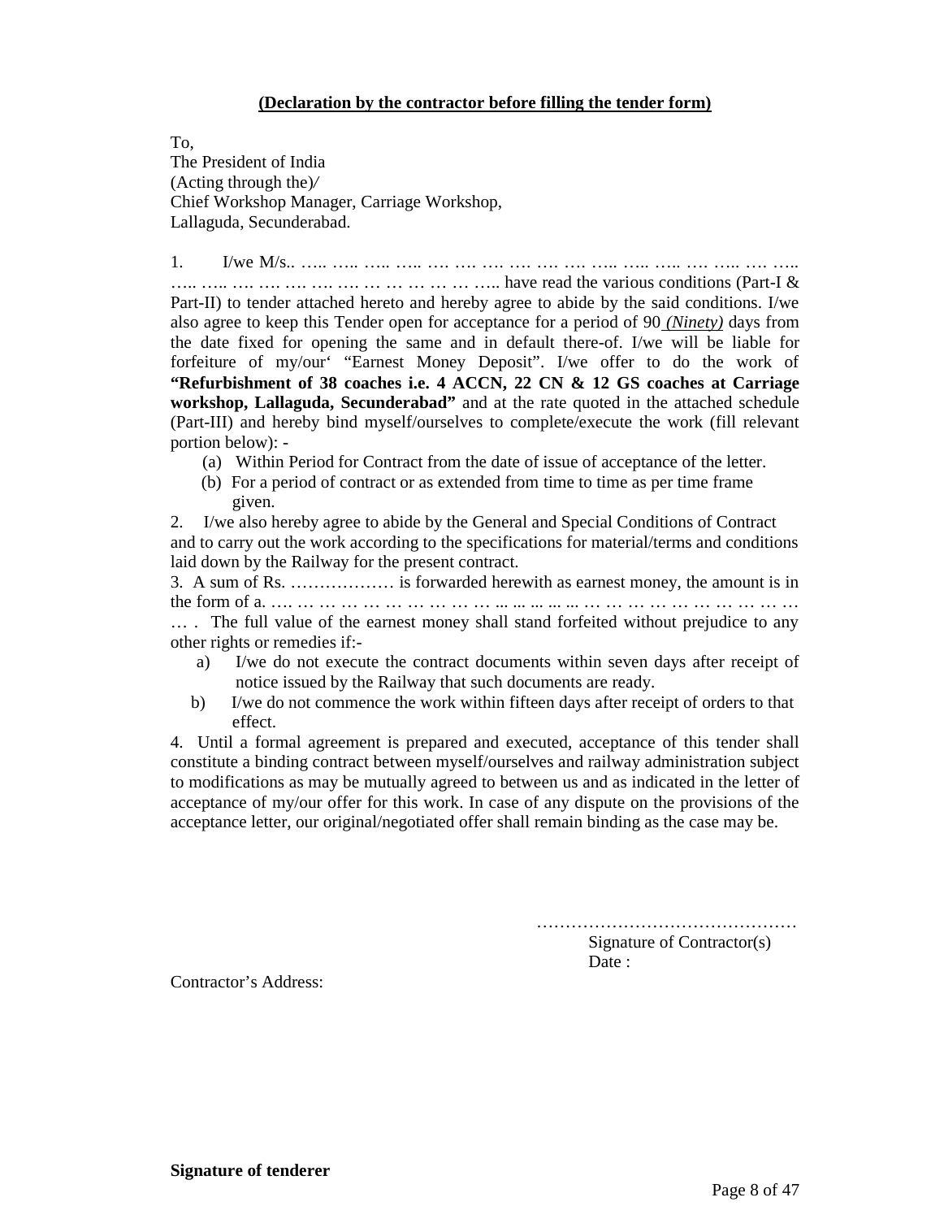**<u>(Declaration by the contractor before filling the tender form)</u>**

To,
The President of India
(Acting through the)/
Chief Workshop Manager, Carriage Workshop,
Lallaguda, Secunderabad.

1. I/we M/s.. ….. ….. ….. ….. …. …. …. …. …. …. ….. ….. ….. …. ….. …. ….. ….. ….. …. …. …. …. …. … … … … … ….. have read the various conditions (Part-I & Part-II) to tender attached hereto and hereby agree to abide by the said conditions. I/we also agree to keep this Tender open for acceptance for a period of 90 *<u>(Ninety)</u>* days from the date fixed for opening the same and in default there-of. I/we will be liable for forfeiture of my/our' "Earnest Money Deposit". I/we offer to do the work of **"Refurbishment of 38 coaches i.e. 4 ACCN, 22 CN & 12 GS coaches at Carriage workshop, Lallaguda, Secunderabad"** and at the rate quoted in the attached schedule (Part-III) and hereby bind myself/ourselves to complete/execute the work (fill relevant portion below): -

   (a) Within Period for Contract from the date of issue of acceptance of the letter.
   (b) For a period of contract or as extended from time to time as per time frame given.

2. I/we also hereby agree to abide by the General and Special Conditions of Contract and to carry out the work according to the specifications for material/terms and conditions laid down by the Railway for the present contract.

3. A sum of Rs. ……………… is forwarded herewith as earnest money, the amount is in the form of a. …. … … … … … … … … … ... ... ... ... ... … … … … … … … … … … … . The full value of the earnest money shall stand forfeited without prejudice to any other rights or remedies if:-

   a) I/we do not execute the contract documents within seven days after receipt of notice issued by the Railway that such documents are ready.
   b) I/we do not commence the work within fifteen days after receipt of orders to that effect.

4. Until a formal agreement is prepared and executed, acceptance of this tender shall constitute a binding contract between myself/ourselves and railway administration subject to modifications as may be mutually agreed to between us and as indicated in the letter of acceptance of my/our offer for this work. In case of any dispute on the provisions of the acceptance letter, our original/negotiated offer shall remain binding as the case may be.

………………………………………
Signature of Contractor(s)
Date :

Contractor's Address:

**Signature of tenderer**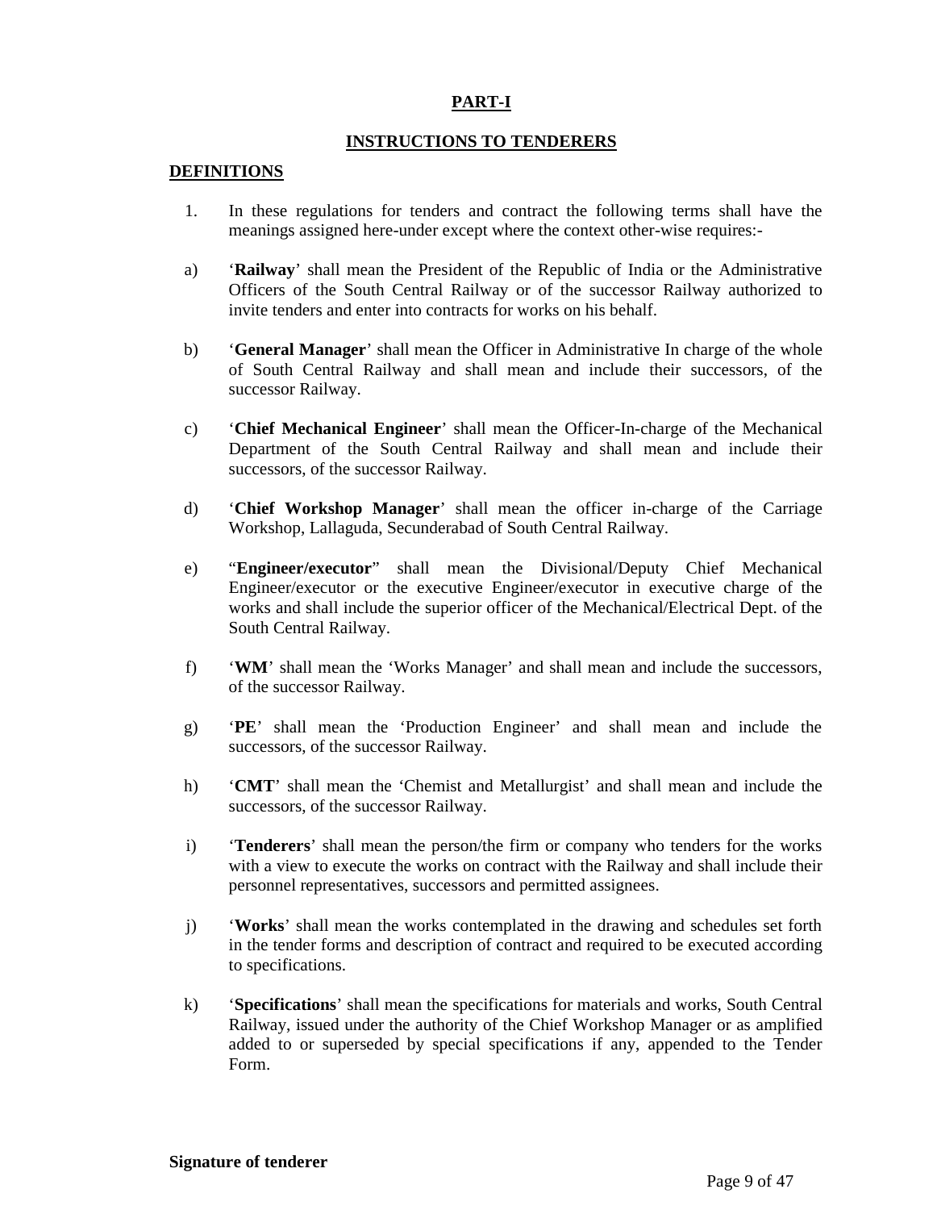## PART-I

## INSTRUCTIONS TO TENDERERS

### DEFINITIONS

1. In these regulations for tenders and contract the following terms shall have the meanings assigned here-under except where the context other-wise requires:-

a) '**Railway**' shall mean the President of the Republic of India or the Administrative Officers of the South Central Railway or of the successor Railway authorized to invite tenders and enter into contracts for works on his behalf.

b) '**General Manager**' shall mean the Officer in Administrative In charge of the whole of South Central Railway and shall mean and include their successors, of the successor Railway.

c) '**Chief Mechanical Engineer**' shall mean the Officer-In-charge of the Mechanical Department of the South Central Railway and shall mean and include their successors, of the successor Railway.

d) '**Chief Workshop Manager**' shall mean the officer in-charge of the Carriage Workshop, Lallaguda, Secunderabad of South Central Railway.

e) "**Engineer/executor**" shall mean the Divisional/Deputy Chief Mechanical Engineer/executor or the executive Engineer/executor in executive charge of the works and shall include the superior officer of the Mechanical/Electrical Dept. of the South Central Railway.

f) '**WM**' shall mean the 'Works Manager' and shall mean and include the successors, of the successor Railway.

g) '**PE**' shall mean the 'Production Engineer' and shall mean and include the successors, of the successor Railway.

h) '**CMT**' shall mean the 'Chemist and Metallurgist' and shall mean and include the successors, of the successor Railway.

i) '**Tenderers**' shall mean the person/the firm or company who tenders for the works with a view to execute the works on contract with the Railway and shall include their personnel representatives, successors and permitted assignees.

j) '**Works**' shall mean the works contemplated in the drawing and schedules set forth in the tender forms and description of contract and required to be executed according to specifications.

k) '**Specifications**' shall mean the specifications for materials and works, South Central Railway, issued under the authority of the Chief Workshop Manager or as amplified added to or superseded by special specifications if any, appended to the Tender Form.

**Signature of tenderer**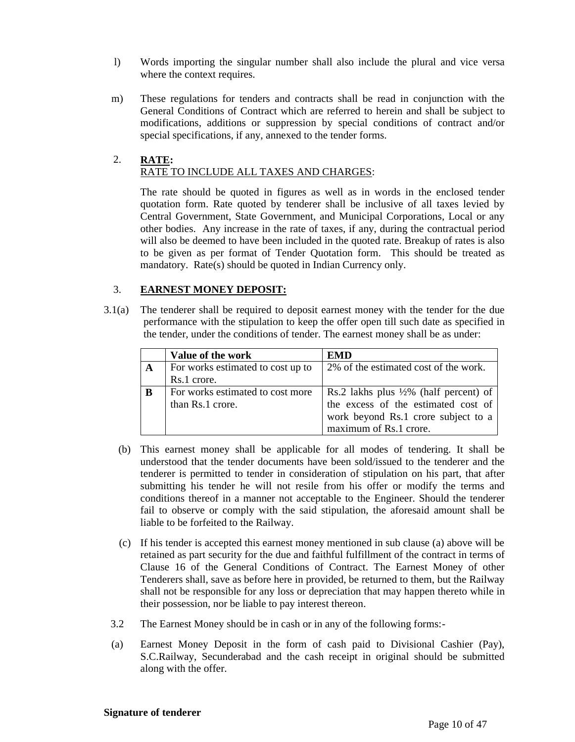l) Words importing the singular number shall also include the plural and vice versa where the context requires.

m) These regulations for tenders and contracts shall be read in conjunction with the General Conditions of Contract which are referred to herein and shall be subject to modifications, additions or suppression by special conditions of contract and/or special specifications, if any, annexed to the tender forms.

2. **RATE:**

RATE TO INCLUDE ALL TAXES AND CHARGES:

The rate should be quoted in figures as well as in words in the enclosed tender quotation form. Rate quoted by tenderer shall be inclusive of all taxes levied by Central Government, State Government, and Municipal Corporations, Local or any other bodies. Any increase in the rate of taxes, if any, during the contractual period will also be deemed to have been included in the quoted rate. Breakup of rates is also to be given as per format of Tender Quotation form. This should be treated as mandatory. Rate(s) should be quoted in Indian Currency only.

3. **EARNEST MONEY DEPOSIT:**

3.1(a) The tenderer shall be required to deposit earnest money with the tender for the due performance with the stipulation to keep the offer open till such date as specified in the tender, under the conditions of tender. The earnest money shall be as under:

| | **Value of the work** | **EMD** |
|---|---|---|
| **A** | For works estimated to cost up to Rs.1 crore. | 2% of the estimated cost of the work. |
| **B** | For works estimated to cost more than Rs.1 crore. | Rs.2 lakhs plus ½% (half percent) of the excess of the estimated cost of work beyond Rs.1 crore subject to a maximum of Rs.1 crore. |

(b) This earnest money shall be applicable for all modes of tendering. It shall be understood that the tender documents have been sold/issued to the tenderer and the tenderer is permitted to tender in consideration of stipulation on his part, that after submitting his tender he will not resile from his offer or modify the terms and conditions thereof in a manner not acceptable to the Engineer. Should the tenderer fail to observe or comply with the said stipulation, the aforesaid amount shall be liable to be forfeited to the Railway.

(c) If his tender is accepted this earnest money mentioned in sub clause (a) above will be retained as part security for the due and faithful fulfillment of the contract in terms of Clause 16 of the General Conditions of Contract. The Earnest Money of other Tenderers shall, save as before here in provided, be returned to them, but the Railway shall not be responsible for any loss or depreciation that may happen thereto while in their possession, nor be liable to pay interest thereon.

3.2 The Earnest Money should be in cash or in any of the following forms:-

(a) Earnest Money Deposit in the form of cash paid to Divisional Cashier (Pay), S.C.Railway, Secunderabad and the cash receipt in original should be submitted along with the offer.

**Signature of tenderer**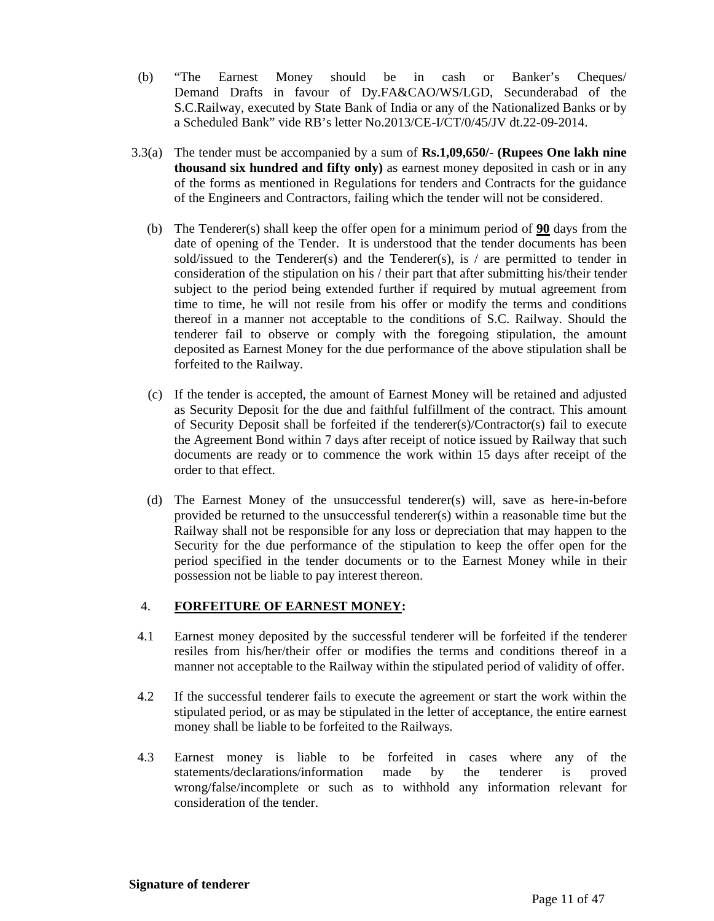(b) "The Earnest Money should be in cash or Banker's Cheques/ Demand Drafts in favour of Dy.FA&CAO/WS/LGD, Secunderabad of the S.C.Railway, executed by State Bank of India or any of the Nationalized Banks or by a Scheduled Bank" vide RB's letter No.2013/CE-I/CT/0/45/JV dt.22-09-2014.

3.3(a) The tender must be accompanied by a sum of **Rs.1,09,650/- (Rupees One lakh nine thousand six hundred and fifty only)** as earnest money deposited in cash or in any of the forms as mentioned in Regulations for tenders and Contracts for the guidance of the Engineers and Contractors, failing which the tender will not be considered.

(b) The Tenderer(s) shall keep the offer open for a minimum period of **90** days from the date of opening of the Tender. It is understood that the tender documents has been sold/issued to the Tenderer(s) and the Tenderer(s), is / are permitted to tender in consideration of the stipulation on his / their part that after submitting his/their tender subject to the period being extended further if required by mutual agreement from time to time, he will not resile from his offer or modify the terms and conditions thereof in a manner not acceptable to the conditions of S.C. Railway. Should the tenderer fail to observe or comply with the foregoing stipulation, the amount deposited as Earnest Money for the due performance of the above stipulation shall be forfeited to the Railway.

(c) If the tender is accepted, the amount of Earnest Money will be retained and adjusted as Security Deposit for the due and faithful fulfillment of the contract. This amount of Security Deposit shall be forfeited if the tenderer(s)/Contractor(s) fail to execute the Agreement Bond within 7 days after receipt of notice issued by Railway that such documents are ready or to commence the work within 15 days after receipt of the order to that effect.

(d) The Earnest Money of the unsuccessful tenderer(s) will, save as here-in-before provided be returned to the unsuccessful tenderer(s) within a reasonable time but the Railway shall not be responsible for any loss or depreciation that may happen to the Security for the due performance of the stipulation to keep the offer open for the period specified in the tender documents or to the Earnest Money while in their possession not be liable to pay interest thereon.

4. **FORFEITURE OF EARNEST MONEY:**

4.1 Earnest money deposited by the successful tenderer will be forfeited if the tenderer resiles from his/her/their offer or modifies the terms and conditions thereof in a manner not acceptable to the Railway within the stipulated period of validity of offer.

4.2 If the successful tenderer fails to execute the agreement or start the work within the stipulated period, or as may be stipulated in the letter of acceptance, the entire earnest money shall be liable to be forfeited to the Railways.

4.3 Earnest money is liable to be forfeited in cases where any of the statements/declarations/information made by the tenderer is proved wrong/false/incomplete or such as to withhold any information relevant for consideration of the tender.

**Signature of tenderer**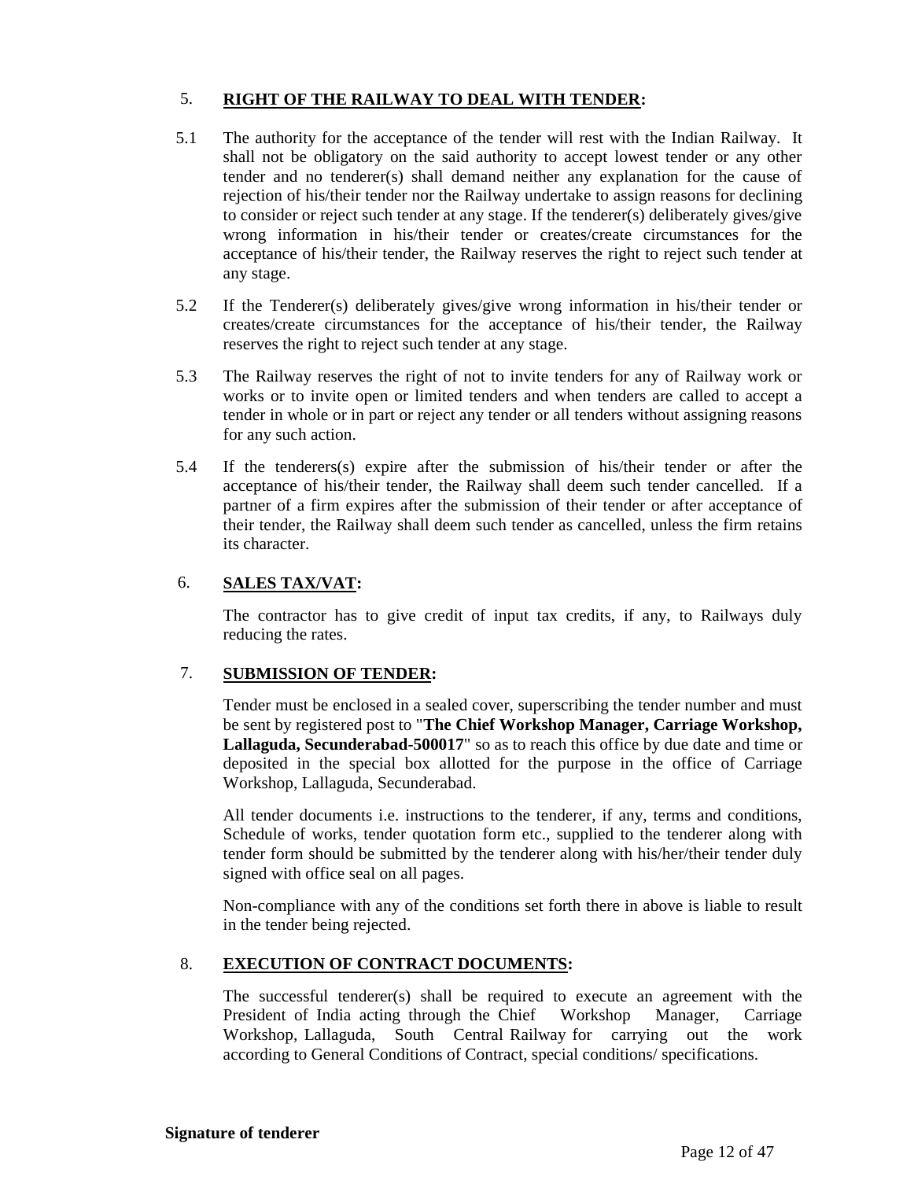## 5. RIGHT OF THE RAILWAY TO DEAL WITH TENDER:

5.1 The authority for the acceptance of the tender will rest with the Indian Railway. It shall not be obligatory on the said authority to accept lowest tender or any other tender and no tenderer(s) shall demand neither any explanation for the cause of rejection of his/their tender nor the Railway undertake to assign reasons for declining to consider or reject such tender at any stage. If the tenderer(s) deliberately gives/give wrong information in his/their tender or creates/create circumstances for the acceptance of his/their tender, the Railway reserves the right to reject such tender at any stage.

5.2 If the Tenderer(s) deliberately gives/give wrong information in his/their tender or creates/create circumstances for the acceptance of his/their tender, the Railway reserves the right to reject such tender at any stage.

5.3 The Railway reserves the right of not to invite tenders for any of Railway work or works or to invite open or limited tenders and when tenders are called to accept a tender in whole or in part or reject any tender or all tenders without assigning reasons for any such action.

5.4 If the tenderers(s) expire after the submission of his/their tender or after the acceptance of his/their tender, the Railway shall deem such tender cancelled. If a partner of a firm expires after the submission of their tender or after acceptance of their tender, the Railway shall deem such tender as cancelled, unless the firm retains its character.

## 6. SALES TAX/VAT:

The contractor has to give credit of input tax credits, if any, to Railways duly reducing the rates.

## 7. SUBMISSION OF TENDER:

Tender must be enclosed in a sealed cover, superscribing the tender number and must be sent by registered post to "**The Chief Workshop Manager, Carriage Workshop, Lallaguda, Secunderabad-500017**" so as to reach this office by due date and time or deposited in the special box allotted for the purpose in the office of Carriage Workshop, Lallaguda, Secunderabad.

All tender documents i.e. instructions to the tenderer, if any, terms and conditions, Schedule of works, tender quotation form etc., supplied to the tenderer along with tender form should be submitted by the tenderer along with his/her/their tender duly signed with office seal on all pages.

Non-compliance with any of the conditions set forth there in above is liable to result in the tender being rejected.

## 8. EXECUTION OF CONTRACT DOCUMENTS:

The successful tenderer(s) shall be required to execute an agreement with the President of India acting through the Chief Workshop Manager, Carriage Workshop, Lallaguda, South Central Railway for carrying out the work according to General Conditions of Contract, special conditions/ specifications.

**Signature of tenderer**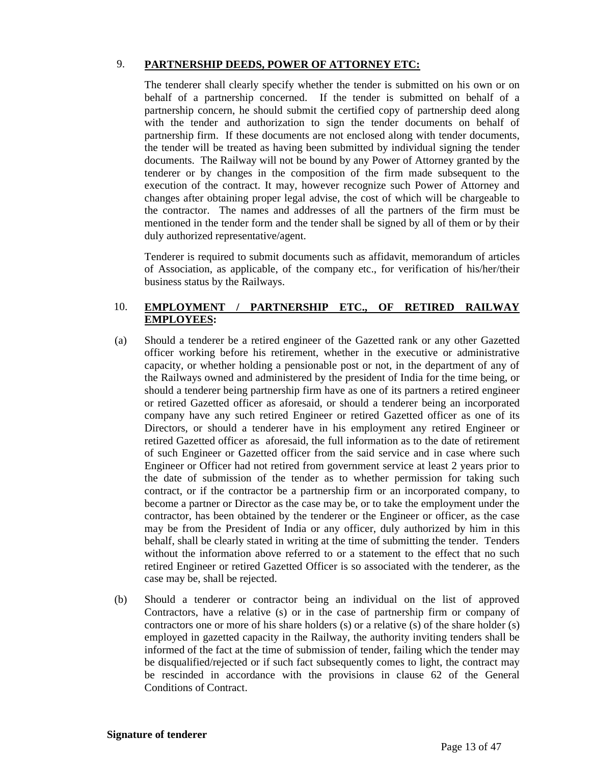9. **PARTNERSHIP DEEDS, POWER OF ATTORNEY ETC:**

The tenderer shall clearly specify whether the tender is submitted on his own or on behalf of a partnership concerned. If the tender is submitted on behalf of a partnership concern, he should submit the certified copy of partnership deed along with the tender and authorization to sign the tender documents on behalf of partnership firm. If these documents are not enclosed along with tender documents, the tender will be treated as having been submitted by individual signing the tender documents. The Railway will not be bound by any Power of Attorney granted by the tenderer or by changes in the composition of the firm made subsequent to the execution of the contract. It may, however recognize such Power of Attorney and changes after obtaining proper legal advise, the cost of which will be chargeable to the contractor. The names and addresses of all the partners of the firm must be mentioned in the tender form and the tender shall be signed by all of them or by their duly authorized representative/agent.

Tenderer is required to submit documents such as affidavit, memorandum of articles of Association, as applicable, of the company etc., for verification of his/her/their business status by the Railways.

10. **EMPLOYMENT / PARTNERSHIP ETC., OF RETIRED RAILWAY EMPLOYEES:**

(a) Should a tenderer be a retired engineer of the Gazetted rank or any other Gazetted officer working before his retirement, whether in the executive or administrative capacity, or whether holding a pensionable post or not, in the department of any of the Railways owned and administered by the president of India for the time being, or should a tenderer being partnership firm have as one of its partners a retired engineer or retired Gazetted officer as aforesaid, or should a tenderer being an incorporated company have any such retired Engineer or retired Gazetted officer as one of its Directors, or should a tenderer have in his employment any retired Engineer or retired Gazetted officer as aforesaid, the full information as to the date of retirement of such Engineer or Gazetted officer from the said service and in case where such Engineer or Officer had not retired from government service at least 2 years prior to the date of submission of the tender as to whether permission for taking such contract, or if the contractor be a partnership firm or an incorporated company, to become a partner or Director as the case may be, or to take the employment under the contractor, has been obtained by the tenderer or the Engineer or officer, as the case may be from the President of India or any officer, duly authorized by him in this behalf, shall be clearly stated in writing at the time of submitting the tender. Tenders without the information above referred to or a statement to the effect that no such retired Engineer or retired Gazetted Officer is so associated with the tenderer, as the case may be, shall be rejected.

(b) Should a tenderer or contractor being an individual on the list of approved Contractors, have a relative (s) or in the case of partnership firm or company of contractors one or more of his share holders (s) or a relative (s) of the share holder (s) employed in gazetted capacity in the Railway, the authority inviting tenders shall be informed of the fact at the time of submission of tender, failing which the tender may be disqualified/rejected or if such fact subsequently comes to light, the contract may be rescinded in accordance with the provisions in clause 62 of the General Conditions of Contract.

**Signature of tenderer**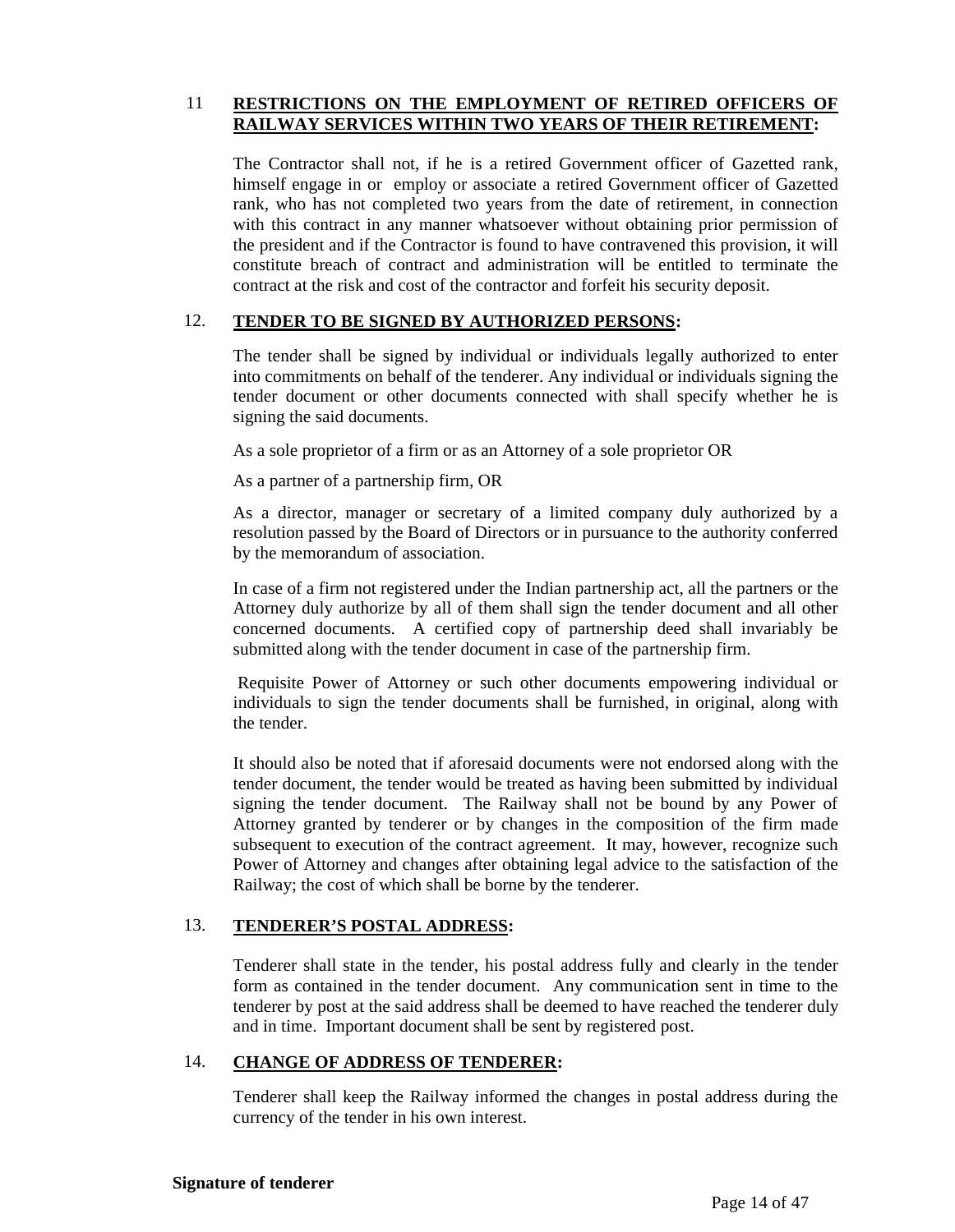11 **RESTRICTIONS ON THE EMPLOYMENT OF RETIRED OFFICERS OF RAILWAY SERVICES WITHIN TWO YEARS OF THEIR RETIREMENT:**

The Contractor shall not, if he is a retired Government officer of Gazetted rank, himself engage in or employ or associate a retired Government officer of Gazetted rank, who has not completed two years from the date of retirement, in connection with this contract in any manner whatsoever without obtaining prior permission of the president and if the Contractor is found to have contravened this provision, it will constitute breach of contract and administration will be entitled to terminate the contract at the risk and cost of the contractor and forfeit his security deposit.

12. **TENDER TO BE SIGNED BY AUTHORIZED PERSONS:**

The tender shall be signed by individual or individuals legally authorized to enter into commitments on behalf of the tenderer. Any individual or individuals signing the tender document or other documents connected with shall specify whether he is signing the said documents.

As a sole proprietor of a firm or as an Attorney of a sole proprietor OR

As a partner of a partnership firm, OR

As a director, manager or secretary of a limited company duly authorized by a resolution passed by the Board of Directors or in pursuance to the authority conferred by the memorandum of association.

In case of a firm not registered under the Indian partnership act, all the partners or the Attorney duly authorize by all of them shall sign the tender document and all other concerned documents. A certified copy of partnership deed shall invariably be submitted along with the tender document in case of the partnership firm.

Requisite Power of Attorney or such other documents empowering individual or individuals to sign the tender documents shall be furnished, in original, along with the tender.

It should also be noted that if aforesaid documents were not endorsed along with the tender document, the tender would be treated as having been submitted by individual signing the tender document. The Railway shall not be bound by any Power of Attorney granted by tenderer or by changes in the composition of the firm made subsequent to execution of the contract agreement. It may, however, recognize such Power of Attorney and changes after obtaining legal advice to the satisfaction of the Railway; the cost of which shall be borne by the tenderer.

13. **TENDERER'S POSTAL ADDRESS:**

Tenderer shall state in the tender, his postal address fully and clearly in the tender form as contained in the tender document. Any communication sent in time to the tenderer by post at the said address shall be deemed to have reached the tenderer duly and in time. Important document shall be sent by registered post.

14. **CHANGE OF ADDRESS OF TENDERER:**

Tenderer shall keep the Railway informed the changes in postal address during the currency of the tender in his own interest.

**Signature of tenderer**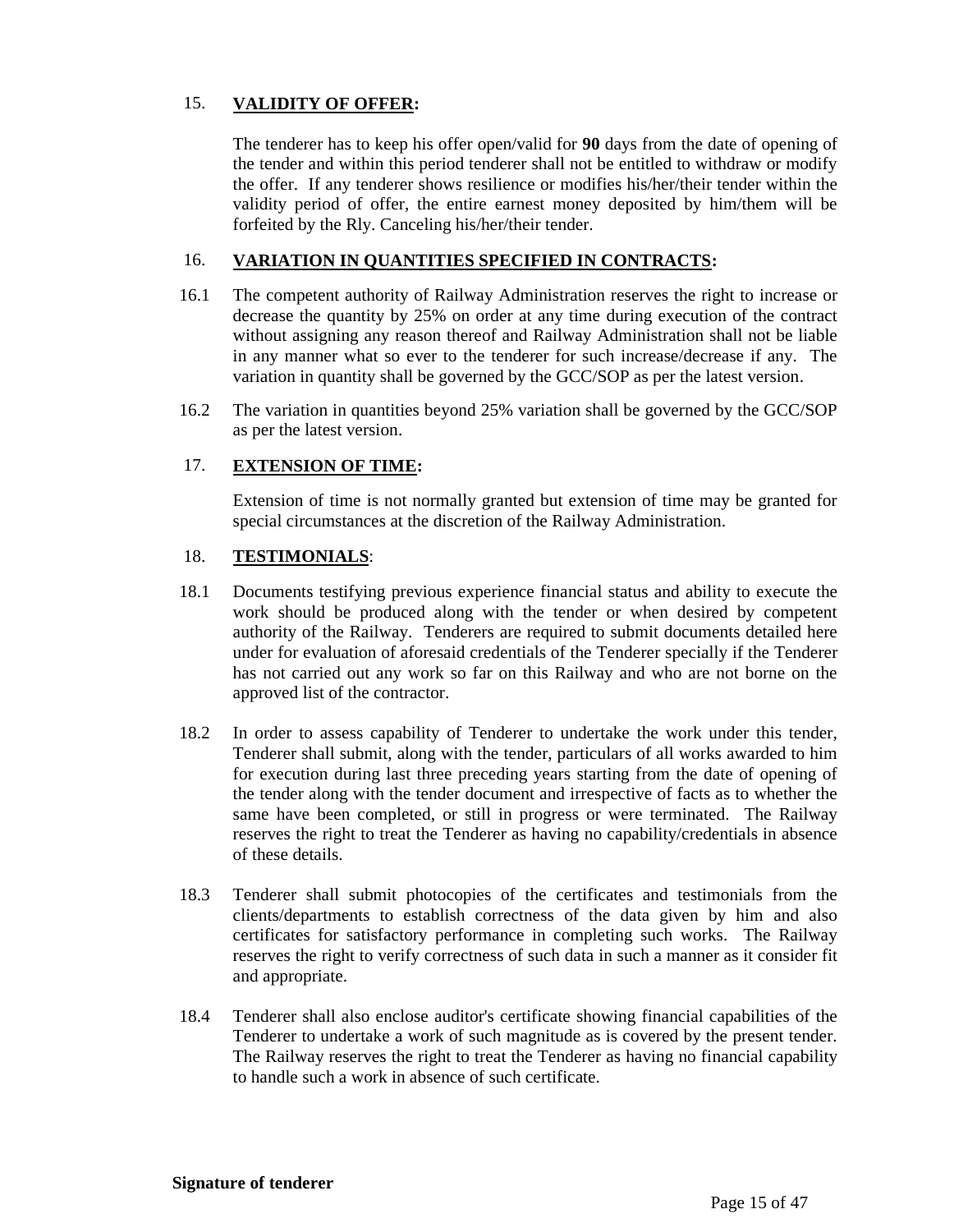## 15. <u>**VALIDITY OF OFFER**</u>:

The tenderer has to keep his offer open/valid for **90** days from the date of opening of the tender and within this period tenderer shall not be entitled to withdraw or modify the offer. If any tenderer shows resilience or modifies his/her/their tender within the validity period of offer, the entire earnest money deposited by him/them will be forfeited by the Rly. Canceling his/her/their tender.

## 16. <u>**VARIATION IN QUANTITIES SPECIFIED IN CONTRACTS**</u>:

16.1 The competent authority of Railway Administration reserves the right to increase or decrease the quantity by 25% on order at any time during execution of the contract without assigning any reason thereof and Railway Administration shall not be liable in any manner what so ever to the tenderer for such increase/decrease if any. The variation in quantity shall be governed by the GCC/SOP as per the latest version.

16.2 The variation in quantities beyond 25% variation shall be governed by the GCC/SOP as per the latest version.

## 17. <u>**EXTENSION OF TIME**</u>:

Extension of time is not normally granted but extension of time may be granted for special circumstances at the discretion of the Railway Administration.

## 18. <u>**TESTIMONIALS**</u>:

18.1 Documents testifying previous experience financial status and ability to execute the work should be produced along with the tender or when desired by competent authority of the Railway. Tenderers are required to submit documents detailed here under for evaluation of aforesaid credentials of the Tenderer specially if the Tenderer has not carried out any work so far on this Railway and who are not borne on the approved list of the contractor.

18.2 In order to assess capability of Tenderer to undertake the work under this tender, Tenderer shall submit, along with the tender, particulars of all works awarded to him for execution during last three preceding years starting from the date of opening of the tender along with the tender document and irrespective of facts as to whether the same have been completed, or still in progress or were terminated. The Railway reserves the right to treat the Tenderer as having no capability/credentials in absence of these details.

18.3 Tenderer shall submit photocopies of the certificates and testimonials from the clients/departments to establish correctness of the data given by him and also certificates for satisfactory performance in completing such works. The Railway reserves the right to verify correctness of such data in such a manner as it consider fit and appropriate.

18.4 Tenderer shall also enclose auditor's certificate showing financial capabilities of the Tenderer to undertake a work of such magnitude as is covered by the present tender. The Railway reserves the right to treat the Tenderer as having no financial capability to handle such a work in absence of such certificate.

**Signature of tenderer**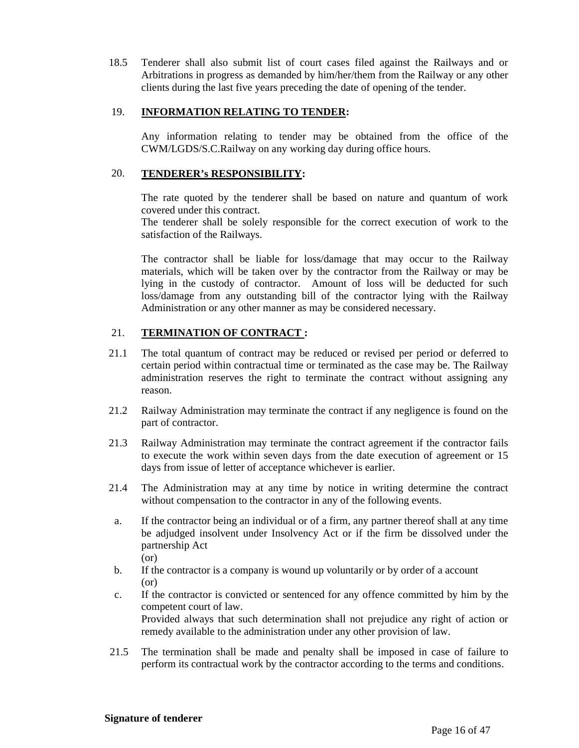18.5 Tenderer shall also submit list of court cases filed against the Railways and or Arbitrations in progress as demanded by him/her/them from the Railway or any other clients during the last five years preceding the date of opening of the tender.

## 19. **INFORMATION RELATING TO TENDER:**

Any information relating to tender may be obtained from the office of the CWM/LGDS/S.C.Railway on any working day during office hours.

## 20. **TENDERER's RESPONSIBILITY:**

The rate quoted by the tenderer shall be based on nature and quantum of work covered under this contract.
The tenderer shall be solely responsible for the correct execution of work to the satisfaction of the Railways.

The contractor shall be liable for loss/damage that may occur to the Railway materials, which will be taken over by the contractor from the Railway or may be lying in the custody of contractor. Amount of loss will be deducted for such loss/damage from any outstanding bill of the contractor lying with the Railway Administration or any other manner as may be considered necessary.

## 21. **TERMINATION OF CONTRACT :**

21.1 The total quantum of contract may be reduced or revised per period or deferred to certain period within contractual time or terminated as the case may be. The Railway administration reserves the right to terminate the contract without assigning any reason.

21.2 Railway Administration may terminate the contract if any negligence is found on the part of contractor.

21.3 Railway Administration may terminate the contract agreement if the contractor fails to execute the work within seven days from the date execution of agreement or 15 days from issue of letter of acceptance whichever is earlier.

21.4 The Administration may at any time by notice in writing determine the contract without compensation to the contractor in any of the following events.

a. If the contractor being an individual or of a firm, any partner thereof shall at any time be adjudged insolvent under Insolvency Act or if the firm be dissolved under the partnership Act
(or)

b. If the contractor is a company is wound up voluntarily or by order of a account
(or)

c. If the contractor is convicted or sentenced for any offence committed by him by the competent court of law.
Provided always that such determination shall not prejudice any right of action or remedy available to the administration under any other provision of law.

21.5 The termination shall be made and penalty shall be imposed in case of failure to perform its contractual work by the contractor according to the terms and conditions.

**Signature of tenderer**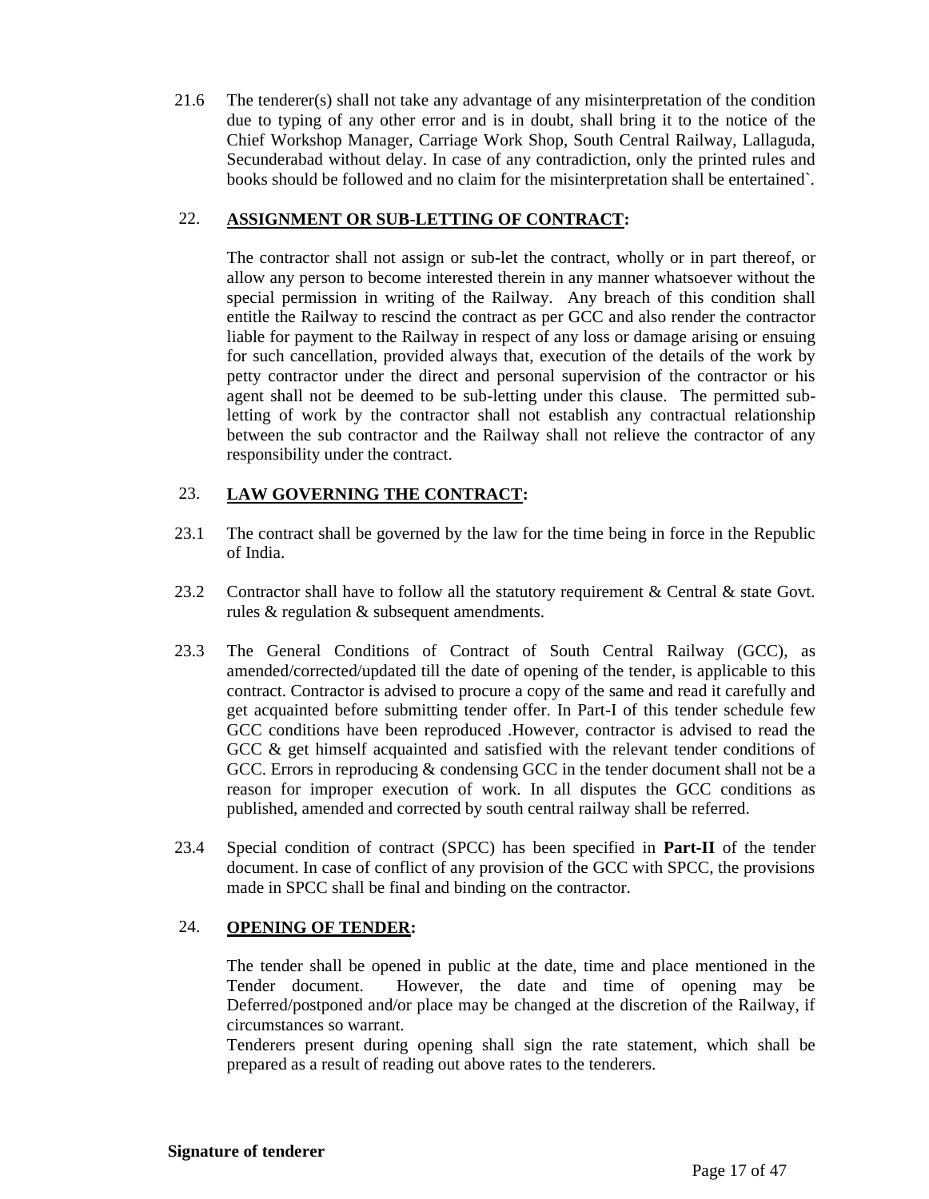21.6 The tenderer(s) shall not take any advantage of any misinterpretation of the condition due to typing of any other error and is in doubt, shall bring it to the notice of the Chief Workshop Manager, Carriage Work Shop, South Central Railway, Lallaguda, Secunderabad without delay. In case of any contradiction, only the printed rules and books should be followed and no claim for the misinterpretation shall be entertained`.

22. **ASSIGNMENT OR SUB-LETTING OF CONTRACT:**

The contractor shall not assign or sub-let the contract, wholly or in part thereof, or allow any person to become interested therein in any manner whatsoever without the special permission in writing of the Railway. Any breach of this condition shall entitle the Railway to rescind the contract as per GCC and also render the contractor liable for payment to the Railway in respect of any loss or damage arising or ensuing for such cancellation, provided always that, execution of the details of the work by petty contractor under the direct and personal supervision of the contractor or his agent shall not be deemed to be sub-letting under this clause. The permitted sub-letting of work by the contractor shall not establish any contractual relationship between the sub contractor and the Railway shall not relieve the contractor of any responsibility under the contract.

23. **LAW GOVERNING THE CONTRACT:**

23.1 The contract shall be governed by the law for the time being in force in the Republic of India.

23.2 Contractor shall have to follow all the statutory requirement & Central & state Govt. rules & regulation & subsequent amendments.

23.3 The General Conditions of Contract of South Central Railway (GCC), as amended/corrected/updated till the date of opening of the tender, is applicable to this contract. Contractor is advised to procure a copy of the same and read it carefully and get acquainted before submitting tender offer. In Part-I of this tender schedule few GCC conditions have been reproduced .However, contractor is advised to read the GCC & get himself acquainted and satisfied with the relevant tender conditions of GCC. Errors in reproducing & condensing GCC in the tender document shall not be a reason for improper execution of work. In all disputes the GCC conditions as published, amended and corrected by south central railway shall be referred.

23.4 Special condition of contract (SPCC) has been specified in **Part-II** of the tender document. In case of conflict of any provision of the GCC with SPCC, the provisions made in SPCC shall be final and binding on the contractor.

24. **OPENING OF TENDER:**

The tender shall be opened in public at the date, time and place mentioned in the Tender document. However, the date and time of opening may be Deferred/postponed and/or place may be changed at the discretion of the Railway, if circumstances so warrant.

Tenderers present during opening shall sign the rate statement, which shall be prepared as a result of reading out above rates to the tenderers.

**Signature of tenderer**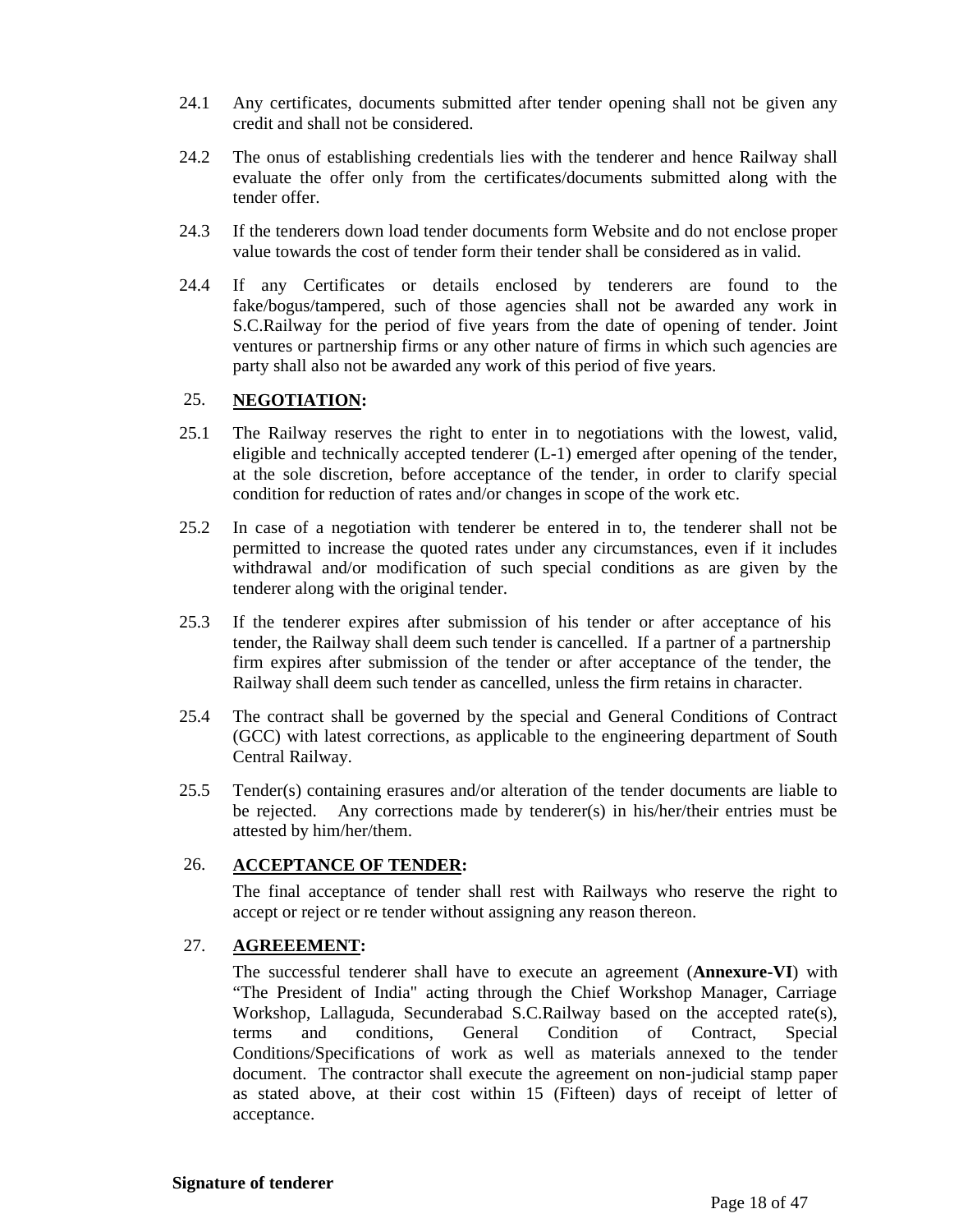24.1 Any certificates, documents submitted after tender opening shall not be given any credit and shall not be considered.

24.2 The onus of establishing credentials lies with the tenderer and hence Railway shall evaluate the offer only from the certificates/documents submitted along with the tender offer.

24.3 If the tenderers down load tender documents form Website and do not enclose proper value towards the cost of tender form their tender shall be considered as in valid.

24.4 If any Certificates or details enclosed by tenderers are found to the fake/bogus/tampered, such of those agencies shall not be awarded any work in S.C.Railway for the period of five years from the date of opening of tender. Joint ventures or partnership firms or any other nature of firms in which such agencies are party shall also not be awarded any work of this period of five years.

25. **NEGOTIATION:**

25.1 The Railway reserves the right to enter in to negotiations with the lowest, valid, eligible and technically accepted tenderer (L-1) emerged after opening of the tender, at the sole discretion, before acceptance of the tender, in order to clarify special condition for reduction of rates and/or changes in scope of the work etc.

25.2 In case of a negotiation with tenderer be entered in to, the tenderer shall not be permitted to increase the quoted rates under any circumstances, even if it includes withdrawal and/or modification of such special conditions as are given by the tenderer along with the original tender.

25.3 If the tenderer expires after submission of his tender or after acceptance of his tender, the Railway shall deem such tender is cancelled. If a partner of a partnership firm expires after submission of the tender or after acceptance of the tender, the Railway shall deem such tender as cancelled, unless the firm retains in character.

25.4 The contract shall be governed by the special and General Conditions of Contract (GCC) with latest corrections, as applicable to the engineering department of South Central Railway.

25.5 Tender(s) containing erasures and/or alteration of the tender documents are liable to be rejected. Any corrections made by tenderer(s) in his/her/their entries must be attested by him/her/them.

26. **ACCEPTANCE OF TENDER:**

The final acceptance of tender shall rest with Railways who reserve the right to accept or reject or re tender without assigning any reason thereon.

27. **AGREEEMENT:**

The successful tenderer shall have to execute an agreement (**Annexure-VI**) with "The President of India" acting through the Chief Workshop Manager, Carriage Workshop, Lallaguda, Secunderabad S.C.Railway based on the accepted rate(s), terms and conditions, General Condition of Contract, Special Conditions/Specifications of work as well as materials annexed to the tender document. The contractor shall execute the agreement on non-judicial stamp paper as stated above, at their cost within 15 (Fifteen) days of receipt of letter of acceptance.

**Signature of tenderer**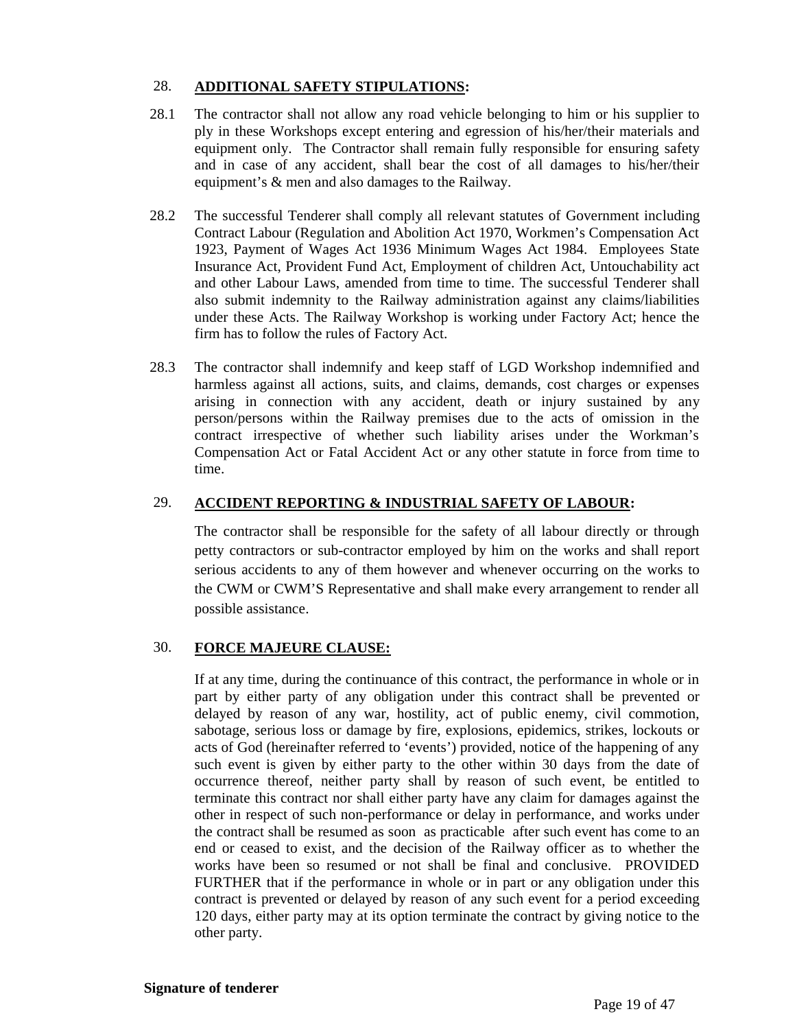28. **ADDITIONAL SAFETY STIPULATIONS:**

28.1 The contractor shall not allow any road vehicle belonging to him or his supplier to ply in these Workshops except entering and egression of his/her/their materials and equipment only. The Contractor shall remain fully responsible for ensuring safety and in case of any accident, shall bear the cost of all damages to his/her/their equipment's & men and also damages to the Railway.

28.2 The successful Tenderer shall comply all relevant statutes of Government including Contract Labour (Regulation and Abolition Act 1970, Workmen's Compensation Act 1923, Payment of Wages Act 1936 Minimum Wages Act 1984. Employees State Insurance Act, Provident Fund Act, Employment of children Act, Untouchability act and other Labour Laws, amended from time to time. The successful Tenderer shall also submit indemnity to the Railway administration against any claims/liabilities under these Acts. The Railway Workshop is working under Factory Act; hence the firm has to follow the rules of Factory Act.

28.3 The contractor shall indemnify and keep staff of LGD Workshop indemnified and harmless against all actions, suits, and claims, demands, cost charges or expenses arising in connection with any accident, death or injury sustained by any person/persons within the Railway premises due to the acts of omission in the contract irrespective of whether such liability arises under the Workman's Compensation Act or Fatal Accident Act or any other statute in force from time to time.

29. **ACCIDENT REPORTING & INDUSTRIAL SAFETY OF LABOUR:**

The contractor shall be responsible for the safety of all labour directly or through petty contractors or sub-contractor employed by him on the works and shall report serious accidents to any of them however and whenever occurring on the works to the CWM or CWM'S Representative and shall make every arrangement to render all possible assistance.

30. **FORCE MAJEURE CLAUSE:**

If at any time, during the continuance of this contract, the performance in whole or in part by either party of any obligation under this contract shall be prevented or delayed by reason of any war, hostility, act of public enemy, civil commotion, sabotage, serious loss or damage by fire, explosions, epidemics, strikes, lockouts or acts of God (hereinafter referred to 'events') provided, notice of the happening of any such event is given by either party to the other within 30 days from the date of occurrence thereof, neither party shall by reason of such event, be entitled to terminate this contract nor shall either party have any claim for damages against the other in respect of such non-performance or delay in performance, and works under the contract shall be resumed as soon as practicable after such event has come to an end or ceased to exist, and the decision of the Railway officer as to whether the works have been so resumed or not shall be final and conclusive. PROVIDED FURTHER that if the performance in whole or in part or any obligation under this contract is prevented or delayed by reason of any such event for a period exceeding 120 days, either party may at its option terminate the contract by giving notice to the other party.

**Signature of tenderer**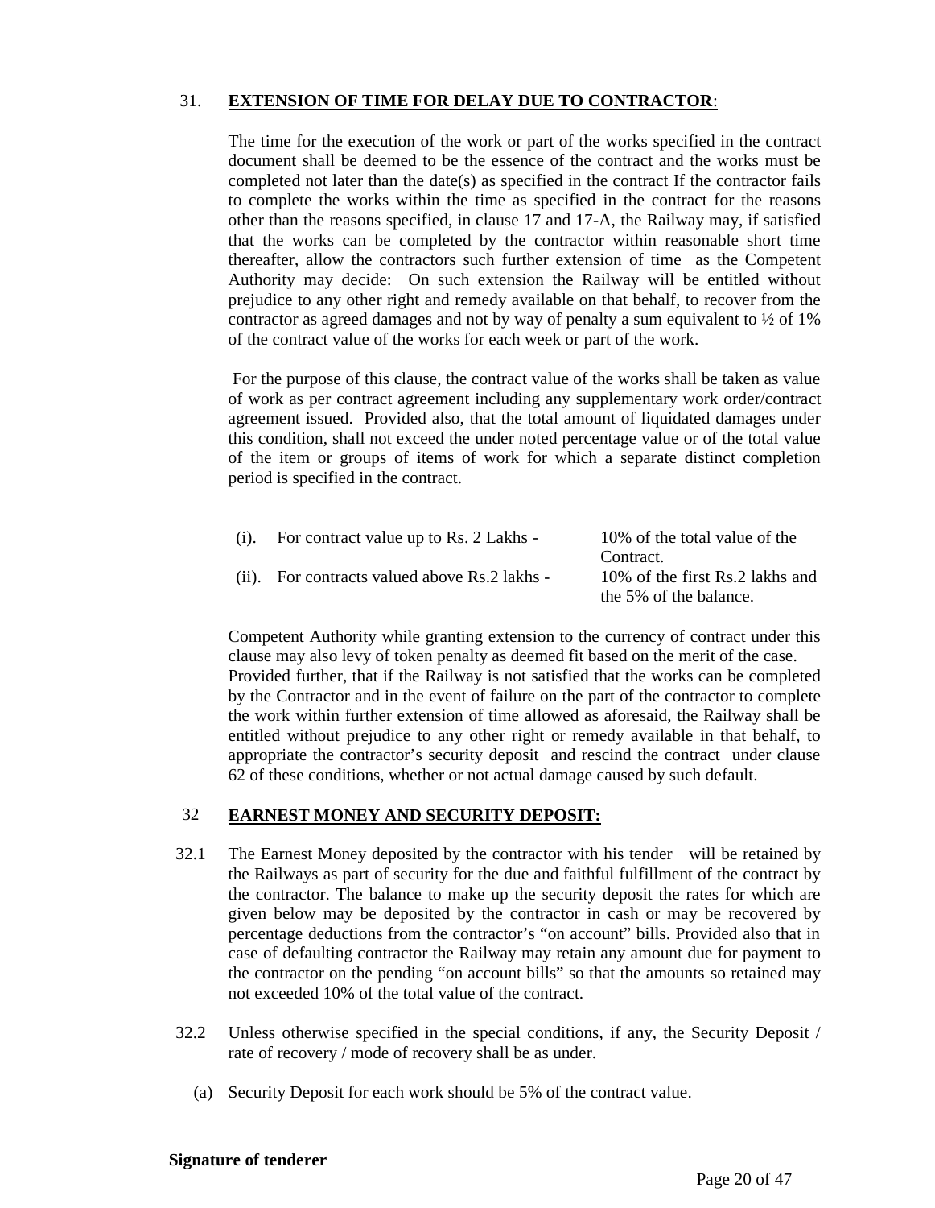31. **EXTENSION OF TIME FOR DELAY DUE TO CONTRACTOR**:

The time for the execution of the work or part of the works specified in the contract document shall be deemed to be the essence of the contract and the works must be completed not later than the date(s) as specified in the contract If the contractor fails to complete the works within the time as specified in the contract for the reasons other than the reasons specified, in clause 17 and 17-A, the Railway may, if satisfied that the works can be completed by the contractor within reasonable short time thereafter, allow the contractors such further extension of time as the Competent Authority may decide: On such extension the Railway will be entitled without prejudice to any other right and remedy available on that behalf, to recover from the contractor as agreed damages and not by way of penalty a sum equivalent to ½ of 1% of the contract value of the works for each week or part of the work.

For the purpose of this clause, the contract value of the works shall be taken as value of work as per contract agreement including any supplementary work order/contract agreement issued. Provided also, that the total amount of liquidated damages under this condition, shall not exceed the under noted percentage value or of the total value of the item or groups of items of work for which a separate distinct completion period is specified in the contract.

| | | |
|---|---|---|
| (i). | For contract value up to Rs. 2 Lakhs - | 10% of the total value of the Contract. |
| (ii). | For contracts valued above Rs.2 lakhs - | 10% of the first Rs.2 lakhs and the 5% of the balance. |

Competent Authority while granting extension to the currency of contract under this clause may also levy of token penalty as deemed fit based on the merit of the case. Provided further, that if the Railway is not satisfied that the works can be completed by the Contractor and in the event of failure on the part of the contractor to complete the work within further extension of time allowed as aforesaid, the Railway shall be entitled without prejudice to any other right or remedy available in that behalf, to appropriate the contractor's security deposit and rescind the contract under clause 62 of these conditions, whether or not actual damage caused by such default.

32 **EARNEST MONEY AND SECURITY DEPOSIT:**

32.1 The Earnest Money deposited by the contractor with his tender will be retained by the Railways as part of security for the due and faithful fulfillment of the contract by the contractor. The balance to make up the security deposit the rates for which are given below may be deposited by the contractor in cash or may be recovered by percentage deductions from the contractor's "on account" bills. Provided also that in case of defaulting contractor the Railway may retain any amount due for payment to the contractor on the pending "on account bills" so that the amounts so retained may not exceeded 10% of the total value of the contract.

32.2 Unless otherwise specified in the special conditions, if any, the Security Deposit / rate of recovery / mode of recovery shall be as under.

(a) Security Deposit for each work should be 5% of the contract value.

**Signature of tenderer**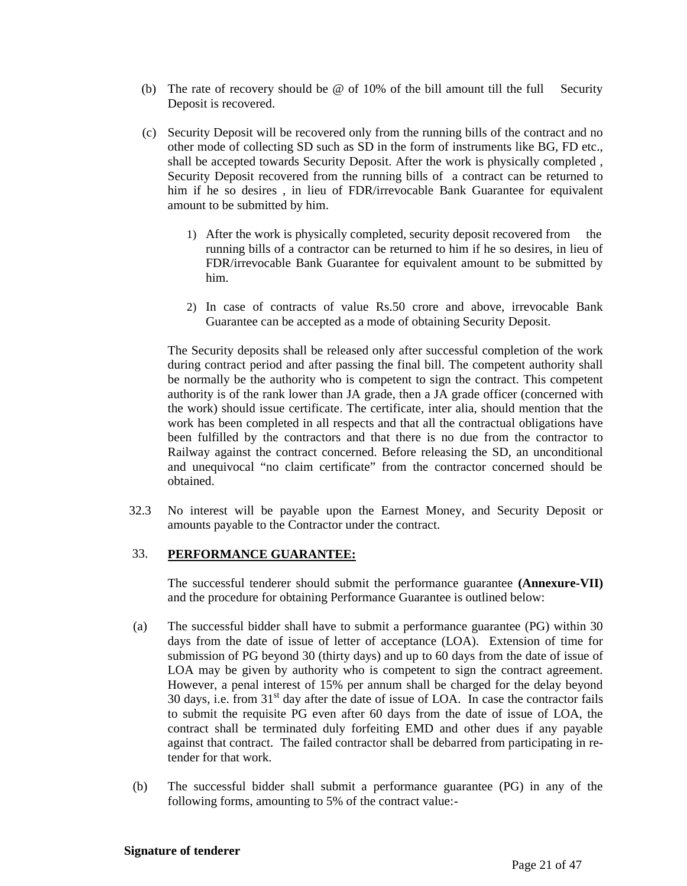(b) The rate of recovery should be @ of 10% of the bill amount till the full Security Deposit is recovered.

(c) Security Deposit will be recovered only from the running bills of the contract and no other mode of collecting SD such as SD in the form of instruments like BG, FD etc., shall be accepted towards Security Deposit. After the work is physically completed , Security Deposit recovered from the running bills of a contract can be returned to him if he so desires , in lieu of FDR/irrevocable Bank Guarantee for equivalent amount to be submitted by him.

1) After the work is physically completed, security deposit recovered from the running bills of a contractor can be returned to him if he so desires, in lieu of FDR/irrevocable Bank Guarantee for equivalent amount to be submitted by him.

2) In case of contracts of value Rs.50 crore and above, irrevocable Bank Guarantee can be accepted as a mode of obtaining Security Deposit.

The Security deposits shall be released only after successful completion of the work during contract period and after passing the final bill. The competent authority shall be normally be the authority who is competent to sign the contract. This competent authority is of the rank lower than JA grade, then a JA grade officer (concerned with the work) should issue certificate. The certificate, inter alia, should mention that the work has been completed in all respects and that all the contractual obligations have been fulfilled by the contractors and that there is no due from the contractor to Railway against the contract concerned. Before releasing the SD, an unconditional and unequivocal "no claim certificate" from the contractor concerned should be obtained.

32.3 No interest will be payable upon the Earnest Money, and Security Deposit or amounts payable to the Contractor under the contract.

33. **PERFORMANCE GUARANTEE:**

The successful tenderer should submit the performance guarantee **(Annexure-VII)** and the procedure for obtaining Performance Guarantee is outlined below:

(a) The successful bidder shall have to submit a performance guarantee (PG) within 30 days from the date of issue of letter of acceptance (LOA). Extension of time for submission of PG beyond 30 (thirty days) and up to 60 days from the date of issue of LOA may be given by authority who is competent to sign the contract agreement. However, a penal interest of 15% per annum shall be charged for the delay beyond 30 days, i.e. from 31st day after the date of issue of LOA. In case the contractor fails to submit the requisite PG even after 60 days from the date of issue of LOA, the contract shall be terminated duly forfeiting EMD and other dues if any payable against that contract. The failed contractor shall be debarred from participating in re-tender for that work.

(b) The successful bidder shall submit a performance guarantee (PG) in any of the following forms, amounting to 5% of the contract value:-

**Signature of tenderer**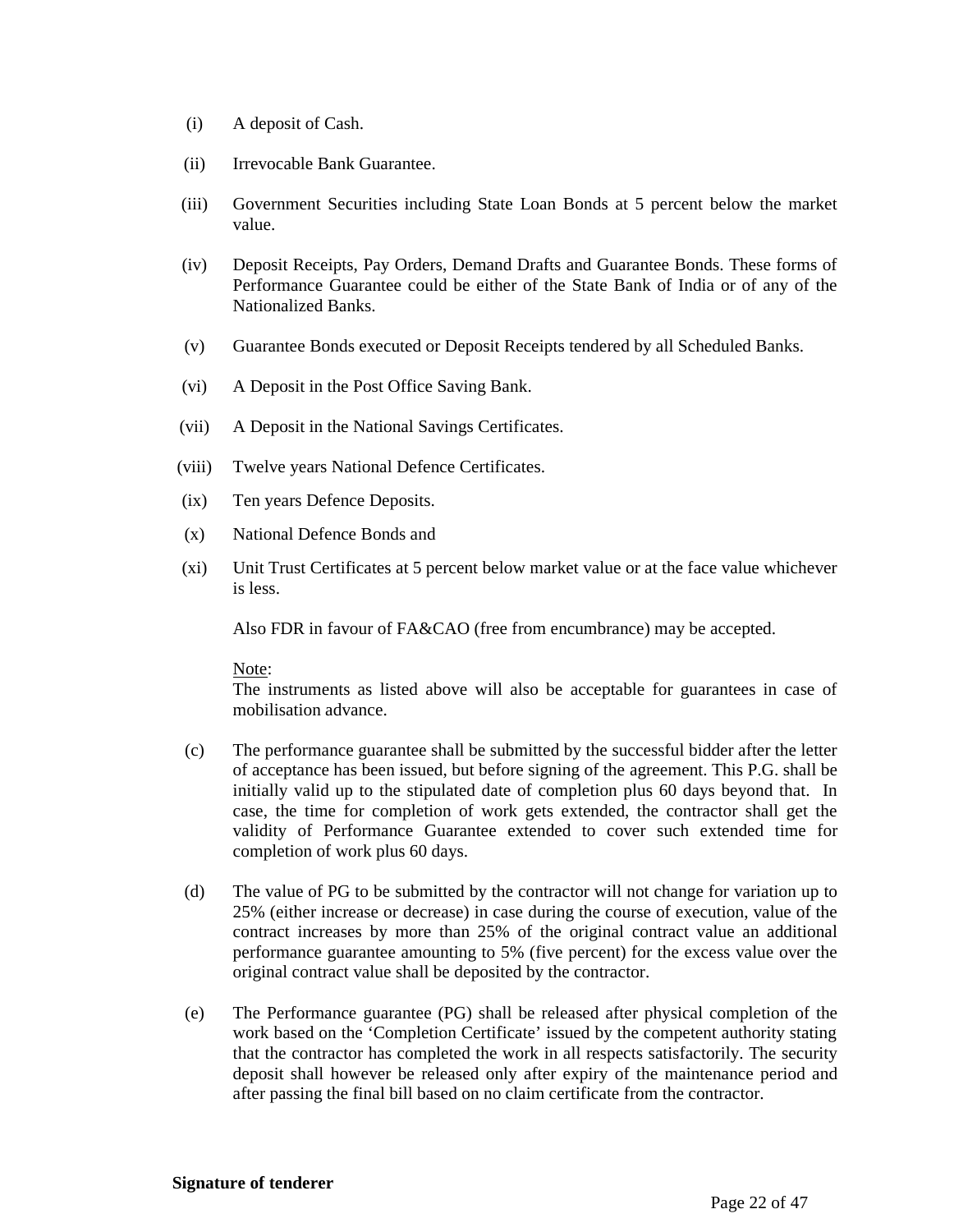(i) A deposit of Cash.

(ii) Irrevocable Bank Guarantee.

(iii) Government Securities including State Loan Bonds at 5 percent below the market value.

(iv) Deposit Receipts, Pay Orders, Demand Drafts and Guarantee Bonds. These forms of Performance Guarantee could be either of the State Bank of India or of any of the Nationalized Banks.

(v) Guarantee Bonds executed or Deposit Receipts tendered by all Scheduled Banks.

(vi) A Deposit in the Post Office Saving Bank.

(vii) A Deposit in the National Savings Certificates.

(viii) Twelve years National Defence Certificates.

(ix) Ten years Defence Deposits.

(x) National Defence Bonds and

(xi) Unit Trust Certificates at 5 percent below market value or at the face value whichever is less.

Also FDR in favour of FA&CAO (free from encumbrance) may be accepted.

Note:
The instruments as listed above will also be acceptable for guarantees in case of mobilisation advance.

(c) The performance guarantee shall be submitted by the successful bidder after the letter of acceptance has been issued, but before signing of the agreement. This P.G. shall be initially valid up to the stipulated date of completion plus 60 days beyond that. In case, the time for completion of work gets extended, the contractor shall get the validity of Performance Guarantee extended to cover such extended time for completion of work plus 60 days.

(d) The value of PG to be submitted by the contractor will not change for variation up to 25% (either increase or decrease) in case during the course of execution, value of the contract increases by more than 25% of the original contract value an additional performance guarantee amounting to 5% (five percent) for the excess value over the original contract value shall be deposited by the contractor.

(e) The Performance guarantee (PG) shall be released after physical completion of the work based on the 'Completion Certificate' issued by the competent authority stating that the contractor has completed the work in all respects satisfactorily. The security deposit shall however be released only after expiry of the maintenance period and after passing the final bill based on no claim certificate from the contractor.

**Signature of tenderer**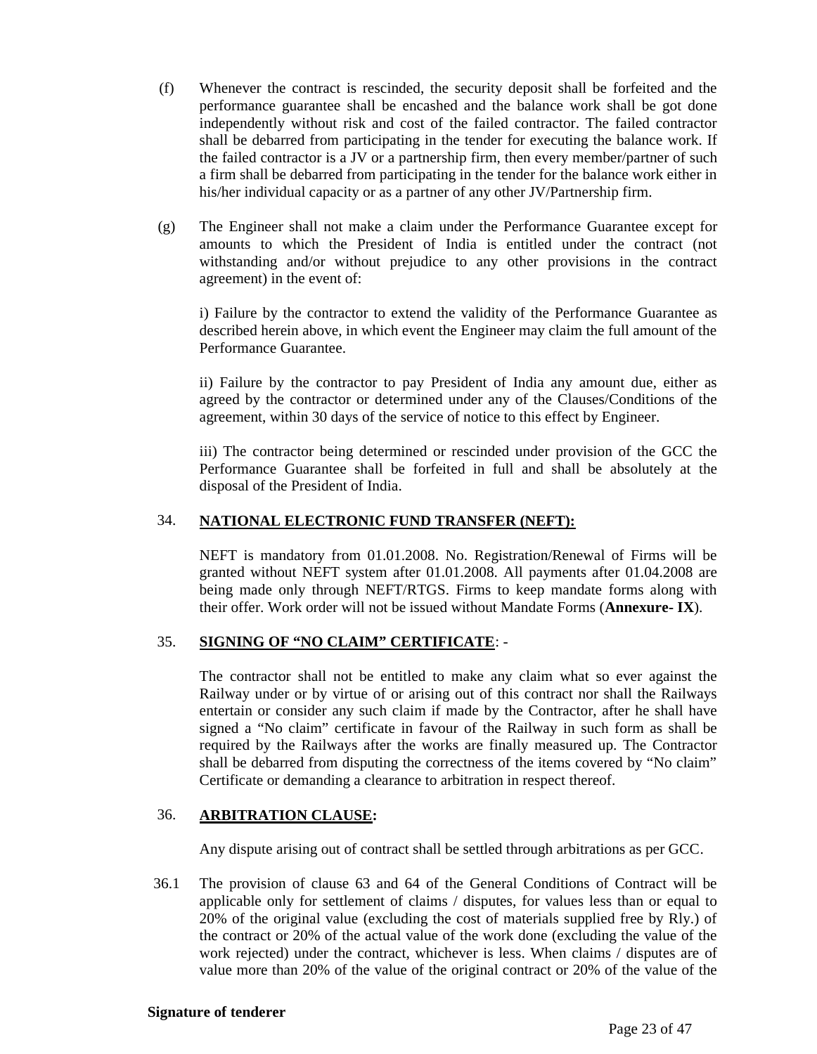(f) Whenever the contract is rescinded, the security deposit shall be forfeited and the performance guarantee shall be encashed and the balance work shall be got done independently without risk and cost of the failed contractor. The failed contractor shall be debarred from participating in the tender for executing the balance work. If the failed contractor is a JV or a partnership firm, then every member/partner of such a firm shall be debarred from participating in the tender for the balance work either in his/her individual capacity or as a partner of any other JV/Partnership firm.

(g) The Engineer shall not make a claim under the Performance Guarantee except for amounts to which the President of India is entitled under the contract (not withstanding and/or without prejudice to any other provisions in the contract agreement) in the event of:

i) Failure by the contractor to extend the validity of the Performance Guarantee as described herein above, in which event the Engineer may claim the full amount of the Performance Guarantee.

ii) Failure by the contractor to pay President of India any amount due, either as agreed by the contractor or determined under any of the Clauses/Conditions of the agreement, within 30 days of the service of notice to this effect by Engineer.

iii) The contractor being determined or rescinded under provision of the GCC the Performance Guarantee shall be forfeited in full and shall be absolutely at the disposal of the President of India.

34. **NATIONAL ELECTRONIC FUND TRANSFER (NEFT):**

NEFT is mandatory from 01.01.2008. No. Registration/Renewal of Firms will be granted without NEFT system after 01.01.2008. All payments after 01.04.2008 are being made only through NEFT/RTGS. Firms to keep mandate forms along with their offer. Work order will not be issued without Mandate Forms (**Annexure- IX**).

35. **SIGNING OF "NO CLAIM" CERTIFICATE**: -

The contractor shall not be entitled to make any claim what so ever against the Railway under or by virtue of or arising out of this contract nor shall the Railways entertain or consider any such claim if made by the Contractor, after he shall have signed a "No claim" certificate in favour of the Railway in such form as shall be required by the Railways after the works are finally measured up. The Contractor shall be debarred from disputing the correctness of the items covered by "No claim" Certificate or demanding a clearance to arbitration in respect thereof.

36. **ARBITRATION CLAUSE:**

Any dispute arising out of contract shall be settled through arbitrations as per GCC.

36.1 The provision of clause 63 and 64 of the General Conditions of Contract will be applicable only for settlement of claims / disputes, for values less than or equal to 20% of the original value (excluding the cost of materials supplied free by Rly.) of the contract or 20% of the actual value of the work done (excluding the value of the work rejected) under the contract, whichever is less. When claims / disputes are of value more than 20% of the value of the original contract or 20% of the value of the

**Signature of tenderer**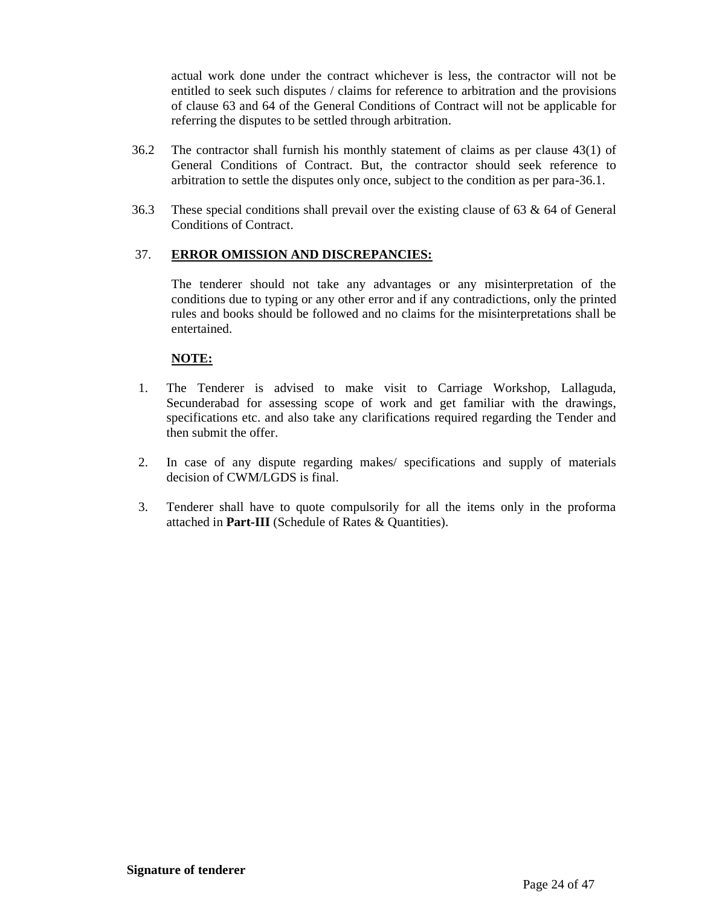actual work done under the contract whichever is less, the contractor will not be entitled to seek such disputes / claims for reference to arbitration and the provisions of clause 63 and 64 of the General Conditions of Contract will not be applicable for referring the disputes to be settled through arbitration.

36.2 The contractor shall furnish his monthly statement of claims as per clause 43(1) of General Conditions of Contract. But, the contractor should seek reference to arbitration to settle the disputes only once, subject to the condition as per para-36.1.

36.3 These special conditions shall prevail over the existing clause of 63 & 64 of General Conditions of Contract.

37. **ERROR OMISSION AND DISCREPANCIES:**

The tenderer should not take any advantages or any misinterpretation of the conditions due to typing or any other error and if any contradictions, only the printed rules and books should be followed and no claims for the misinterpretations shall be entertained.

**NOTE:**

1. The Tenderer is advised to make visit to Carriage Workshop, Lallaguda, Secunderabad for assessing scope of work and get familiar with the drawings, specifications etc. and also take any clarifications required regarding the Tender and then submit the offer.
2. In case of any dispute regarding makes/ specifications and supply of materials decision of CWM/LGDS is final.
3. Tenderer shall have to quote compulsorily for all the items only in the proforma attached in **Part-III** (Schedule of Rates & Quantities).

**Signature of tenderer**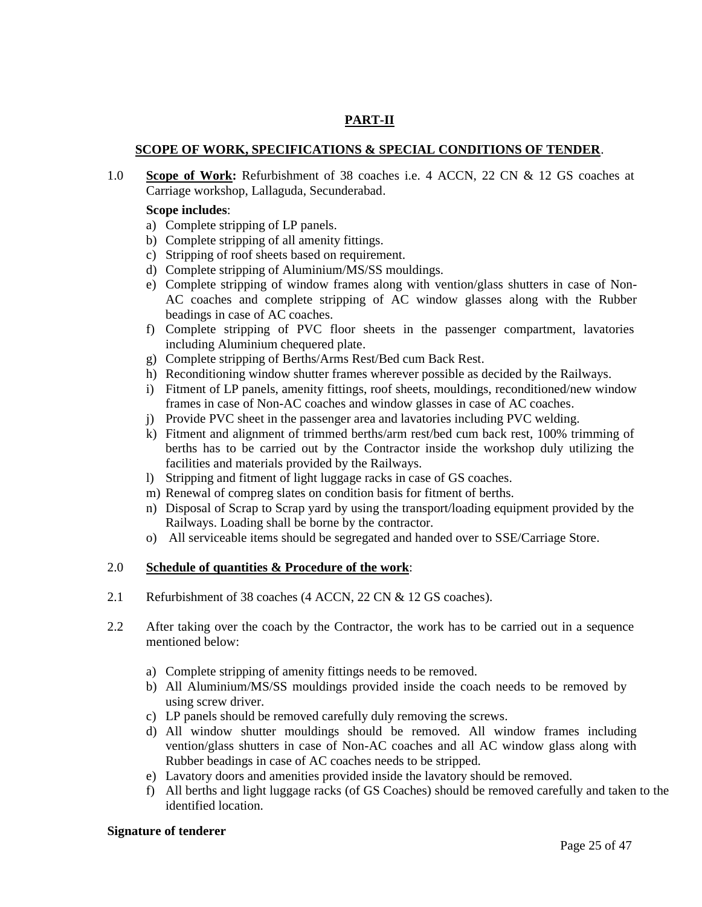## PART-II

### SCOPE OF WORK, SPECIFICATIONS & SPECIAL CONDITIONS OF TENDER.

1.0 **Scope of Work:** Refurbishment of 38 coaches i.e. 4 ACCN, 22 CN & 12 GS coaches at Carriage workshop, Lallaguda, Secunderabad.

**Scope includes**:

a) Complete stripping of LP panels.
b) Complete stripping of all amenity fittings.
c) Stripping of roof sheets based on requirement.
d) Complete stripping of Aluminium/MS/SS mouldings.
e) Complete stripping of window frames along with vention/glass shutters in case of Non-AC coaches and complete stripping of AC window glasses along with the Rubber beadings in case of AC coaches.
f) Complete stripping of PVC floor sheets in the passenger compartment, lavatories including Aluminium chequered plate.
g) Complete stripping of Berths/Arms Rest/Bed cum Back Rest.
h) Reconditioning window shutter frames wherever possible as decided by the Railways.
i) Fitment of LP panels, amenity fittings, roof sheets, mouldings, reconditioned/new window frames in case of Non-AC coaches and window glasses in case of AC coaches.
j) Provide PVC sheet in the passenger area and lavatories including PVC welding.
k) Fitment and alignment of trimmed berths/arm rest/bed cum back rest, 100% trimming of berths has to be carried out by the Contractor inside the workshop duly utilizing the facilities and materials provided by the Railways.
l) Stripping and fitment of light luggage racks in case of GS coaches.
m) Renewal of compreg slates on condition basis for fitment of berths.
n) Disposal of Scrap to Scrap yard by using the transport/loading equipment provided by the Railways. Loading shall be borne by the contractor.
o) All serviceable items should be segregated and handed over to SSE/Carriage Store.

2.0 **Schedule of quantities & Procedure of the work**:

2.1 Refurbishment of 38 coaches (4 ACCN, 22 CN & 12 GS coaches).

2.2 After taking over the coach by the Contractor, the work has to be carried out in a sequence mentioned below:

a) Complete stripping of amenity fittings needs to be removed.
b) All Aluminium/MS/SS mouldings provided inside the coach needs to be removed by using screw driver.
c) LP panels should be removed carefully duly removing the screws.
d) All window shutter mouldings should be removed. All window frames including vention/glass shutters in case of Non-AC coaches and all AC window glass along with Rubber beadings in case of AC coaches needs to be stripped.
e) Lavatory doors and amenities provided inside the lavatory should be removed.
f) All berths and light luggage racks (of GS Coaches) should be removed carefully and taken to the identified location.

**Signature of tenderer**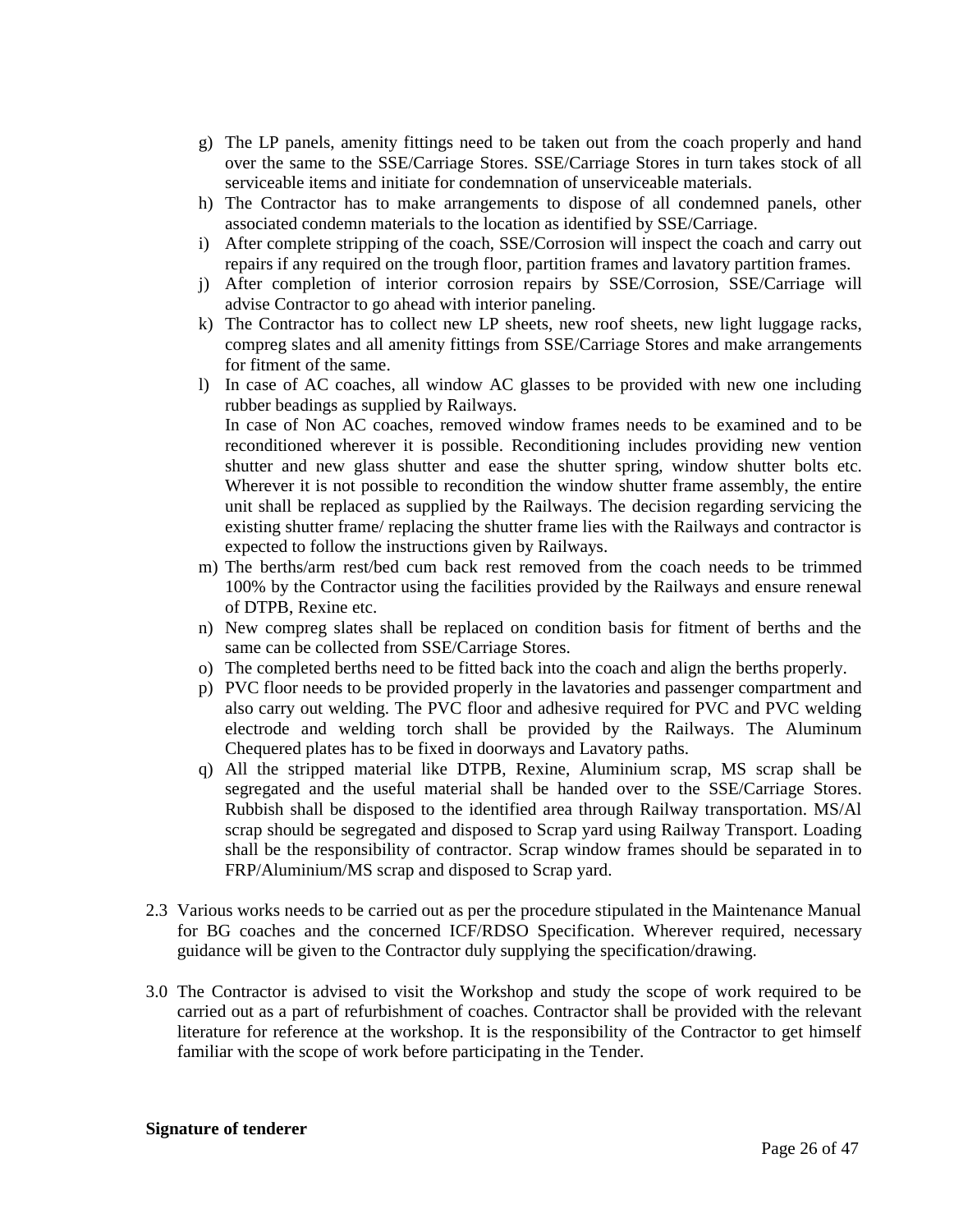g) The LP panels, amenity fittings need to be taken out from the coach properly and hand over the same to the SSE/Carriage Stores. SSE/Carriage Stores in turn takes stock of all serviceable items and initiate for condemnation of unserviceable materials.

h) The Contractor has to make arrangements to dispose of all condemned panels, other associated condemn materials to the location as identified by SSE/Carriage.

i) After complete stripping of the coach, SSE/Corrosion will inspect the coach and carry out repairs if any required on the trough floor, partition frames and lavatory partition frames.

j) After completion of interior corrosion repairs by SSE/Corrosion, SSE/Carriage will advise Contractor to go ahead with interior paneling.

k) The Contractor has to collect new LP sheets, new roof sheets, new light luggage racks, compreg slates and all amenity fittings from SSE/Carriage Stores and make arrangements for fitment of the same.

l) In case of AC coaches, all window AC glasses to be provided with new one including rubber beadings as supplied by Railways.
In case of Non AC coaches, removed window frames needs to be examined and to be reconditioned wherever it is possible. Reconditioning includes providing new vention shutter and new glass shutter and ease the shutter spring, window shutter bolts etc. Wherever it is not possible to recondition the window shutter frame assembly, the entire unit shall be replaced as supplied by the Railways. The decision regarding servicing the existing shutter frame/ replacing the shutter frame lies with the Railways and contractor is expected to follow the instructions given by Railways.

m) The berths/arm rest/bed cum back rest removed from the coach needs to be trimmed 100% by the Contractor using the facilities provided by the Railways and ensure renewal of DTPB, Rexine etc.

n) New compreg slates shall be replaced on condition basis for fitment of berths and the same can be collected from SSE/Carriage Stores.

o) The completed berths need to be fitted back into the coach and align the berths properly.

p) PVC floor needs to be provided properly in the lavatories and passenger compartment and also carry out welding. The PVC floor and adhesive required for PVC and PVC welding electrode and welding torch shall be provided by the Railways. The Aluminum Chequered plates has to be fixed in doorways and Lavatory paths.

q) All the stripped material like DTPB, Rexine, Aluminium scrap, MS scrap shall be segregated and the useful material shall be handed over to the SSE/Carriage Stores. Rubbish shall be disposed to the identified area through Railway transportation. MS/Al scrap should be segregated and disposed to Scrap yard using Railway Transport. Loading shall be the responsibility of contractor. Scrap window frames should be separated in to FRP/Aluminium/MS scrap and disposed to Scrap yard.

2.3 Various works needs to be carried out as per the procedure stipulated in the Maintenance Manual for BG coaches and the concerned ICF/RDSO Specification. Wherever required, necessary guidance will be given to the Contractor duly supplying the specification/drawing.

3.0 The Contractor is advised to visit the Workshop and study the scope of work required to be carried out as a part of refurbishment of coaches. Contractor shall be provided with the relevant literature for reference at the workshop. It is the responsibility of the Contractor to get himself familiar with the scope of work before participating in the Tender.

**Signature of tenderer**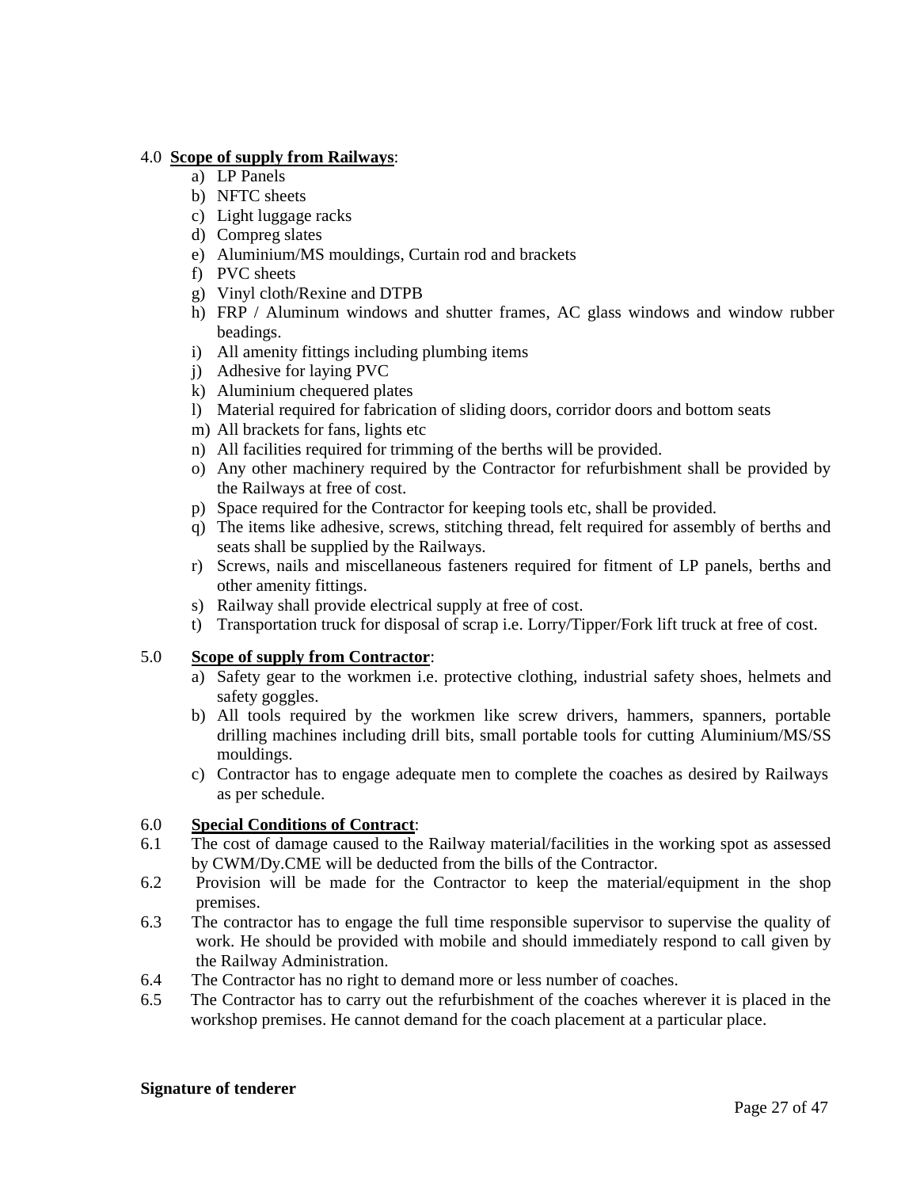4.0 **Scope of supply from Railways**:

a) LP Panels
b) NFTC sheets
c) Light luggage racks
d) Compreg slates
e) Aluminium/MS mouldings, Curtain rod and brackets
f) PVC sheets
g) Vinyl cloth/Rexine and DTPB
h) FRP / Aluminum windows and shutter frames, AC glass windows and window rubber beadings.
i) All amenity fittings including plumbing items
j) Adhesive for laying PVC
k) Aluminium chequered plates
l) Material required for fabrication of sliding doors, corridor doors and bottom seats
m) All brackets for fans, lights etc
n) All facilities required for trimming of the berths will be provided.
o) Any other machinery required by the Contractor for refurbishment shall be provided by the Railways at free of cost.
p) Space required for the Contractor for keeping tools etc, shall be provided.
q) The items like adhesive, screws, stitching thread, felt required for assembly of berths and seats shall be supplied by the Railways.
r) Screws, nails and miscellaneous fasteners required for fitment of LP panels, berths and other amenity fittings.
s) Railway shall provide electrical supply at free of cost.
t) Transportation truck for disposal of scrap i.e. Lorry/Tipper/Fork lift truck at free of cost.

5.0 **Scope of supply from Contractor**:

a) Safety gear to the workmen i.e. protective clothing, industrial safety shoes, helmets and safety goggles.
b) All tools required by the workmen like screw drivers, hammers, spanners, portable drilling machines including drill bits, small portable tools for cutting Aluminium/MS/SS mouldings.
c) Contractor has to engage adequate men to complete the coaches as desired by Railways as per schedule.

6.0 **Special Conditions of Contract**:

6.1 The cost of damage caused to the Railway material/facilities in the working spot as assessed by CWM/Dy.CME will be deducted from the bills of the Contractor.

6.2 Provision will be made for the Contractor to keep the material/equipment in the shop premises.

6.3 The contractor has to engage the full time responsible supervisor to supervise the quality of work. He should be provided with mobile and should immediately respond to call given by the Railway Administration.

6.4 The Contractor has no right to demand more or less number of coaches.

6.5 The Contractor has to carry out the refurbishment of the coaches wherever it is placed in the workshop premises. He cannot demand for the coach placement at a particular place.

**Signature of tenderer**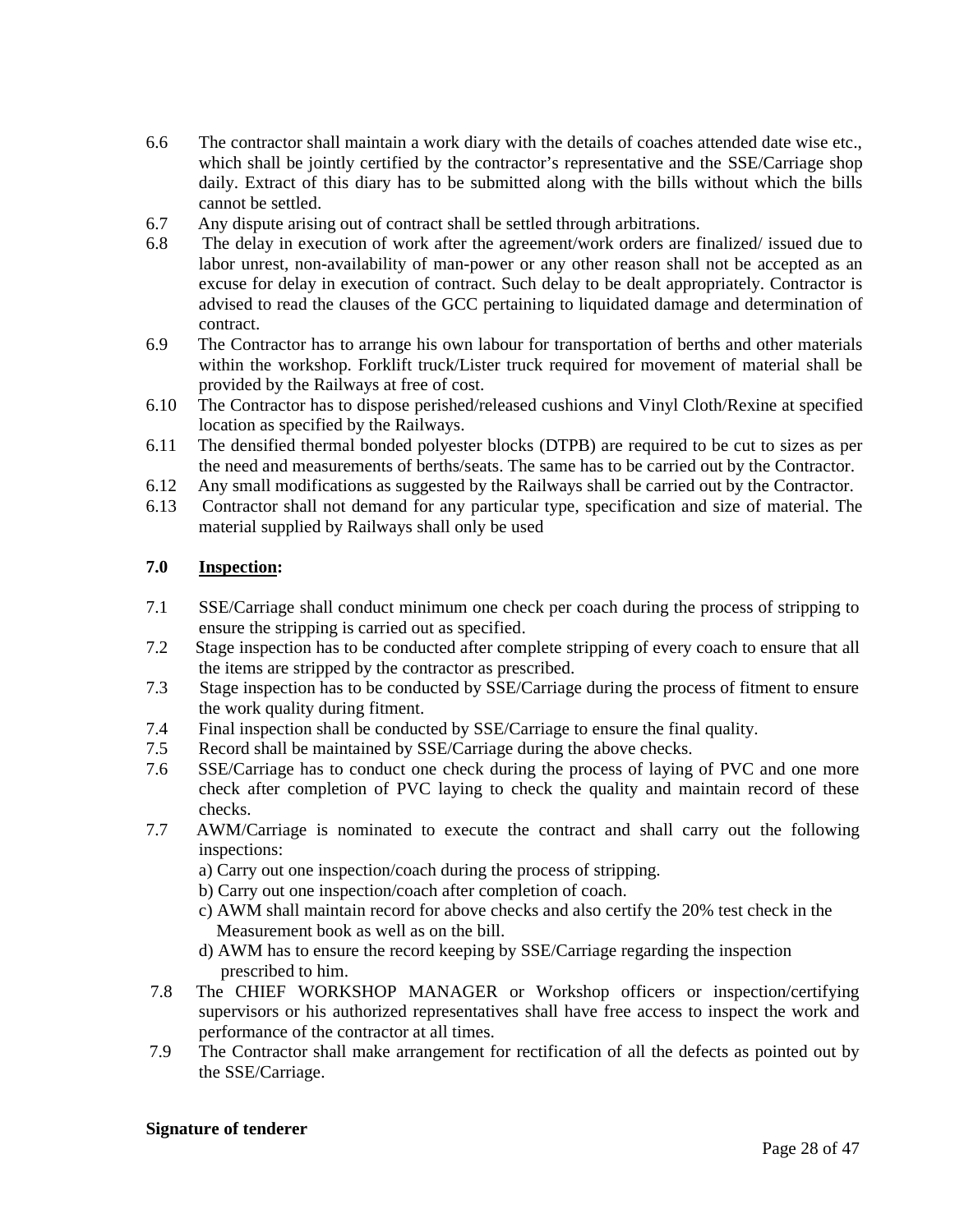6.6 The contractor shall maintain a work diary with the details of coaches attended date wise etc., which shall be jointly certified by the contractor's representative and the SSE/Carriage shop daily. Extract of this diary has to be submitted along with the bills without which the bills cannot be settled.

6.7 Any dispute arising out of contract shall be settled through arbitrations.

6.8 The delay in execution of work after the agreement/work orders are finalized/ issued due to labor unrest, non-availability of man-power or any other reason shall not be accepted as an excuse for delay in execution of contract. Such delay to be dealt appropriately. Contractor is advised to read the clauses of the GCC pertaining to liquidated damage and determination of contract.

6.9 The Contractor has to arrange his own labour for transportation of berths and other materials within the workshop. Forklift truck/Lister truck required for movement of material shall be provided by the Railways at free of cost.

6.10 The Contractor has to dispose perished/released cushions and Vinyl Cloth/Rexine at specified location as specified by the Railways.

6.11 The densified thermal bonded polyester blocks (DTPB) are required to be cut to sizes as per the need and measurements of berths/seats. The same has to be carried out by the Contractor.

6.12 Any small modifications as suggested by the Railways shall be carried out by the Contractor.

6.13 Contractor shall not demand for any particular type, specification and size of material. The material supplied by Railways shall only be used

**7.0 <u>Inspection</u>:**

7.1 SSE/Carriage shall conduct minimum one check per coach during the process of stripping to ensure the stripping is carried out as specified.

7.2 Stage inspection has to be conducted after complete stripping of every coach to ensure that all the items are stripped by the contractor as prescribed.

7.3 Stage inspection has to be conducted by SSE/Carriage during the process of fitment to ensure the work quality during fitment.

7.4 Final inspection shall be conducted by SSE/Carriage to ensure the final quality.

7.5 Record shall be maintained by SSE/Carriage during the above checks.

7.6 SSE/Carriage has to conduct one check during the process of laying of PVC and one more check after completion of PVC laying to check the quality and maintain record of these checks.

7.7 AWM/Carriage is nominated to execute the contract and shall carry out the following inspections:

a) Carry out one inspection/coach during the process of stripping.
b) Carry out one inspection/coach after completion of coach.
c) AWM shall maintain record for above checks and also certify the 20% test check in the Measurement book as well as on the bill.
d) AWM has to ensure the record keeping by SSE/Carriage regarding the inspection prescribed to him.

7.8 The CHIEF WORKSHOP MANAGER or Workshop officers or inspection/certifying supervisors or his authorized representatives shall have free access to inspect the work and performance of the contractor at all times.

7.9 The Contractor shall make arrangement for rectification of all the defects as pointed out by the SSE/Carriage.

**Signature of tenderer**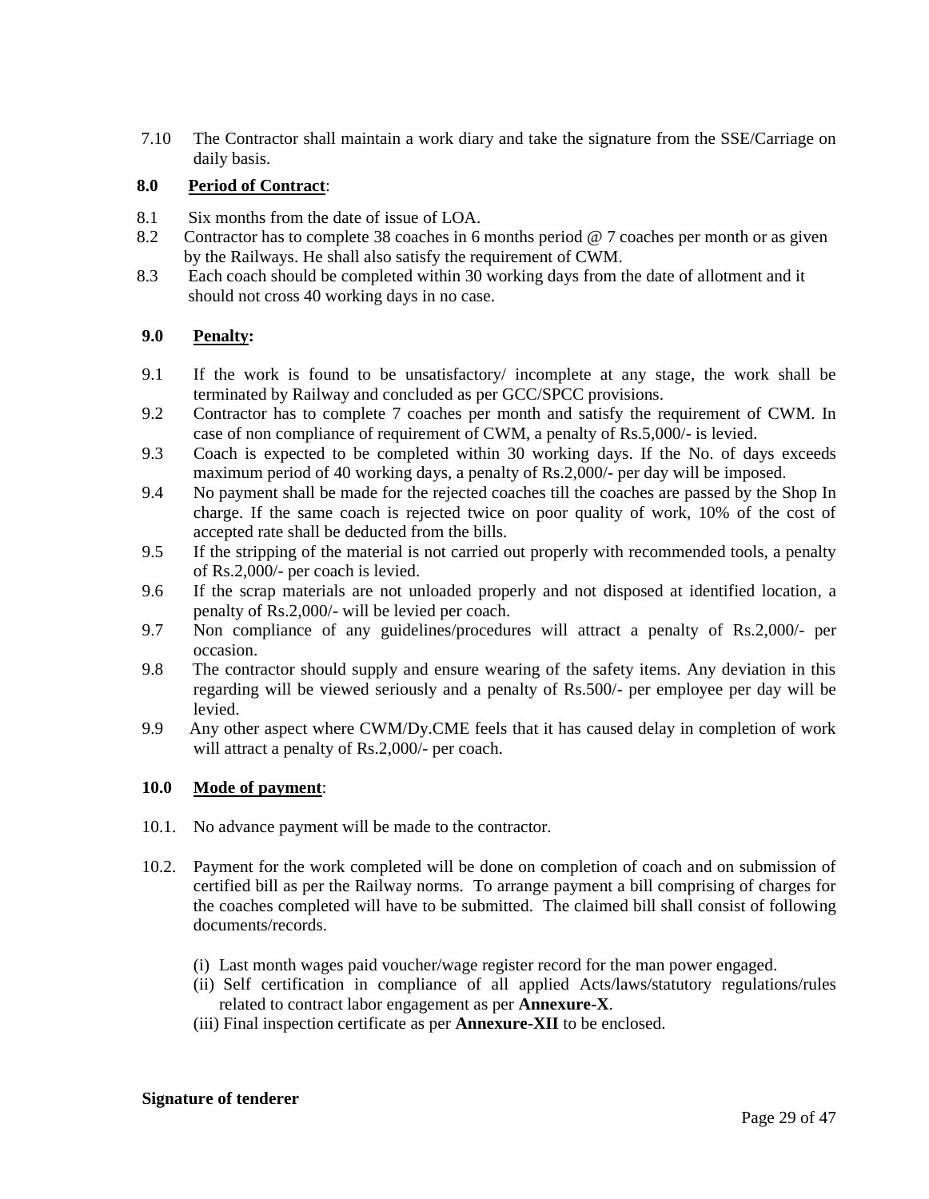7.10 The Contractor shall maintain a work diary and take the signature from the SSE/Carriage on daily basis.

**8.0 Period of Contract**:

8.1 Six months from the date of issue of LOA.

8.2 Contractor has to complete 38 coaches in 6 months period @ 7 coaches per month or as given by the Railways. He shall also satisfy the requirement of CWM.

8.3 Each coach should be completed within 30 working days from the date of allotment and it should not cross 40 working days in no case.

**9.0 Penalty:**

9.1 If the work is found to be unsatisfactory/ incomplete at any stage, the work shall be terminated by Railway and concluded as per GCC/SPCC provisions.

9.2 Contractor has to complete 7 coaches per month and satisfy the requirement of CWM. In case of non compliance of requirement of CWM, a penalty of Rs.5,000/- is levied.

9.3 Coach is expected to be completed within 30 working days. If the No. of days exceeds maximum period of 40 working days, a penalty of Rs.2,000/- per day will be imposed.

9.4 No payment shall be made for the rejected coaches till the coaches are passed by the Shop In charge. If the same coach is rejected twice on poor quality of work, 10% of the cost of accepted rate shall be deducted from the bills.

9.5 If the stripping of the material is not carried out properly with recommended tools, a penalty of Rs.2,000/- per coach is levied.

9.6 If the scrap materials are not unloaded properly and not disposed at identified location, a penalty of Rs.2,000/- will be levied per coach.

9.7 Non compliance of any guidelines/procedures will attract a penalty of Rs.2,000/- per occasion.

9.8 The contractor should supply and ensure wearing of the safety items. Any deviation in this regarding will be viewed seriously and a penalty of Rs.500/- per employee per day will be levied.

9.9 Any other aspect where CWM/Dy.CME feels that it has caused delay in completion of work will attract a penalty of Rs.2,000/- per coach.

**10.0 Mode of payment**:

10.1. No advance payment will be made to the contractor.

10.2. Payment for the work completed will be done on completion of coach and on submission of certified bill as per the Railway norms. To arrange payment a bill comprising of charges for the coaches completed will have to be submitted. The claimed bill shall consist of following documents/records.

(i) Last month wages paid voucher/wage register record for the man power engaged.

(ii) Self certification in compliance of all applied Acts/laws/statutory regulations/rules related to contract labor engagement as per **Annexure-X**.

(iii) Final inspection certificate as per **Annexure-XII** to be enclosed.

**Signature of tenderer**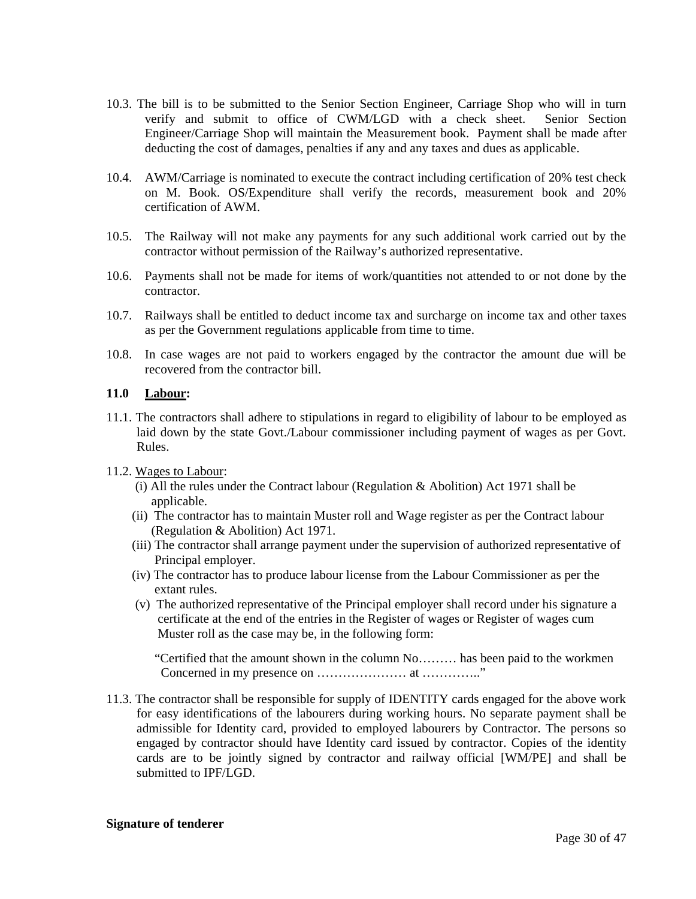10.3. The bill is to be submitted to the Senior Section Engineer, Carriage Shop who will in turn verify and submit to office of CWM/LGD with a check sheet. Senior Section Engineer/Carriage Shop will maintain the Measurement book. Payment shall be made after deducting the cost of damages, penalties if any and any taxes and dues as applicable.

10.4. AWM/Carriage is nominated to execute the contract including certification of 20% test check on M. Book. OS/Expenditure shall verify the records, measurement book and 20% certification of AWM.

10.5. The Railway will not make any payments for any such additional work carried out by the contractor without permission of the Railway's authorized representative.

10.6. Payments shall not be made for items of work/quantities not attended to or not done by the contractor.

10.7. Railways shall be entitled to deduct income tax and surcharge on income tax and other taxes as per the Government regulations applicable from time to time.

10.8. In case wages are not paid to workers engaged by the contractor the amount due will be recovered from the contractor bill.

**11.0 <u>Labour</u>:**

11.1. The contractors shall adhere to stipulations in regard to eligibility of labour to be employed as laid down by the state Govt./Labour commissioner including payment of wages as per Govt. Rules.

11.2. <u>Wages to Labour</u>:

(i) All the rules under the Contract labour (Regulation & Abolition) Act 1971 shall be applicable.

(ii) The contractor has to maintain Muster roll and Wage register as per the Contract labour (Regulation & Abolition) Act 1971.

(iii) The contractor shall arrange payment under the supervision of authorized representative of Principal employer.

(iv) The contractor has to produce labour license from the Labour Commissioner as per the extant rules.

(v) The authorized representative of the Principal employer shall record under his signature a certificate at the end of the entries in the Register of wages or Register of wages cum Muster roll as the case may be, in the following form:

"Certified that the amount shown in the column No……… has been paid to the workmen Concerned in my presence on ………………… at ………….."

11.3. The contractor shall be responsible for supply of IDENTITY cards engaged for the above work for easy identifications of the labourers during working hours. No separate payment shall be admissible for Identity card, provided to employed labourers by Contractor. The persons so engaged by contractor should have Identity card issued by contractor. Copies of the identity cards are to be jointly signed by contractor and railway official [WM/PE] and shall be submitted to IPF/LGD.

**Signature of tenderer**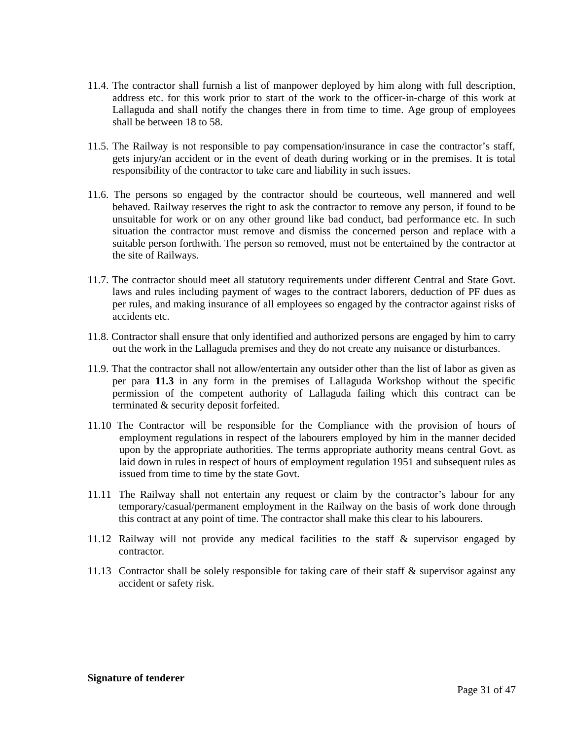11.4. The contractor shall furnish a list of manpower deployed by him along with full description, address etc. for this work prior to start of the work to the officer-in-charge of this work at Lallaguda and shall notify the changes there in from time to time. Age group of employees shall be between 18 to 58.

11.5. The Railway is not responsible to pay compensation/insurance in case the contractor's staff, gets injury/an accident or in the event of death during working or in the premises. It is total responsibility of the contractor to take care and liability in such issues.

11.6. The persons so engaged by the contractor should be courteous, well mannered and well behaved. Railway reserves the right to ask the contractor to remove any person, if found to be unsuitable for work or on any other ground like bad conduct, bad performance etc. In such situation the contractor must remove and dismiss the concerned person and replace with a suitable person forthwith. The person so removed, must not be entertained by the contractor at the site of Railways.

11.7. The contractor should meet all statutory requirements under different Central and State Govt. laws and rules including payment of wages to the contract laborers, deduction of PF dues as per rules, and making insurance of all employees so engaged by the contractor against risks of accidents etc.

11.8. Contractor shall ensure that only identified and authorized persons are engaged by him to carry out the work in the Lallaguda premises and they do not create any nuisance or disturbances.

11.9. That the contractor shall not allow/entertain any outsider other than the list of labor as given as per para **11.3** in any form in the premises of Lallaguda Workshop without the specific permission of the competent authority of Lallaguda failing which this contract can be terminated & security deposit forfeited.

11.10 The Contractor will be responsible for the Compliance with the provision of hours of employment regulations in respect of the labourers employed by him in the manner decided upon by the appropriate authorities. The terms appropriate authority means central Govt. as laid down in rules in respect of hours of employment regulation 1951 and subsequent rules as issued from time to time by the state Govt.

11.11 The Railway shall not entertain any request or claim by the contractor's labour for any temporary/casual/permanent employment in the Railway on the basis of work done through this contract at any point of time. The contractor shall make this clear to his labourers.

11.12 Railway will not provide any medical facilities to the staff & supervisor engaged by contractor.

11.13 Contractor shall be solely responsible for taking care of their staff & supervisor against any accident or safety risk.

**Signature of tenderer**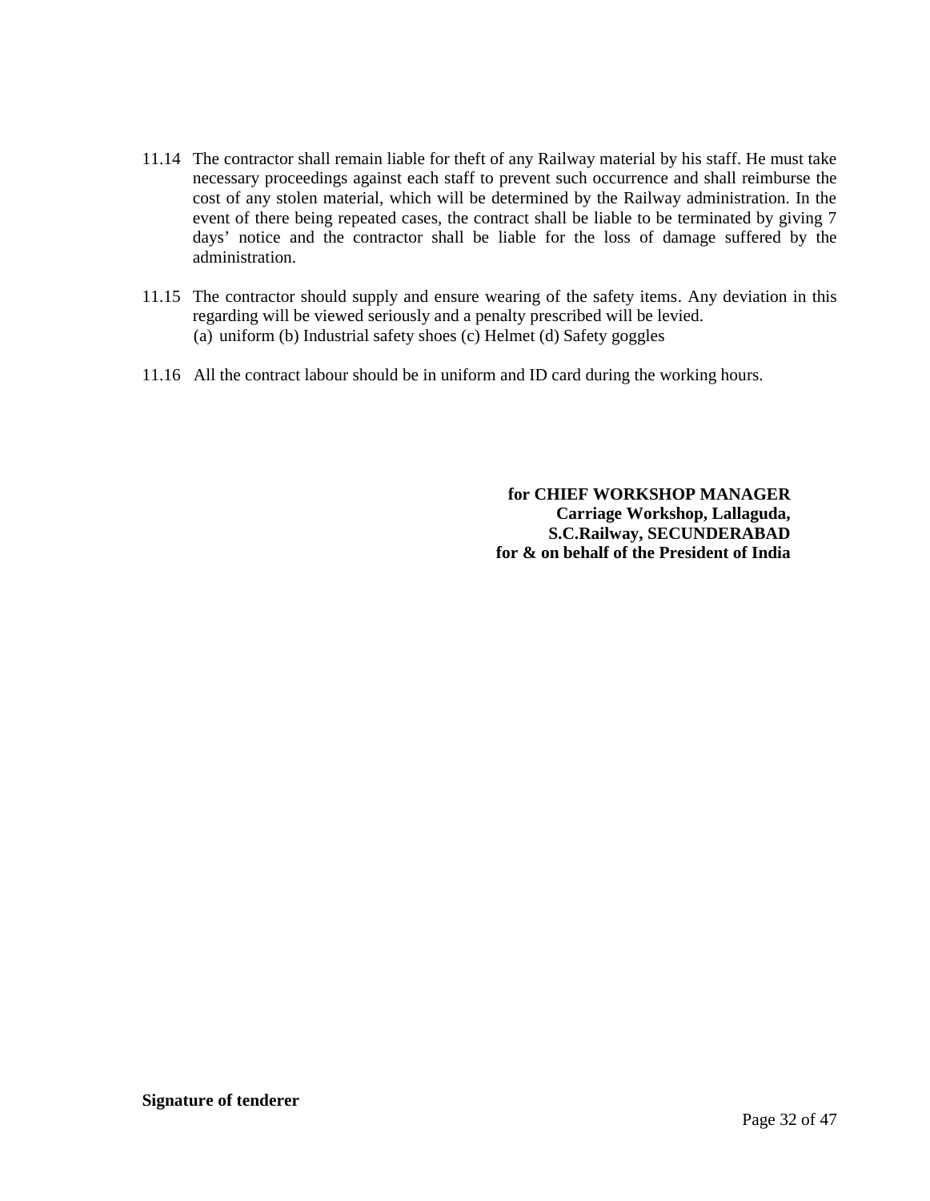11.14 The contractor shall remain liable for theft of any Railway material by his staff. He must take necessary proceedings against each staff to prevent such occurrence and shall reimburse the cost of any stolen material, which will be determined by the Railway administration. In the event of there being repeated cases, the contract shall be liable to be terminated by giving 7 days' notice and the contractor shall be liable for the loss of damage suffered by the administration.

11.15 The contractor should supply and ensure wearing of the safety items. Any deviation in this regarding will be viewed seriously and a penalty prescribed will be levied.
(a) uniform (b) Industrial safety shoes (c) Helmet (d) Safety goggles

11.16 All the contract labour should be in uniform and ID card during the working hours.

**for CHIEF WORKSHOP MANAGER**
**Carriage Workshop, Lallaguda,**
**S.C.Railway, SECUNDERABAD**
**for & on behalf of the President of India**

**Signature of tenderer**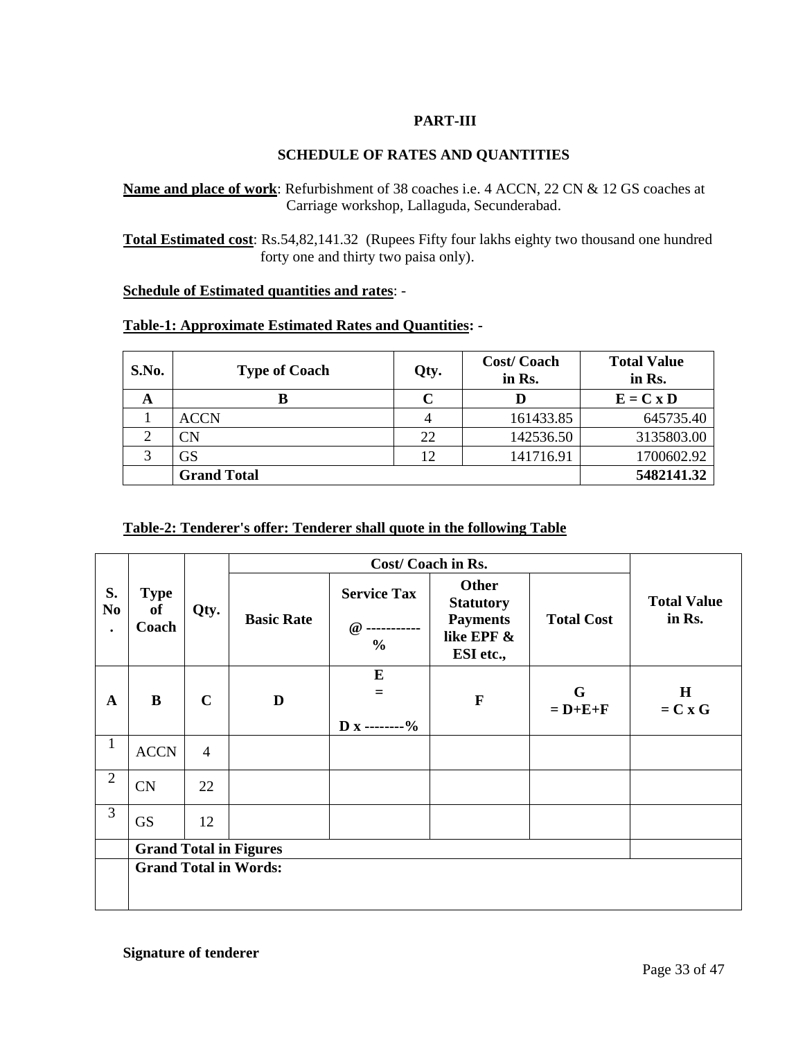**PART-III**

**SCHEDULE OF RATES AND QUANTITIES**

**Name and place of work**: Refurbishment of 38 coaches i.e. 4 ACCN, 22 CN & 12 GS coaches at Carriage workshop, Lallaguda, Secunderabad.

**Total Estimated cost**: Rs.54,82,141.32 (Rupees Fifty four lakhs eighty two thousand one hundred forty one and thirty two paisa only).

**Schedule of Estimated quantities and rates**: -

**Table-1: Approximate Estimated Rates and Quantities: -**

| S.No. | Type of Coach | Qty. | Cost/ Coach in Rs. | Total Value in Rs. |
|---|---|---|---|---|
| **A** | **B** | **C** | **D** | **E = C x D** |
| 1 | ACCN | 4 | 161433.85 | 645735.40 |
| 2 | CN | 22 | 142536.50 | 3135803.00 |
| 3 | GS | 12 | 141716.91 | 1700602.92 |
| | **Grand Total** | | | **5482141.32** |

**Table-2: Tenderer's offer: Tenderer shall quote in the following Table**

| S. No. | Type of Coach | Qty. | Cost/ Coach in Rs. | | | | Total Value in Rs. |
|---|---|---|---|---|---|---|---|
| | | | **Basic Rate** | **Service Tax @ ----------- %** | **Other Statutory Payments like EPF & ESI etc.,** | **Total Cost** | |
| **A** | **B** | **C** | **D** | **E = D x --------%** | **F** | **G = D+E+F** | **H = C x G** |
| 1 | ACCN | 4 | | | | | |
| 2 | CN | 22 | | | | | |
| 3 | GS | 12 | | | | | |
| | **Grand Total in Figures** | | | | | | |
| | **Grand Total in Words:** | | | | | | |

**Signature of tenderer**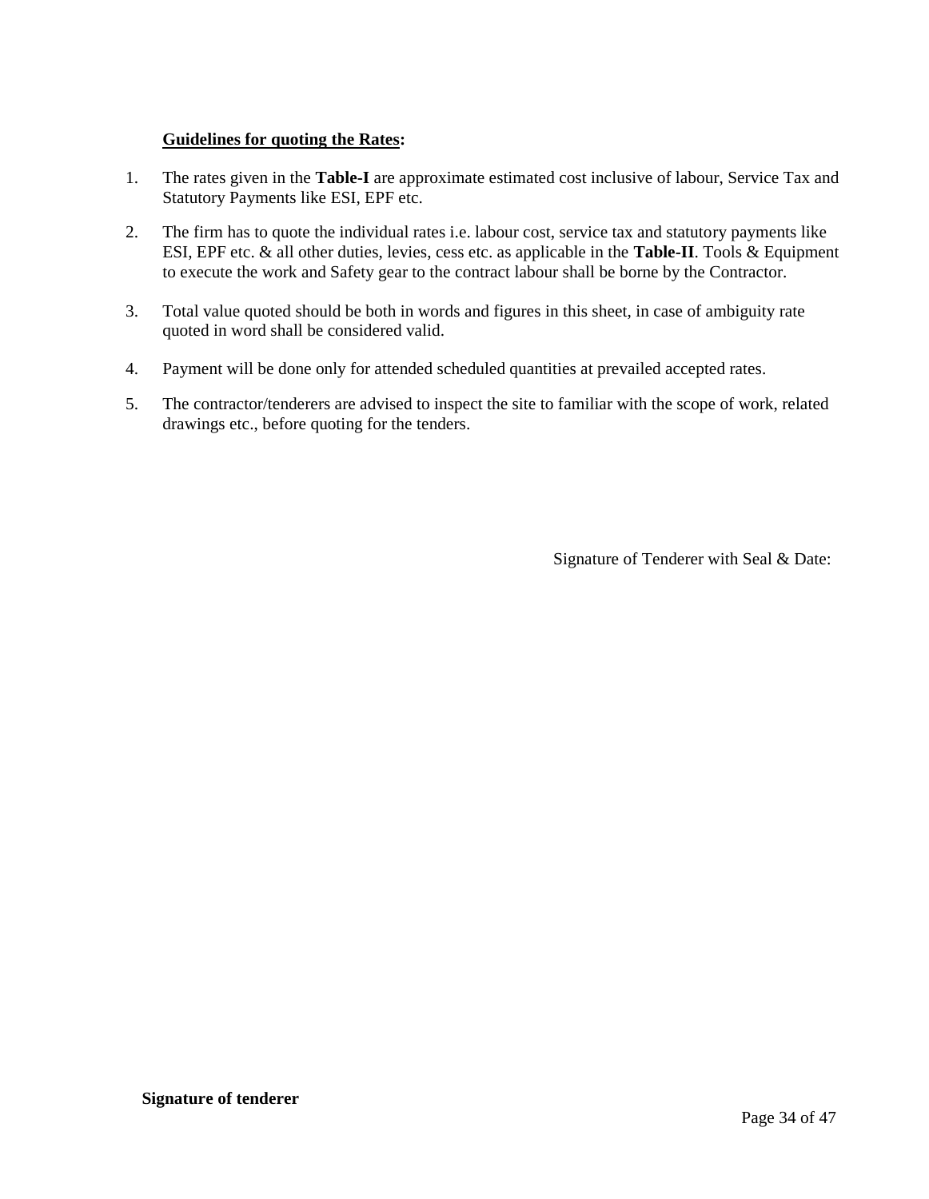**<u>Guidelines for quoting the Rates</u>:**

1. The rates given in the **Table-I** are approximate estimated cost inclusive of labour, Service Tax and Statutory Payments like ESI, EPF etc.

2. The firm has to quote the individual rates i.e. labour cost, service tax and statutory payments like ESI, EPF etc. & all other duties, levies, cess etc. as applicable in the **Table-II**. Tools & Equipment to execute the work and Safety gear to the contract labour shall be borne by the Contractor.

3. Total value quoted should be both in words and figures in this sheet, in case of ambiguity rate quoted in word shall be considered valid.

4. Payment will be done only for attended scheduled quantities at prevailed accepted rates.

5. The contractor/tenderers are advised to inspect the site to familiar with the scope of work, related drawings etc., before quoting for the tenders.

Signature of Tenderer with Seal & Date:

**Signature of tenderer**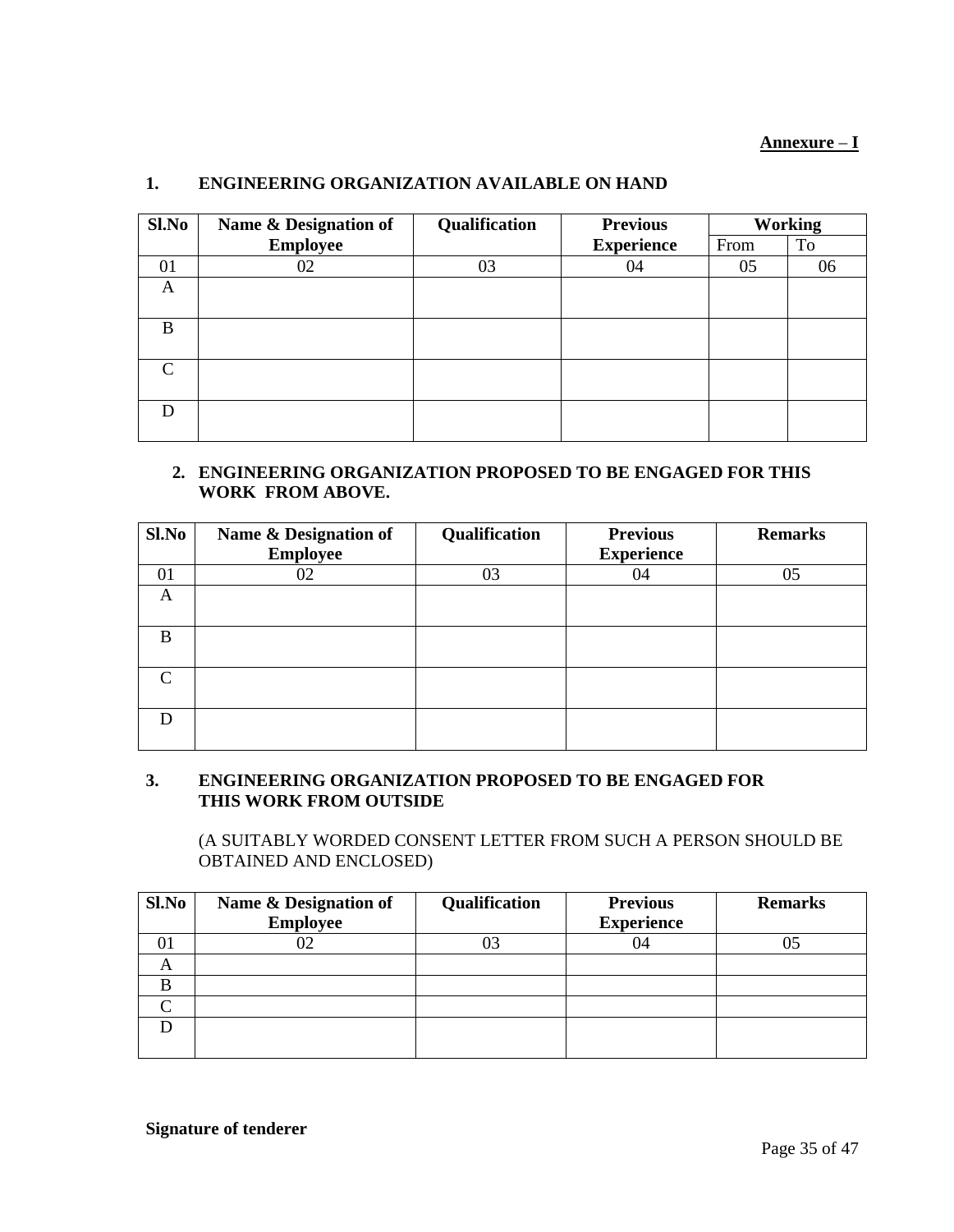**Annexure – I**

## 1. ENGINEERING ORGANIZATION AVAILABLE ON HAND

| Sl.No | Name & Designation of Employee | Qualification | Previous Experience | Working | |
|---|---|---|---|---|---|
| | | | | From | To |
| 01 | 02 | 03 | 04 | 05 | 06 |
| A | | | | | |
| B | | | | | |
| C | | | | | |
| D | | | | | |

## 2. ENGINEERING ORGANIZATION PROPOSED TO BE ENGAGED FOR THIS WORK FROM ABOVE.

| Sl.No | Name & Designation of Employee | Qualification | Previous Experience | Remarks |
|---|---|---|---|---|
| 01 | 02 | 03 | 04 | 05 |
| A | | | | |
| B | | | | |
| C | | | | |
| D | | | | |

## 3. ENGINEERING ORGANIZATION PROPOSED TO BE ENGAGED FOR THIS WORK FROM OUTSIDE

(A SUITABLY WORDED CONSENT LETTER FROM SUCH A PERSON SHOULD BE OBTAINED AND ENCLOSED)

| Sl.No | Name & Designation of Employee | Qualification | Previous Experience | Remarks |
|---|---|---|---|---|
| 01 | 02 | 03 | 04 | 05 |
| A | | | | |
| B | | | | |
| C | | | | |
| D | | | | |

**Signature of tenderer**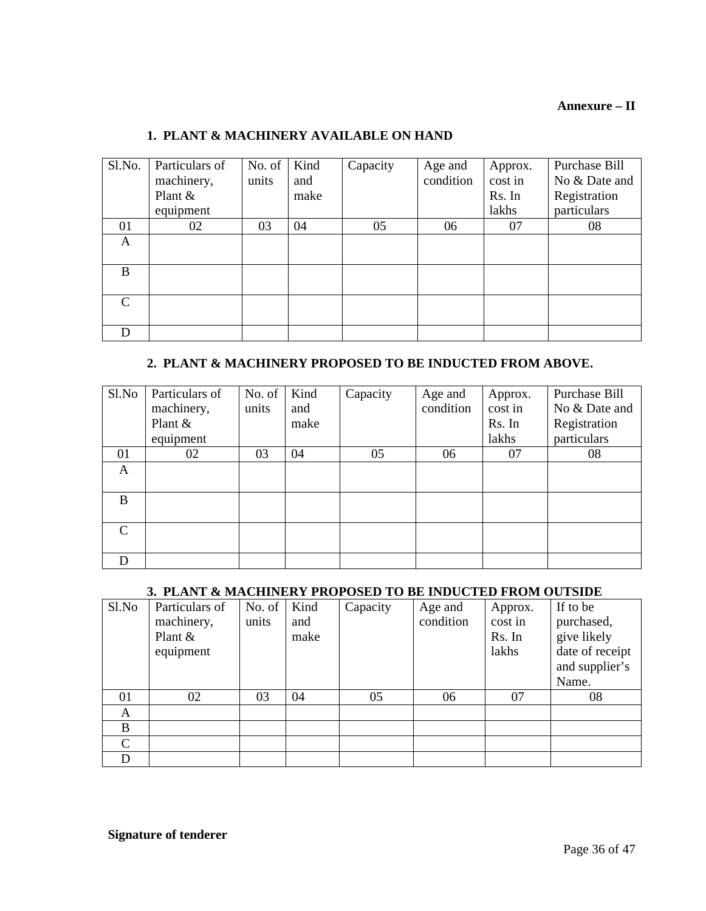**Annexure – II**

## 1. PLANT & MACHINERY AVAILABLE ON HAND

| Sl.No. | Particulars of machinery, Plant & equipment | No. of units | Kind and make | Capacity | Age and condition | Approx. cost in Rs. In lakhs | Purchase Bill No & Date and Registration particulars |
|---|---|---|---|---|---|---|---|
| 01 | 02 | 03 | 04 | 05 | 06 | 07 | 08 |
| A | | | | | | | |
| B | | | | | | | |
| C | | | | | | | |
| D | | | | | | | |

## 2. PLANT & MACHINERY PROPOSED TO BE INDUCTED FROM ABOVE.

| Sl.No | Particulars of machinery, Plant & equipment | No. of units | Kind and make | Capacity | Age and condition | Approx. cost in Rs. In lakhs | Purchase Bill No & Date and Registration particulars |
|---|---|---|---|---|---|---|---|
| 01 | 02 | 03 | 04 | 05 | 06 | 07 | 08 |
| A | | | | | | | |
| B | | | | | | | |
| C | | | | | | | |
| D | | | | | | | |

## 3. PLANT & MACHINERY PROPOSED TO BE INDUCTED FROM OUTSIDE

| Sl.No | Particulars of machinery, Plant & equipment | No. of units | Kind and make | Capacity | Age and condition | Approx. cost in Rs. In lakhs | If to be purchased, give likely date of receipt and supplier's Name. |
|---|---|---|---|---|---|---|---|
| 01 | 02 | 03 | 04 | 05 | 06 | 07 | 08 |
| A | | | | | | | |
| B | | | | | | | |
| C | | | | | | | |
| D | | | | | | | |

**Signature of tenderer**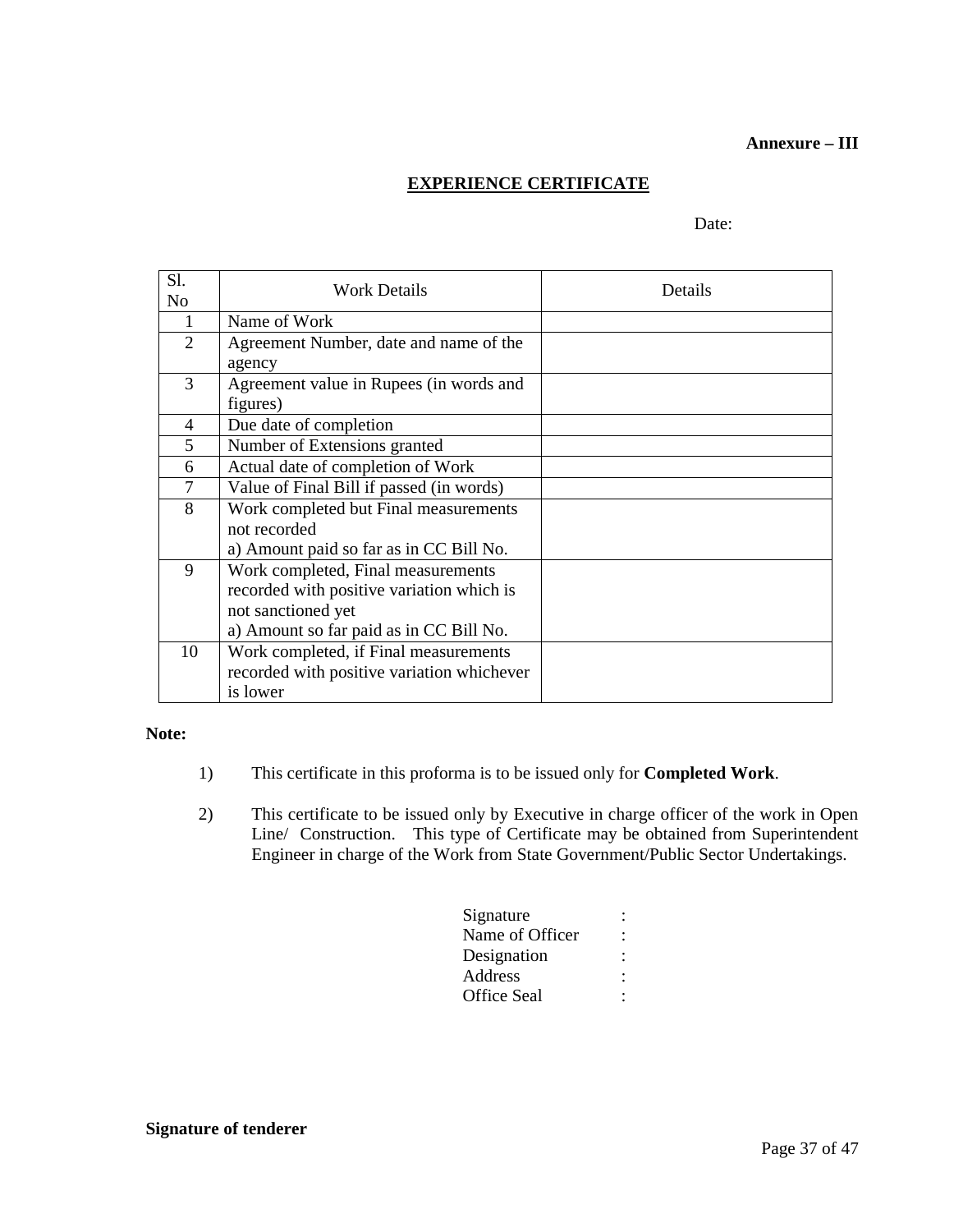**Annexure – III**

## EXPERIENCE CERTIFICATE

Date:

| Sl. No | Work Details | Details |
|---|---|---|
| 1 | Name of Work | |
| 2 | Agreement Number, date and name of the agency | |
| 3 | Agreement value in Rupees (in words and figures) | |
| 4 | Due date of completion | |
| 5 | Number of Extensions granted | |
| 6 | Actual date of completion of Work | |
| 7 | Value of Final Bill if passed (in words) | |
| 8 | Work completed but Final measurements not recorded<br>a) Amount paid so far as in CC Bill No. | |
| 9 | Work completed, Final measurements recorded with positive variation which is not sanctioned yet<br>a) Amount so far paid as in CC Bill No. | |
| 10 | Work completed, if Final measurements recorded with positive variation whichever is lower | |

**Note:**

1) This certificate in this proforma is to be issued only for **Completed Work**.

2) This certificate to be issued only by Executive in charge officer of the work in Open Line/ Construction. This type of Certificate may be obtained from Superintendent Engineer in charge of the Work from State Government/Public Sector Undertakings.

Signature :
Name of Officer :
Designation :
Address :
Office Seal :

**Signature of tenderer**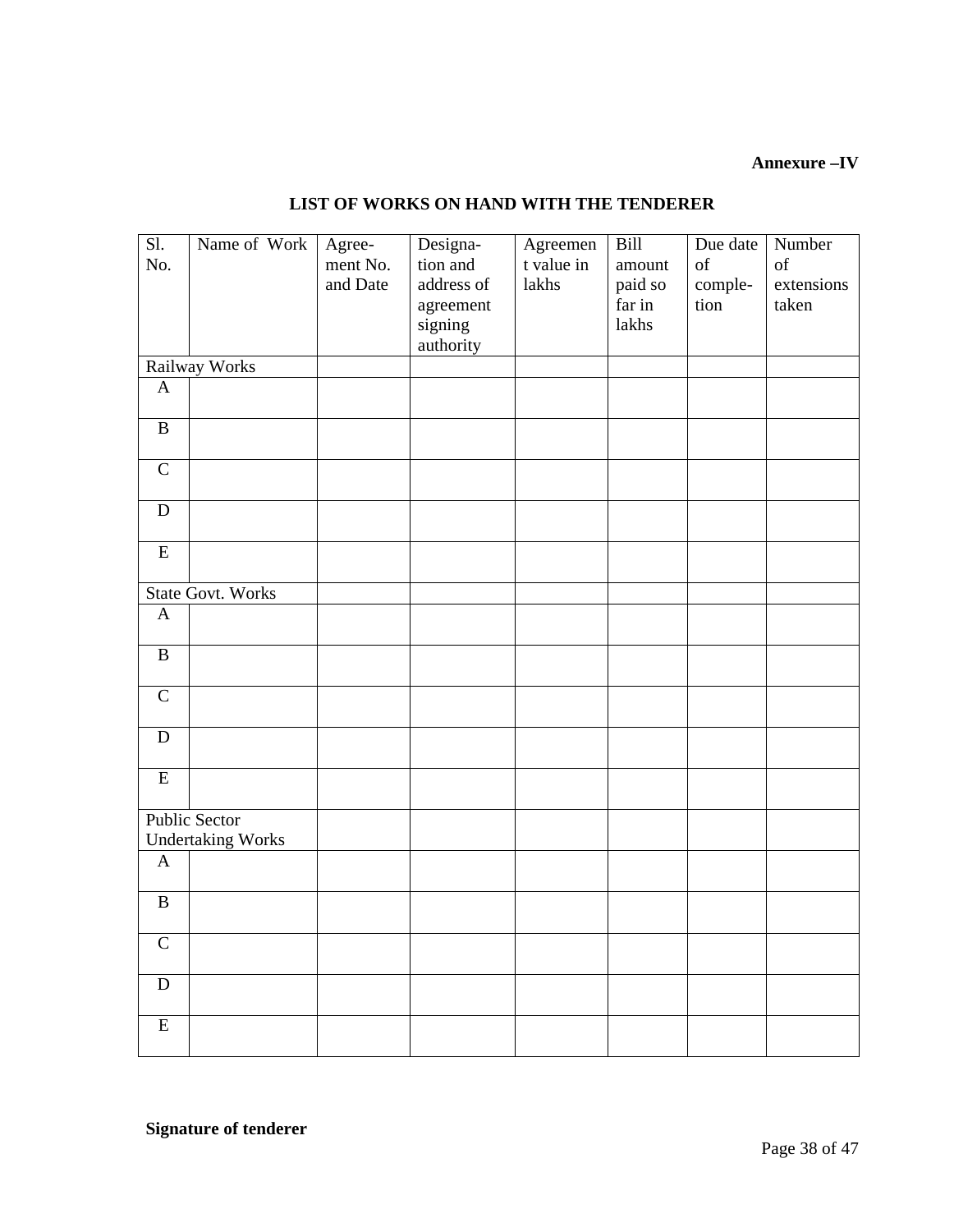**Annexure –IV**

## LIST OF WORKS ON HAND WITH THE TENDERER

| Sl. No. | Name of Work | Agree-ment No. and Date | Designa-tion and address of agreement signing authority | Agreement value in lakhs | Bill amount paid so far in lakhs | Due date of comple-tion | Number of extensions taken |
|---|---|---|---|---|---|---|---|
| Railway Works | | | | | | | |
| A | | | | | | | |
| B | | | | | | | |
| C | | | | | | | |
| D | | | | | | | |
| E | | | | | | | |
| State Govt. Works | | | | | | | |
| A | | | | | | | |
| B | | | | | | | |
| C | | | | | | | |
| D | | | | | | | |
| E | | | | | | | |
| Public Sector Undertaking Works | | | | | | | |
| A | | | | | | | |
| B | | | | | | | |
| C | | | | | | | |
| D | | | | | | | |
| E | | | | | | | |

**Signature of tenderer**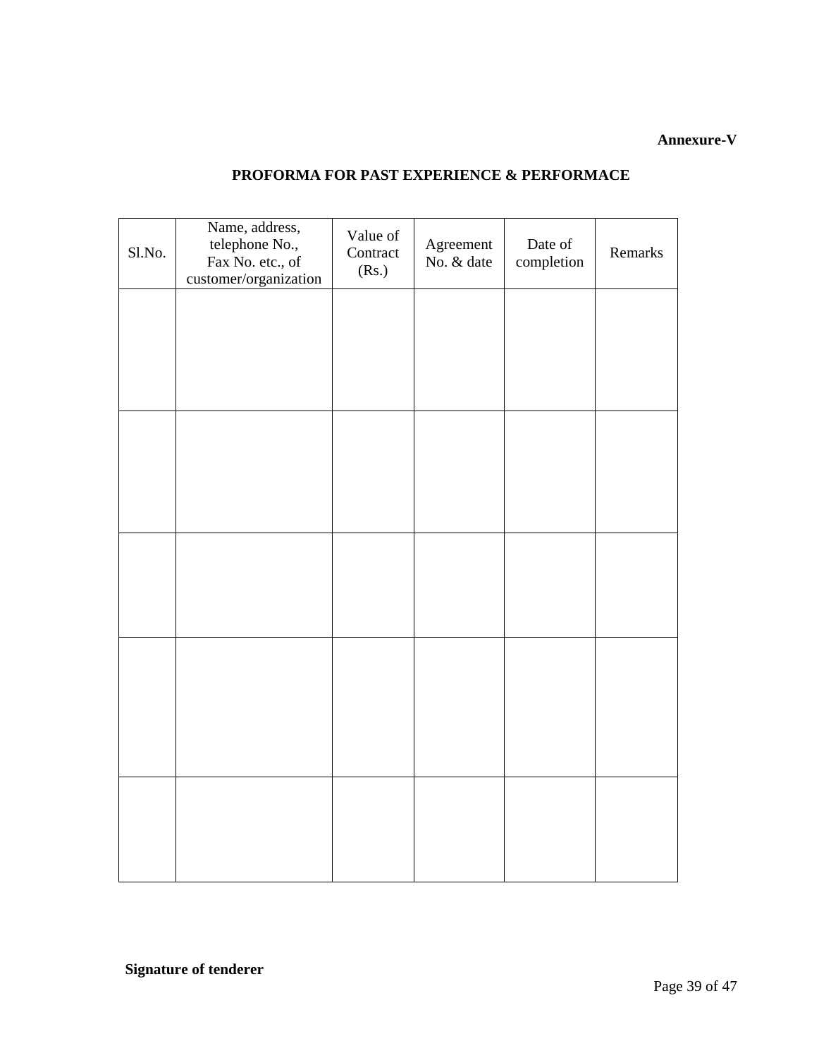**Annexure-V**

## PROFORMA FOR PAST EXPERIENCE & PERFORMACE

| Sl.No. | Name, address, telephone No., Fax No. etc., of customer/organization | Value of Contract (Rs.) | Agreement No. & date | Date of completion | Remarks |
|---|---|---|---|---|---|
| | | | | | |
| | | | | | |
| | | | | | |
| | | | | | |
| | | | | | |

**Signature of tenderer**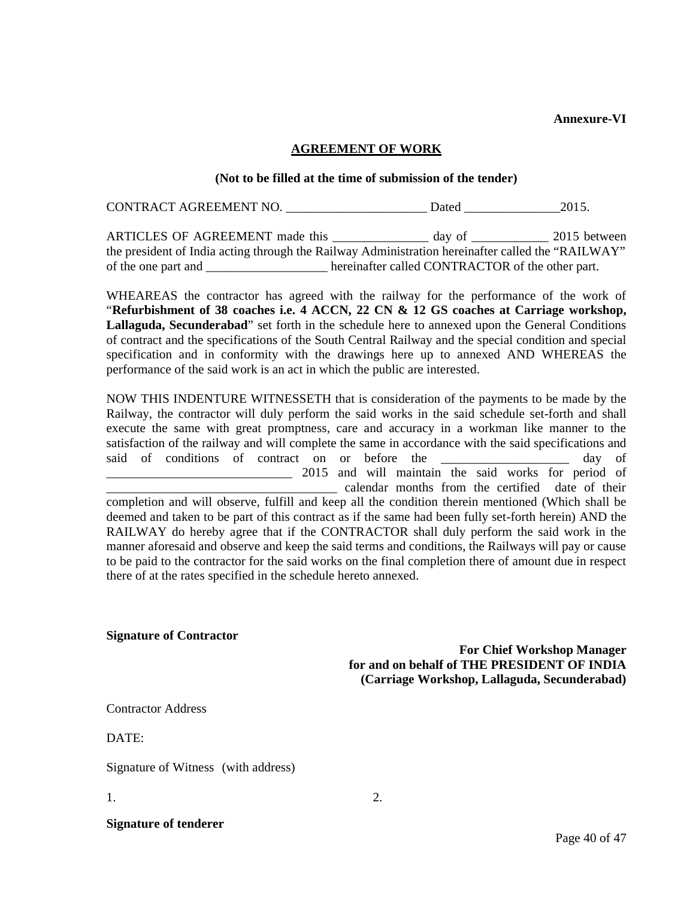**Annexure-VI**

## AGREEMENT OF WORK

**(Not to be filled at the time of submission of the tender)**

CONTRACT AGREEMENT NO. ______________________ Dated _______________2015.

ARTICLES OF AGREEMENT made this _______________ day of ____________ 2015 between the president of India acting through the Railway Administration hereinafter called the "RAILWAY" of the one part and ___________________ hereinafter called CONTRACTOR of the other part.

WHEAREAS the contractor has agreed with the railway for the performance of the work of "**Refurbishment of 38 coaches i.e. 4 ACCN, 22 CN & 12 GS coaches at Carriage workshop, Lallaguda, Secunderabad**" set forth in the schedule here to annexed upon the General Conditions of contract and the specifications of the South Central Railway and the special condition and special specification and in conformity with the drawings here up to annexed AND WHEREAS the performance of the said work is an act in which the public are interested.

NOW THIS INDENTURE WITNESSETH that is consideration of the payments to be made by the Railway, the contractor will duly perform the said works in the said schedule set-forth and shall execute the same with great promptness, care and accuracy in a workman like manner to the satisfaction of the railway and will complete the same in accordance with the said specifications and said of conditions of contract on or before the ____________________ day of _____________________________ 2015 and will maintain the said works for period of ____________________________________ calendar months from the certified date of their completion and will observe, fulfill and keep all the condition therein mentioned (Which shall be deemed and taken to be part of this contract as if the same had been fully set-forth herein) AND the RAILWAY do hereby agree that if the CONTRACTOR shall duly perform the said work in the manner aforesaid and observe and keep the said terms and conditions, the Railways will pay or cause to be paid to the contractor for the said works on the final completion there of amount due in respect there of at the rates specified in the schedule hereto annexed.

**Signature of Contractor**

**For Chief Workshop Manager**
**for and on behalf of THE PRESIDENT OF INDIA**
**(Carriage Workshop, Lallaguda, Secunderabad)**

Contractor Address

DATE:

Signature of Witness (with address)

1. 

2. 

**Signature of tenderer**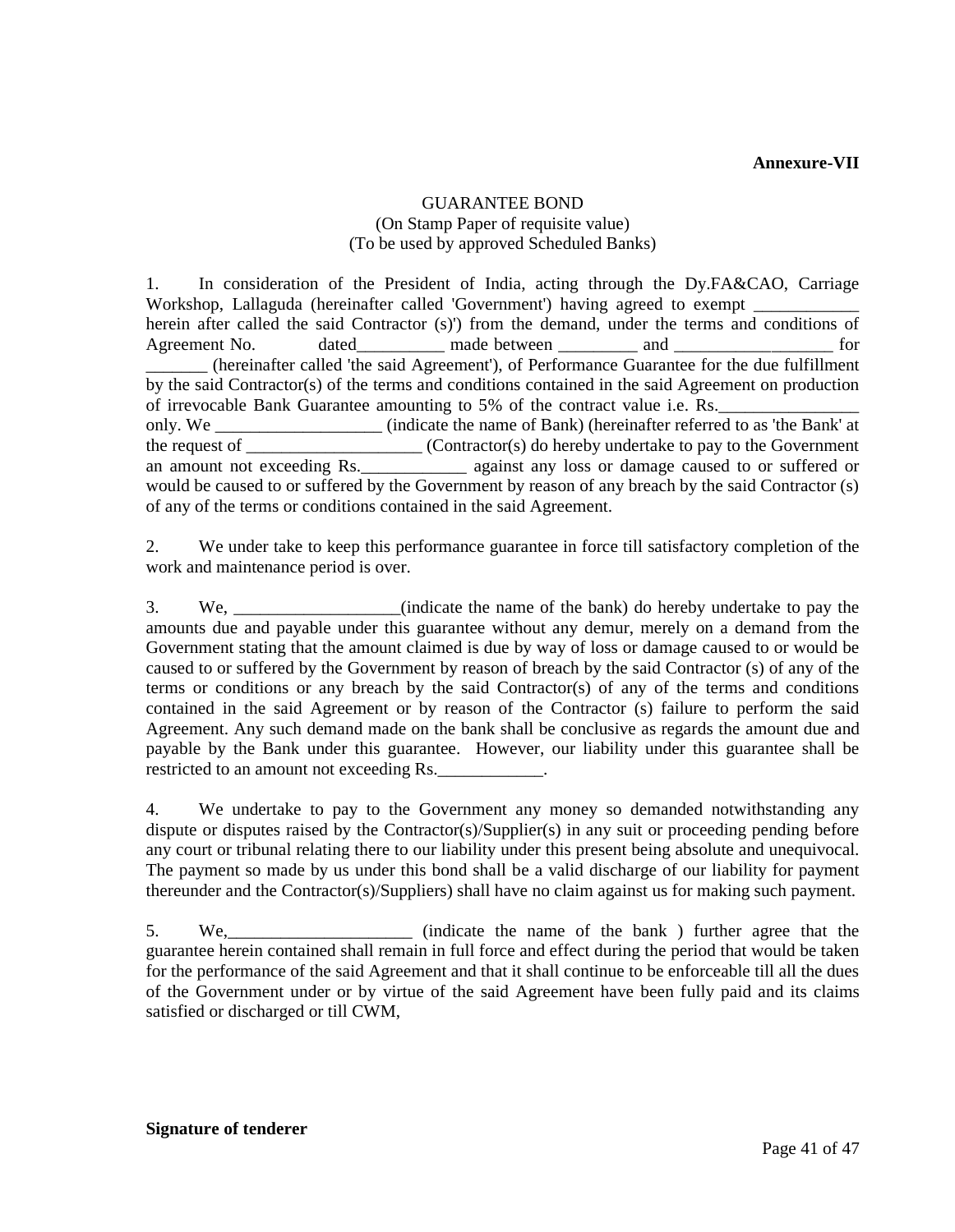**Annexure-VII**

GUARANTEE BOND
(On Stamp Paper of requisite value)
(To be used by approved Scheduled Banks)

1. In consideration of the President of India, acting through the Dy.FA&CAO, Carriage Workshop, Lallaguda (hereinafter called 'Government') having agreed to exempt ____________ herein after called the said Contractor (s)') from the demand, under the terms and conditions of Agreement No. dated__________ made between _________ and __________________ for _______ (hereinafter called 'the said Agreement'), of Performance Guarantee for the due fulfillment by the said Contractor(s) of the terms and conditions contained in the said Agreement on production of irrevocable Bank Guarantee amounting to 5% of the contract value i.e. Rs.________________ only. We ___________________ (indicate the name of Bank) (hereinafter referred to as 'the Bank' at the request of ____________________ (Contractor(s) do hereby undertake to pay to the Government an amount not exceeding Rs.____________ against any loss or damage caused to or suffered or would be caused to or suffered by the Government by reason of any breach by the said Contractor (s) of any of the terms or conditions contained in the said Agreement.

2. We under take to keep this performance guarantee in force till satisfactory completion of the work and maintenance period is over.

3. We, ___________________(indicate the name of the bank) do hereby undertake to pay the amounts due and payable under this guarantee without any demur, merely on a demand from the Government stating that the amount claimed is due by way of loss or damage caused to or would be caused to or suffered by the Government by reason of breach by the said Contractor (s) of any of the terms or conditions or any breach by the said Contractor(s) of any of the terms and conditions contained in the said Agreement or by reason of the Contractor (s) failure to perform the said Agreement. Any such demand made on the bank shall be conclusive as regards the amount due and payable by the Bank under this guarantee. However, our liability under this guarantee shall be restricted to an amount not exceeding Rs.____________.

4. We undertake to pay to the Government any money so demanded notwithstanding any dispute or disputes raised by the Contractor(s)/Supplier(s) in any suit or proceeding pending before any court or tribunal relating there to our liability under this present being absolute and unequivocal. The payment so made by us under this bond shall be a valid discharge of our liability for payment thereunder and the Contractor(s)/Suppliers) shall have no claim against us for making such payment.

5. We,_____________________ (indicate the name of the bank ) further agree that the guarantee herein contained shall remain in full force and effect during the period that would be taken for the performance of the said Agreement and that it shall continue to be enforceable till all the dues of the Government under or by virtue of the said Agreement have been fully paid and its claims satisfied or discharged or till CWM,

**Signature of tenderer**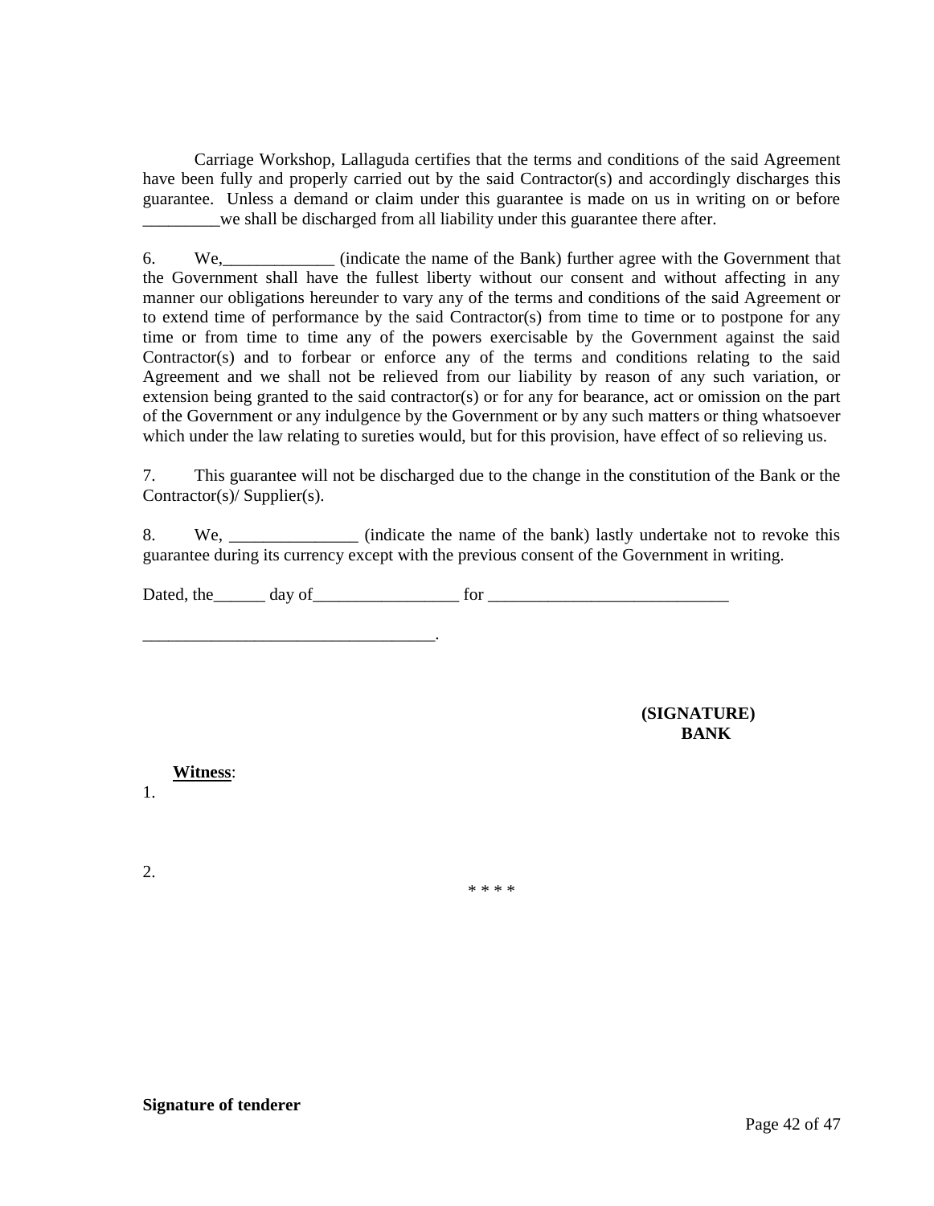Carriage Workshop, Lallaguda certifies that the terms and conditions of the said Agreement have been fully and properly carried out by the said Contractor(s) and accordingly discharges this guarantee. Unless a demand or claim under this guarantee is made on us in writing on or before _________we shall be discharged from all liability under this guarantee there after.

6. We,_____________ (indicate the name of the Bank) further agree with the Government that the Government shall have the fullest liberty without our consent and without affecting in any manner our obligations hereunder to vary any of the terms and conditions of the said Agreement or to extend time of performance by the said Contractor(s) from time to time or to postpone for any time or from time to time any of the powers exercisable by the Government against the said Contractor(s) and to forbear or enforce any of the terms and conditions relating to the said Agreement and we shall not be relieved from our liability by reason of any such variation, or extension being granted to the said contractor(s) or for any for bearance, act or omission on the part of the Government or any indulgence by the Government or by any such matters or thing whatsoever which under the law relating to sureties would, but for this provision, have effect of so relieving us.

7. This guarantee will not be discharged due to the change in the constitution of the Bank or the Contractor(s)/ Supplier(s).

8. We, _______________ (indicate the name of the bank) lastly undertake not to revoke this guarantee during its currency except with the previous consent of the Government in writing.

Dated, the______ day of_________________ for ____________________________

__________________________________.

**(SIGNATURE)**
**BANK**

**Witness**:

1.

2.

* * * *

**Signature of tenderer**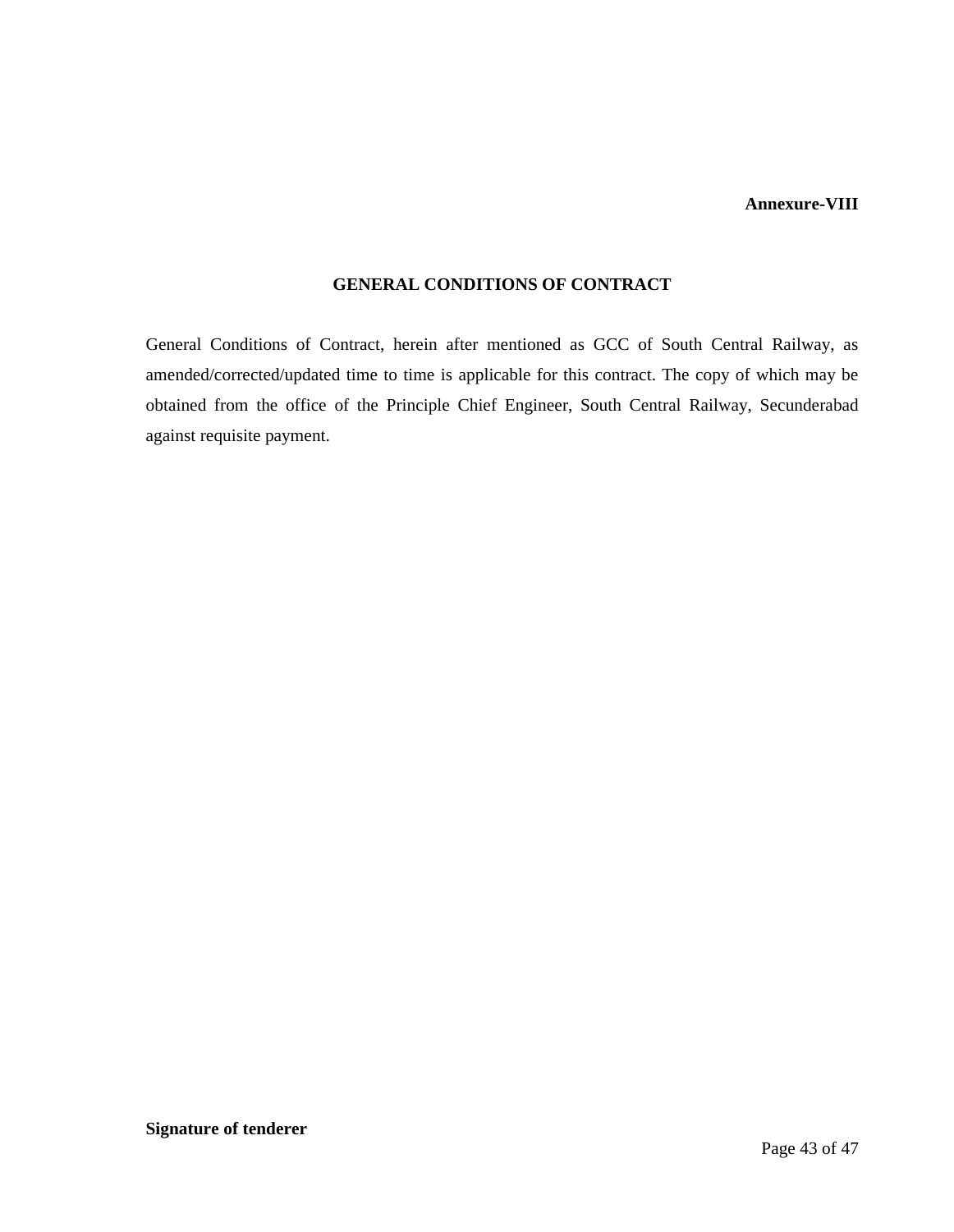**Annexure-VIII**

## GENERAL CONDITIONS OF CONTRACT

General Conditions of Contract, herein after mentioned as GCC of South Central Railway, as amended/corrected/updated time to time is applicable for this contract. The copy of which may be obtained from the office of the Principle Chief Engineer, South Central Railway, Secunderabad against requisite payment.

**Signature of tenderer**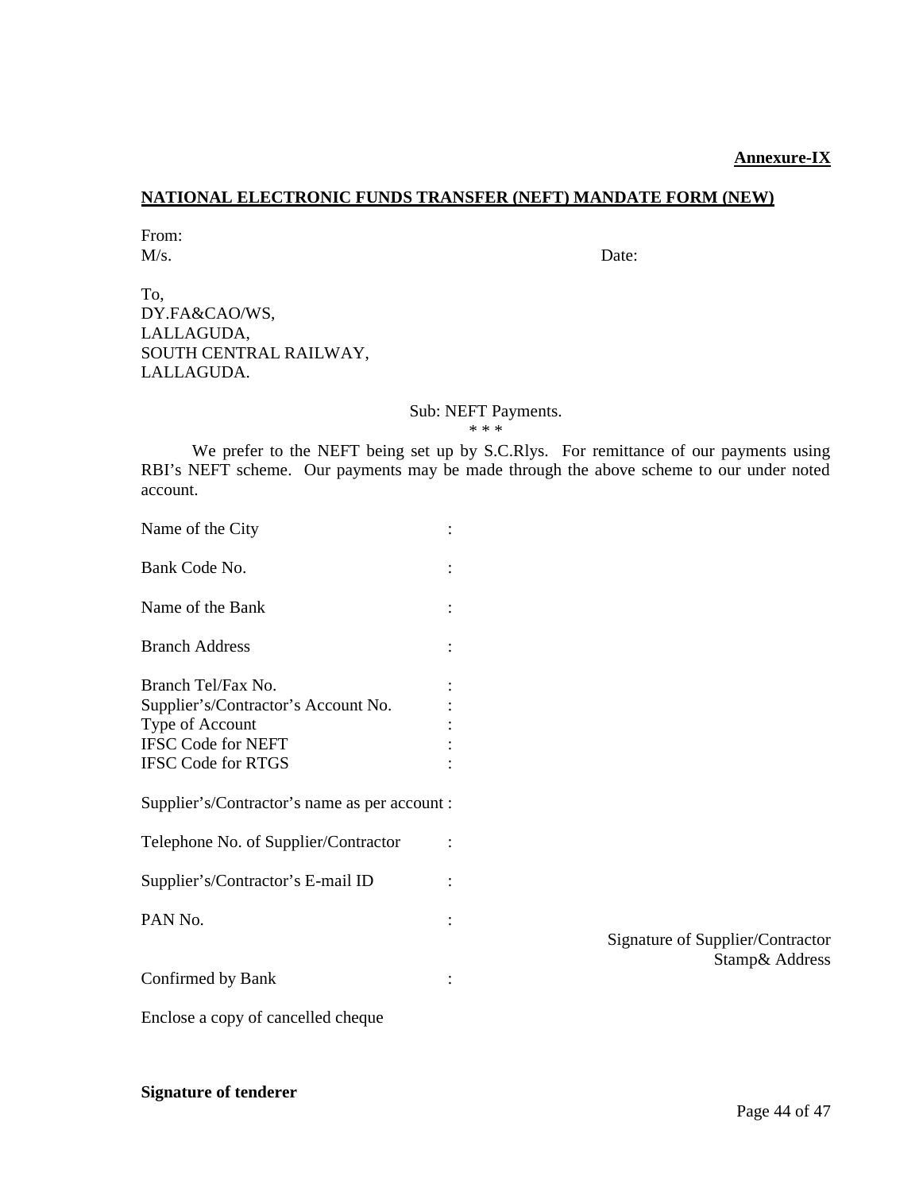**Annexure-IX**

## NATIONAL ELECTRONIC FUNDS TRANSFER (NEFT) MANDATE FORM (NEW)

From:
M/s. Date:

To,
DY.FA&CAO/WS,
LALLAGUDA,
SOUTH CENTRAL RAILWAY,
LALLAGUDA.

Sub: NEFT Payments.
* * *

We prefer to the NEFT being set up by S.C.Rlys. For remittance of our payments using RBI's NEFT scheme. Our payments may be made through the above scheme to our under noted account.

Name of the City :

Bank Code No. :

Name of the Bank :

Branch Address :

Branch Tel/Fax No. :
Supplier's/Contractor's Account No. :
Type of Account :
IFSC Code for NEFT :
IFSC Code for RTGS :

Supplier's/Contractor's name as per account :

Telephone No. of Supplier/Contractor :

Supplier's/Contractor's E-mail ID :

PAN No. :

Signature of Supplier/Contractor
Stamp& Address

Confirmed by Bank :

Enclose a copy of cancelled cheque

**Signature of tenderer**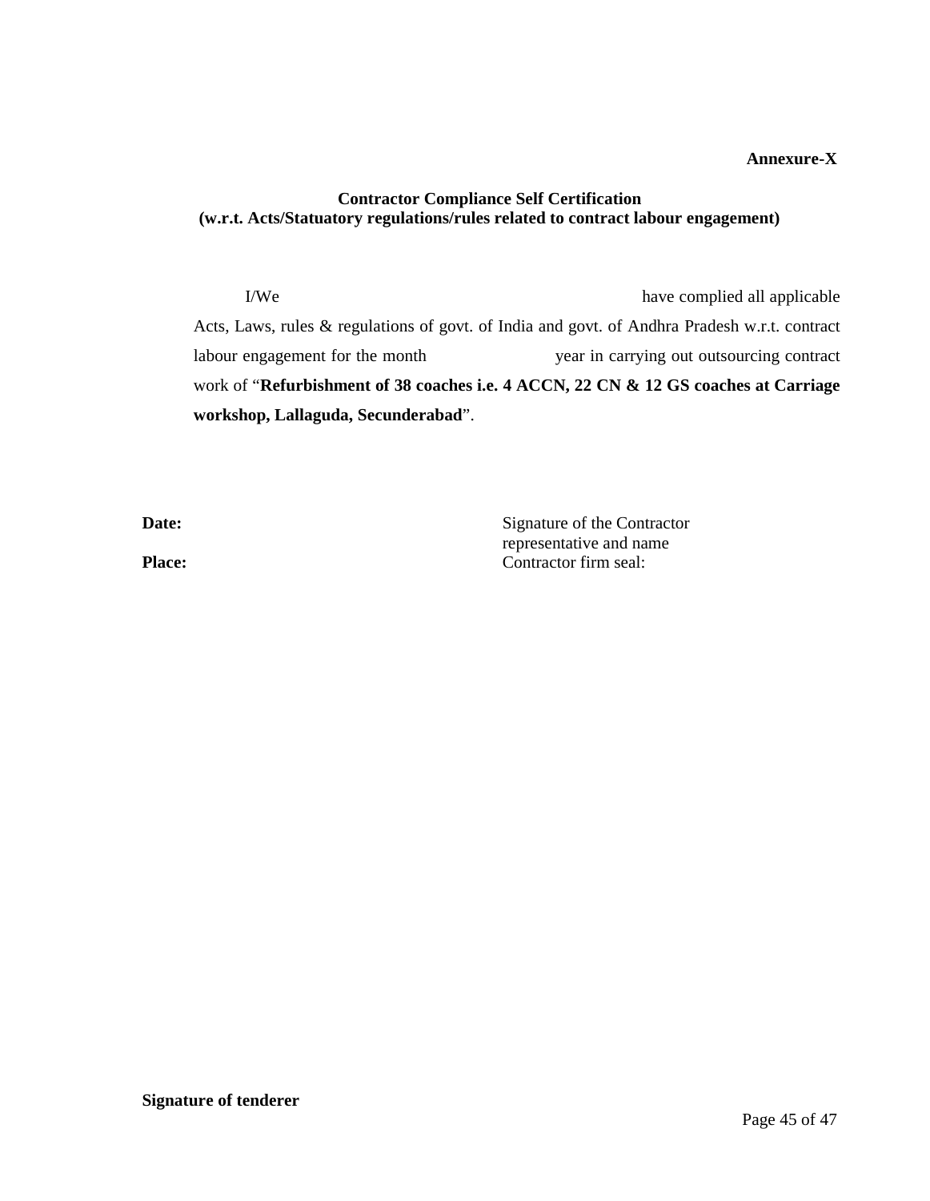**Annexure-X**

**Contractor Compliance Self Certification**
**(w.r.t. Acts/Statuatory regulations/rules related to contract labour engagement)**

I/We                                                            have complied all applicable Acts, Laws, rules & regulations of govt. of India and govt. of Andhra Pradesh w.r.t. contract labour engagement for the month                    year in carrying out outsourcing contract work of "**Refurbishment of 38 coaches i.e. 4 ACCN, 22 CN & 12 GS coaches at Carriage workshop, Lallaguda, Secunderabad**".

**Date:**                                                            Signature of the Contractor representative and name

**Place:**                                                            Contractor firm seal:

**Signature of tenderer**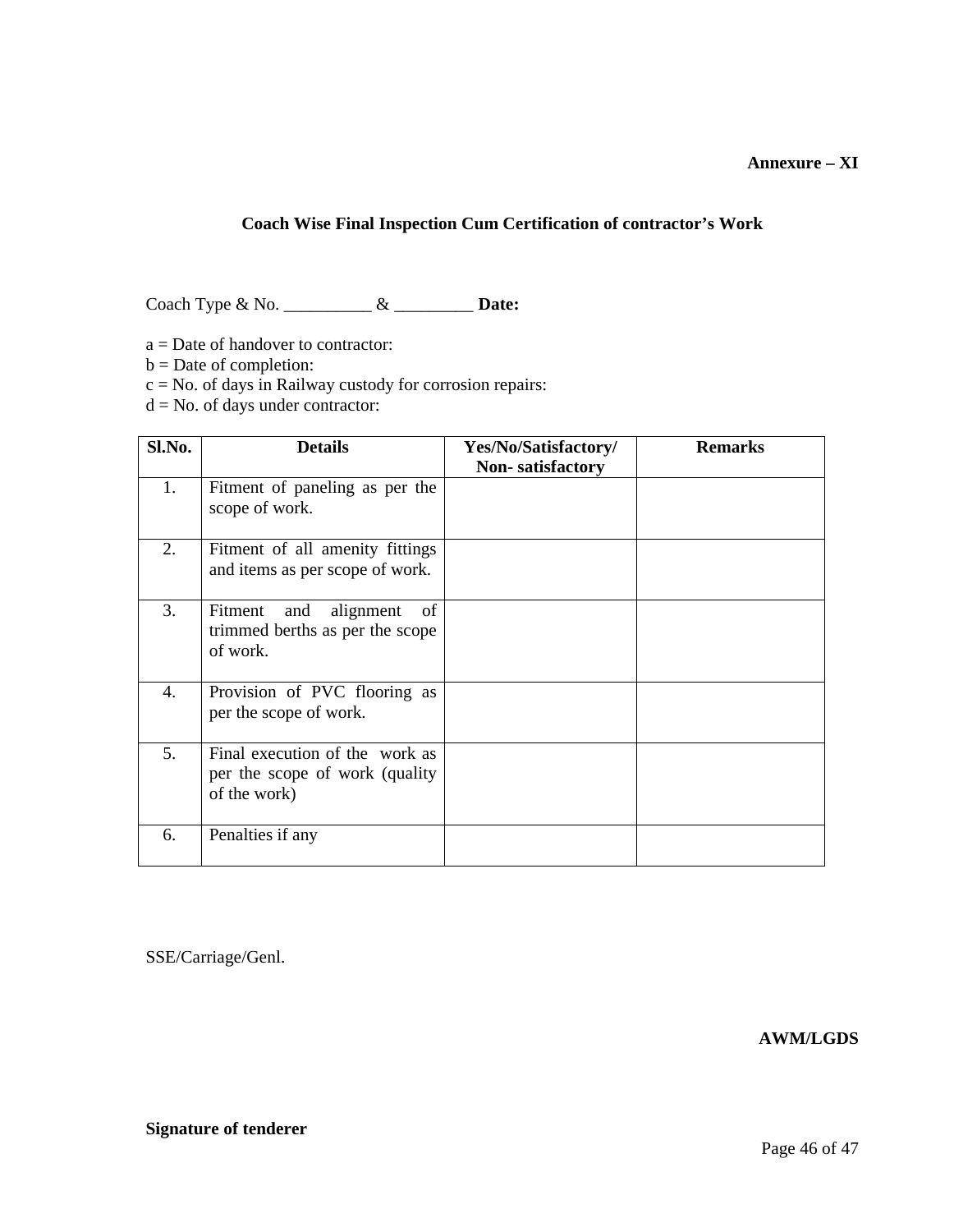**Annexure – XI**

## Coach Wise Final Inspection Cum Certification of contractor's Work

Coach Type & No. __________ & _________ **Date:**

a = Date of handover to contractor:
b = Date of completion:
c = No. of days in Railway custody for corrosion repairs:
d = No. of days under contractor:

| Sl.No. | Details | Yes/No/Satisfactory/ Non- satisfactory | Remarks |
|---|---|---|---|
| 1. | Fitment of paneling as per the scope of work. | | |
| 2. | Fitment of all amenity fittings and items as per scope of work. | | |
| 3. | Fitment and alignment of trimmed berths as per the scope of work. | | |
| 4. | Provision of PVC flooring as per the scope of work. | | |
| 5. | Final execution of the work as per the scope of work (quality of the work) | | |
| 6. | Penalties if any | | |

SSE/Carriage/Genl.

**AWM/LGDS**

**Signature of tenderer**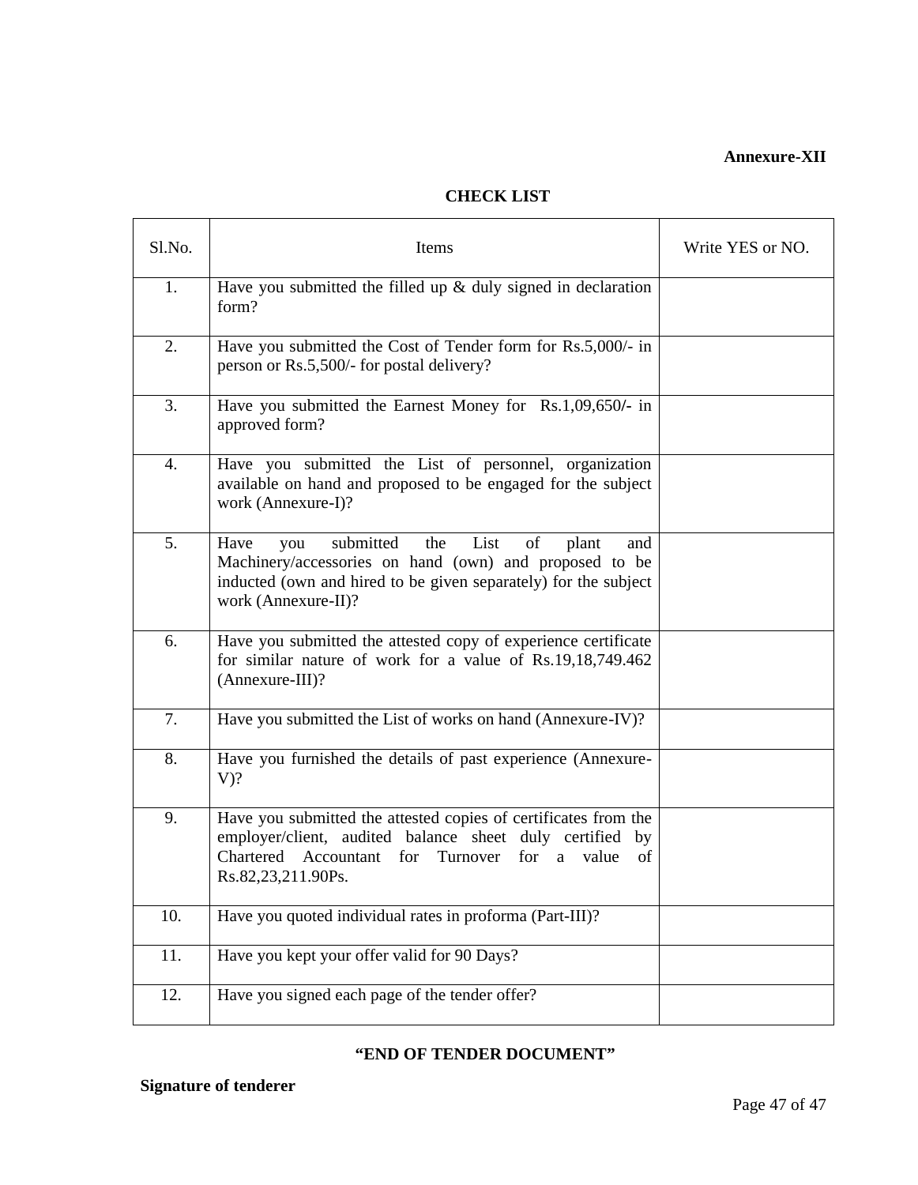**Annexure-XII**

## CHECK LIST

| Sl.No. | Items | Write YES or NO. |
| --- | --- | --- |
| 1. | Have you submitted the filled up & duly signed in declaration form? | |
| 2. | Have you submitted the Cost of Tender form for Rs.5,000/- in person or Rs.5,500/- for postal delivery? | |
| 3. | Have you submitted the Earnest Money for Rs.1,09,650/- in approved form? | |
| 4. | Have you submitted the List of personnel, organization available on hand and proposed to be engaged for the subject work (Annexure-I)? | |
| 5. | Have you submitted the List of plant and Machinery/accessories on hand (own) and proposed to be inducted (own and hired to be given separately) for the subject work (Annexure-II)? | |
| 6. | Have you submitted the attested copy of experience certificate for similar nature of work for a value of Rs.19,18,749.462 (Annexure-III)? | |
| 7. | Have you submitted the List of works on hand (Annexure-IV)? | |
| 8. | Have you furnished the details of past experience (Annexure-V)? | |
| 9. | Have you submitted the attested copies of certificates from the employer/client, audited balance sheet duly certified by Chartered Accountant for Turnover for a value of Rs.82,23,211.90Ps. | |
| 10. | Have you quoted individual rates in proforma (Part-III)? | |
| 11. | Have you kept your offer valid for 90 Days? | |
| 12. | Have you signed each page of the tender offer? | |

**"END OF TENDER DOCUMENT"**

**Signature of tenderer**